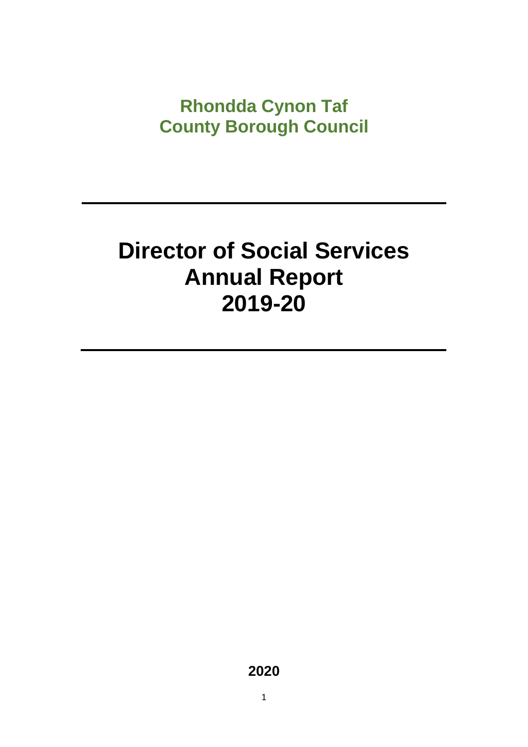**Rhondda Cynon Taf**
**County Borough Council**

---

# Director of Social Services Annual Report 2019-20

---

**2020**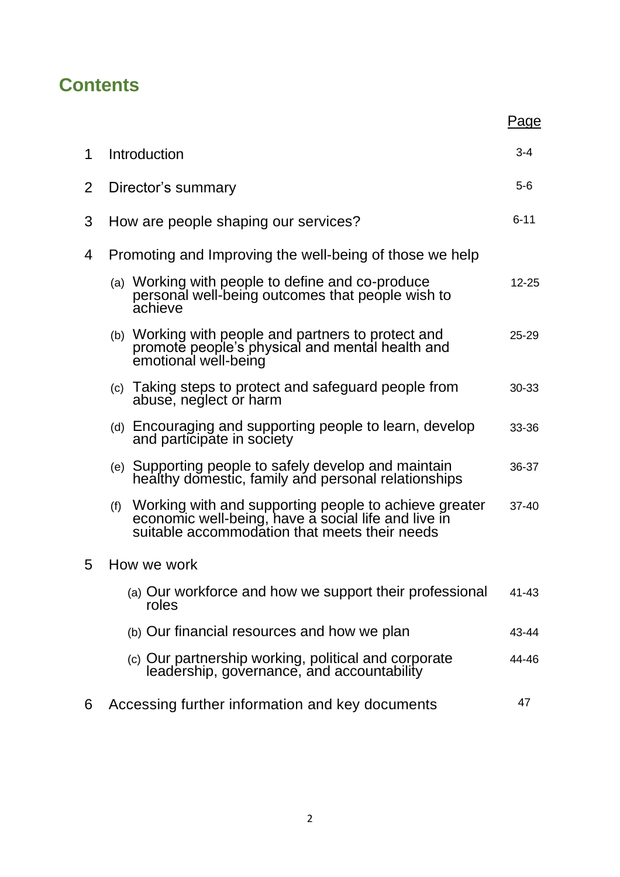## Contents

| | | Page |
|---|---|---|
| 1 | Introduction | 3-4 |
| 2 | Director's summary | 5-6 |
| 3 | How are people shaping our services? | 6-11 |
| 4 | Promoting and Improving the well-being of those we help | |
| | (a) Working with people to define and co-produce personal well-being outcomes that people wish to achieve | 12-25 |
| | (b) Working with people and partners to protect and promote people's physical and mental health and emotional well-being | 25-29 |
| | (c) Taking steps to protect and safeguard people from abuse, neglect or harm | 30-33 |
| | (d) Encouraging and supporting people to learn, develop and participate in society | 33-36 |
| | (e) Supporting people to safely develop and maintain healthy domestic, family and personal relationships | 36-37 |
| | (f) Working with and supporting people to achieve greater economic well-being, have a social life and live in suitable accommodation that meets their needs | 37-40 |
| 5 | How we work | |
| | (a) Our workforce and how we support their professional roles | 41-43 |
| | (b) Our financial resources and how we plan | 43-44 |
| | (c) Our partnership working, political and corporate leadership, governance, and accountability | 44-46 |
| 6 | Accessing further information and key documents | 47 |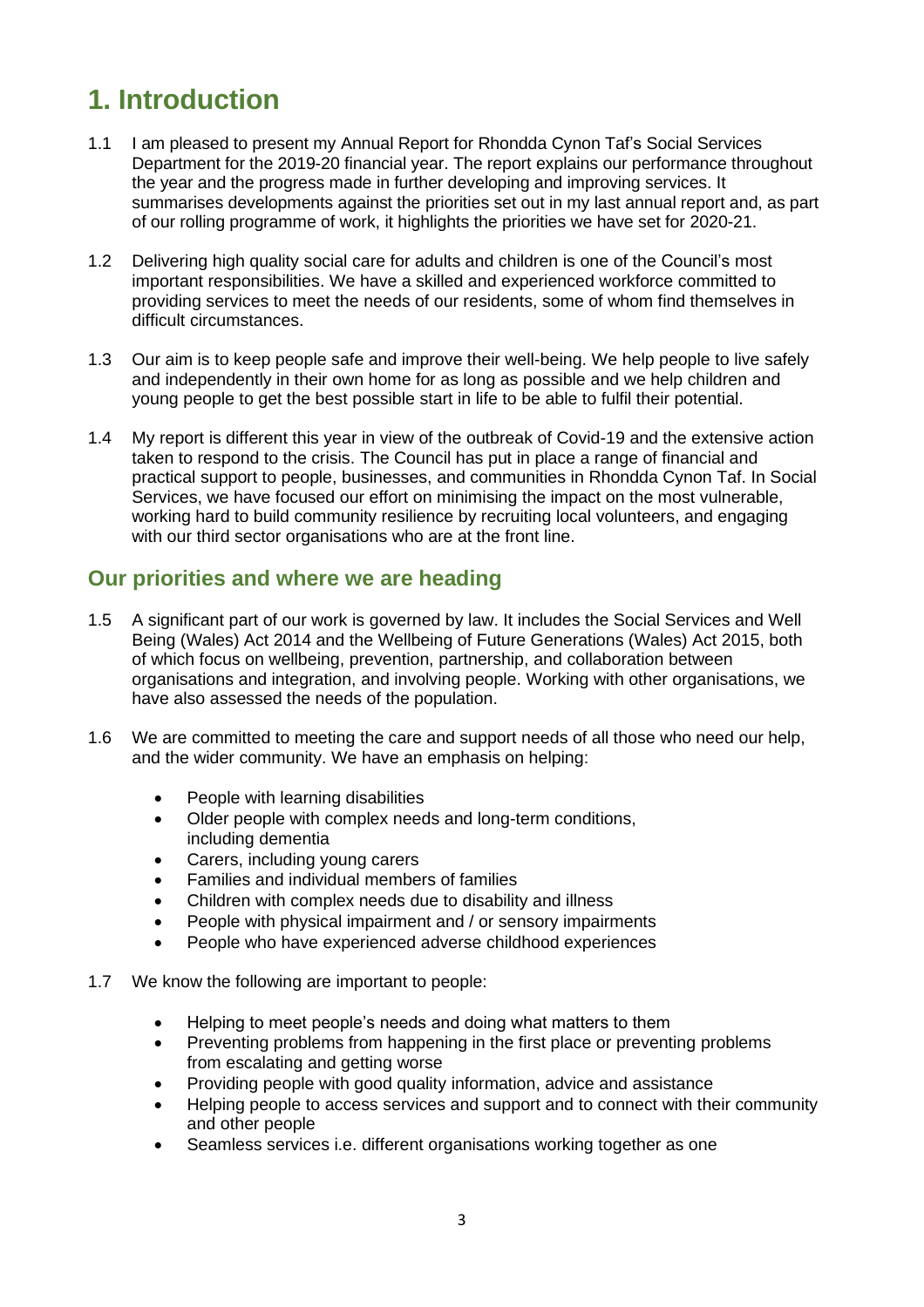# 1. Introduction

1.1 I am pleased to present my Annual Report for Rhondda Cynon Taf's Social Services Department for the 2019-20 financial year. The report explains our performance throughout the year and the progress made in further developing and improving services. It summarises developments against the priorities set out in my last annual report and, as part of our rolling programme of work, it highlights the priorities we have set for 2020-21.

1.2 Delivering high quality social care for adults and children is one of the Council's most important responsibilities. We have a skilled and experienced workforce committed to providing services to meet the needs of our residents, some of whom find themselves in difficult circumstances.

1.3 Our aim is to keep people safe and improve their well-being. We help people to live safely and independently in their own home for as long as possible and we help children and young people to get the best possible start in life to be able to fulfil their potential.

1.4 My report is different this year in view of the outbreak of Covid-19 and the extensive action taken to respond to the crisis. The Council has put in place a range of financial and practical support to people, businesses, and communities in Rhondda Cynon Taf. In Social Services, we have focused our effort on minimising the impact on the most vulnerable, working hard to build community resilience by recruiting local volunteers, and engaging with our third sector organisations who are at the front line.

## Our priorities and where we are heading

1.5 A significant part of our work is governed by law. It includes the Social Services and Well Being (Wales) Act 2014 and the Wellbeing of Future Generations (Wales) Act 2015, both of which focus on wellbeing, prevention, partnership, and collaboration between organisations and integration, and involving people. Working with other organisations, we have also assessed the needs of the population.

1.6 We are committed to meeting the care and support needs of all those who need our help, and the wider community. We have an emphasis on helping:

- People with learning disabilities
- Older people with complex needs and long-term conditions, including dementia
- Carers, including young carers
- Families and individual members of families
- Children with complex needs due to disability and illness
- People with physical impairment and / or sensory impairments
- People who have experienced adverse childhood experiences

1.7 We know the following are important to people:

- Helping to meet people's needs and doing what matters to them
- Preventing problems from happening in the first place or preventing problems from escalating and getting worse
- Providing people with good quality information, advice and assistance
- Helping people to access services and support and to connect with their community and other people
- Seamless services i.e. different organisations working together as one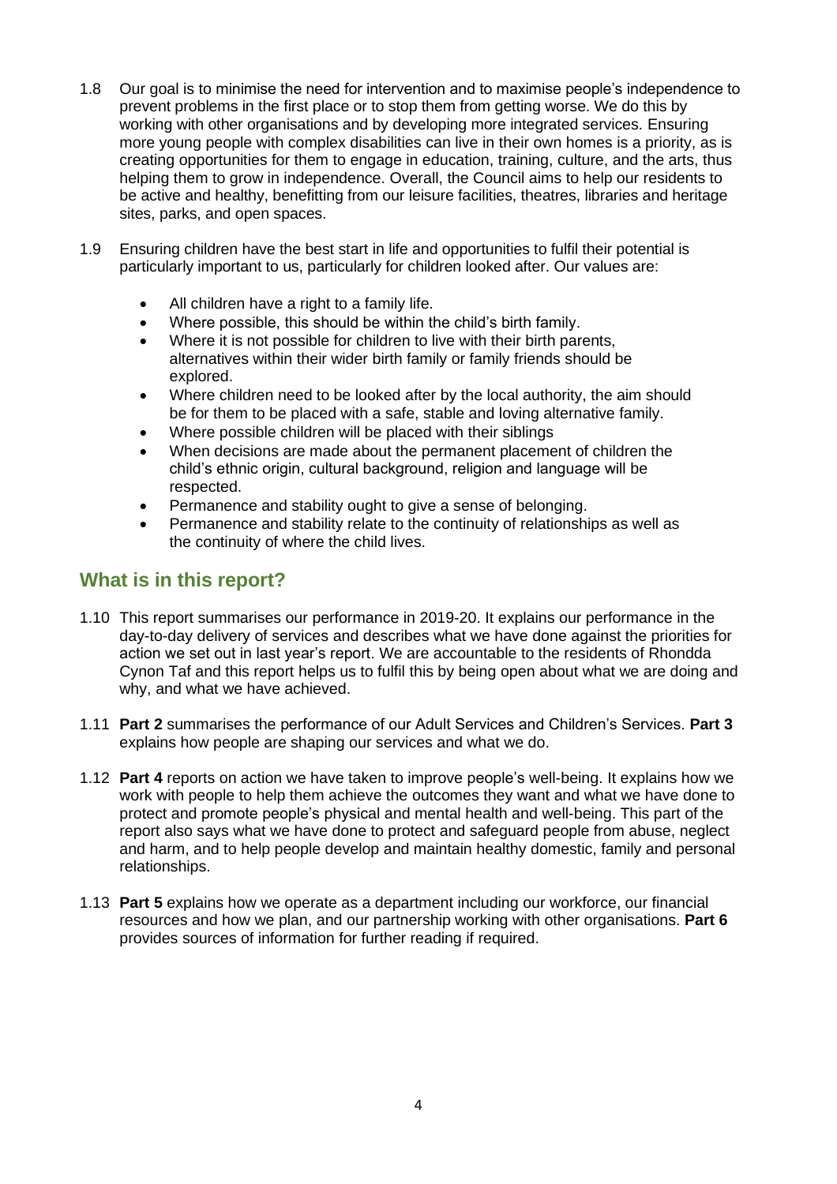1.8 Our goal is to minimise the need for intervention and to maximise people's independence to prevent problems in the first place or to stop them from getting worse. We do this by working with other organisations and by developing more integrated services. Ensuring more young people with complex disabilities can live in their own homes is a priority, as is creating opportunities for them to engage in education, training, culture, and the arts, thus helping them to grow in independence. Overall, the Council aims to help our residents to be active and healthy, benefitting from our leisure facilities, theatres, libraries and heritage sites, parks, and open spaces.

1.9 Ensuring children have the best start in life and opportunities to fulfil their potential is particularly important to us, particularly for children looked after. Our values are:

- All children have a right to a family life.
- Where possible, this should be within the child's birth family.
- Where it is not possible for children to live with their birth parents, alternatives within their wider birth family or family friends should be explored.
- Where children need to be looked after by the local authority, the aim should be for them to be placed with a safe, stable and loving alternative family.
- Where possible children will be placed with their siblings
- When decisions are made about the permanent placement of children the child's ethnic origin, cultural background, religion and language will be respected.
- Permanence and stability ought to give a sense of belonging.
- Permanence and stability relate to the continuity of relationships as well as the continuity of where the child lives.

## What is in this report?

1.10 This report summarises our performance in 2019-20. It explains our performance in the day-to-day delivery of services and describes what we have done against the priorities for action we set out in last year's report. We are accountable to the residents of Rhondda Cynon Taf and this report helps us to fulfil this by being open about what we are doing and why, and what we have achieved.

1.11 **Part 2** summarises the performance of our Adult Services and Children's Services. **Part 3** explains how people are shaping our services and what we do.

1.12 **Part 4** reports on action we have taken to improve people's well-being. It explains how we work with people to help them achieve the outcomes they want and what we have done to protect and promote people's physical and mental health and well-being. This part of the report also says what we have done to protect and safeguard people from abuse, neglect and harm, and to help people develop and maintain healthy domestic, family and personal relationships.

1.13 **Part 5** explains how we operate as a department including our workforce, our financial resources and how we plan, and our partnership working with other organisations. **Part 6** provides sources of information for further reading if required.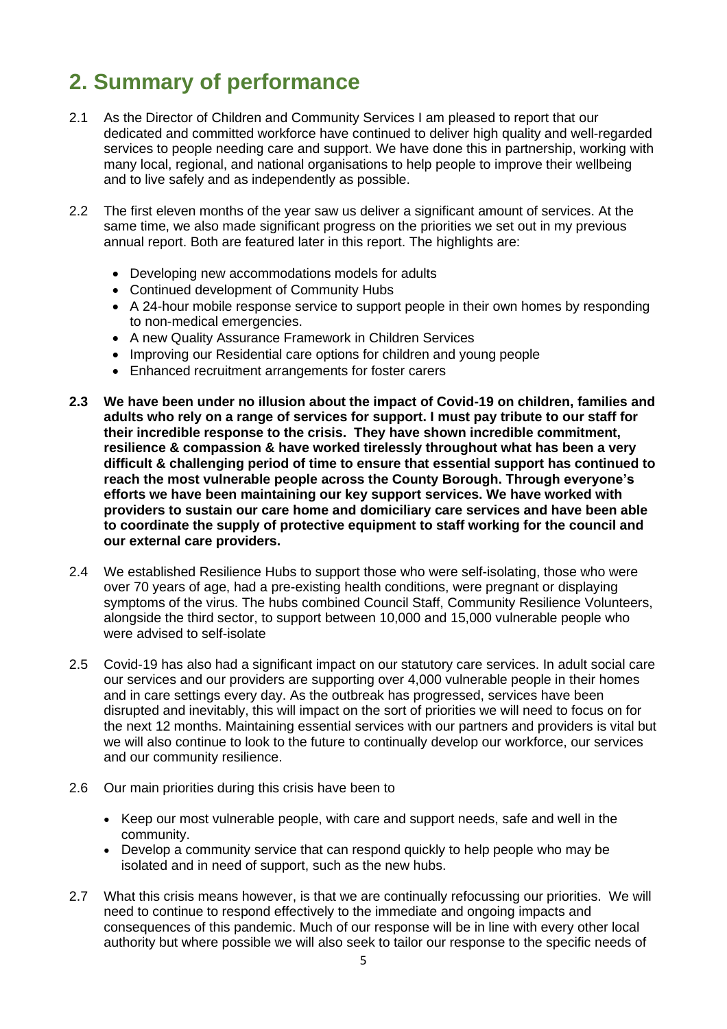## 2. Summary of performance

2.1 As the Director of Children and Community Services I am pleased to report that our dedicated and committed workforce have continued to deliver high quality and well-regarded services to people needing care and support. We have done this in partnership, working with many local, regional, and national organisations to help people to improve their wellbeing and to live safely and as independently as possible.

2.2 The first eleven months of the year saw us deliver a significant amount of services. At the same time, we also made significant progress on the priorities we set out in my previous annual report. Both are featured later in this report. The highlights are:

- Developing new accommodations models for adults
- Continued development of Community Hubs
- A 24-hour mobile response service to support people in their own homes by responding to non-medical emergencies.
- A new Quality Assurance Framework in Children Services
- Improving our Residential care options for children and young people
- Enhanced recruitment arrangements for foster carers

**2.3 We have been under no illusion about the impact of Covid-19 on children, families and adults who rely on a range of services for support. I must pay tribute to our staff for their incredible response to the crisis. They have shown incredible commitment, resilience & compassion & have worked tirelessly throughout what has been a very difficult & challenging period of time to ensure that essential support has continued to reach the most vulnerable people across the County Borough. Through everyone's efforts we have been maintaining our key support services. We have worked with providers to sustain our care home and domiciliary care services and have been able to coordinate the supply of protective equipment to staff working for the council and our external care providers.**

2.4 We established Resilience Hubs to support those who were self-isolating, those who were over 70 years of age, had a pre-existing health conditions, were pregnant or displaying symptoms of the virus. The hubs combined Council Staff, Community Resilience Volunteers, alongside the third sector, to support between 10,000 and 15,000 vulnerable people who were advised to self-isolate

2.5 Covid-19 has also had a significant impact on our statutory care services. In adult social care our services and our providers are supporting over 4,000 vulnerable people in their homes and in care settings every day. As the outbreak has progressed, services have been disrupted and inevitably, this will impact on the sort of priorities we will need to focus on for the next 12 months. Maintaining essential services with our partners and providers is vital but we will also continue to look to the future to continually develop our workforce, our services and our community resilience.

2.6 Our main priorities during this crisis have been to

- Keep our most vulnerable people, with care and support needs, safe and well in the community.
- Develop a community service that can respond quickly to help people who may be isolated and in need of support, such as the new hubs.

2.7 What this crisis means however, is that we are continually refocussing our priorities. We will need to continue to respond effectively to the immediate and ongoing impacts and consequences of this pandemic. Much of our response will be in line with every other local authority but where possible we will also seek to tailor our response to the specific needs of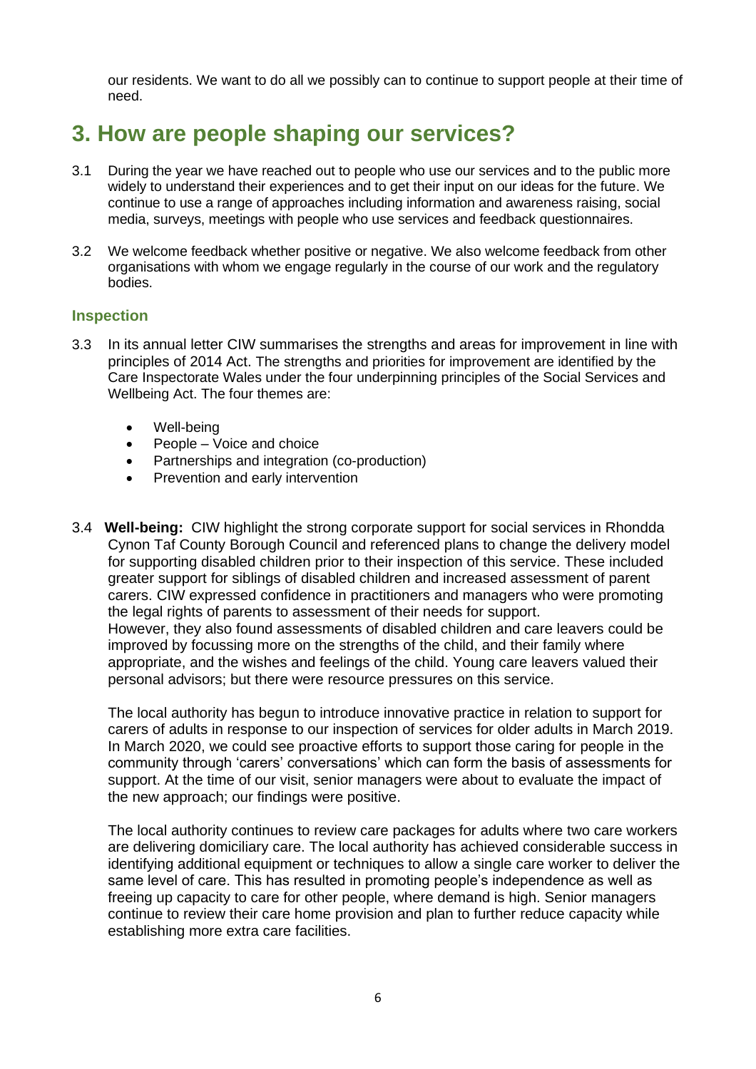our residents. We want to do all we possibly can to continue to support people at their time of need.

## 3. How are people shaping our services?

3.1 During the year we have reached out to people who use our services and to the public more widely to understand their experiences and to get their input on our ideas for the future. We continue to use a range of approaches including information and awareness raising, social media, surveys, meetings with people who use services and feedback questionnaires.

3.2 We welcome feedback whether positive or negative. We also welcome feedback from other organisations with whom we engage regularly in the course of our work and the regulatory bodies.

### Inspection

3.3 In its annual letter CIW summarises the strengths and areas for improvement in line with principles of 2014 Act. The strengths and priorities for improvement are identified by the Care Inspectorate Wales under the four underpinning principles of the Social Services and Wellbeing Act. The four themes are:

- Well-being
- People – Voice and choice
- Partnerships and integration (co-production)
- Prevention and early intervention

3.4 **Well-being:** CIW highlight the strong corporate support for social services in Rhondda Cynon Taf County Borough Council and referenced plans to change the delivery model for supporting disabled children prior to their inspection of this service. These included greater support for siblings of disabled children and increased assessment of parent carers. CIW expressed confidence in practitioners and managers who were promoting the legal rights of parents to assessment of their needs for support. However, they also found assessments of disabled children and care leavers could be improved by focussing more on the strengths of the child, and their family where appropriate, and the wishes and feelings of the child. Young care leavers valued their personal advisors; but there were resource pressures on this service.

The local authority has begun to introduce innovative practice in relation to support for carers of adults in response to our inspection of services for older adults in March 2019. In March 2020, we could see proactive efforts to support those caring for people in the community through 'carers' conversations' which can form the basis of assessments for support. At the time of our visit, senior managers were about to evaluate the impact of the new approach; our findings were positive.

The local authority continues to review care packages for adults where two care workers are delivering domiciliary care. The local authority has achieved considerable success in identifying additional equipment or techniques to allow a single care worker to deliver the same level of care. This has resulted in promoting people's independence as well as freeing up capacity to care for other people, where demand is high. Senior managers continue to review their care home provision and plan to further reduce capacity while establishing more extra care facilities.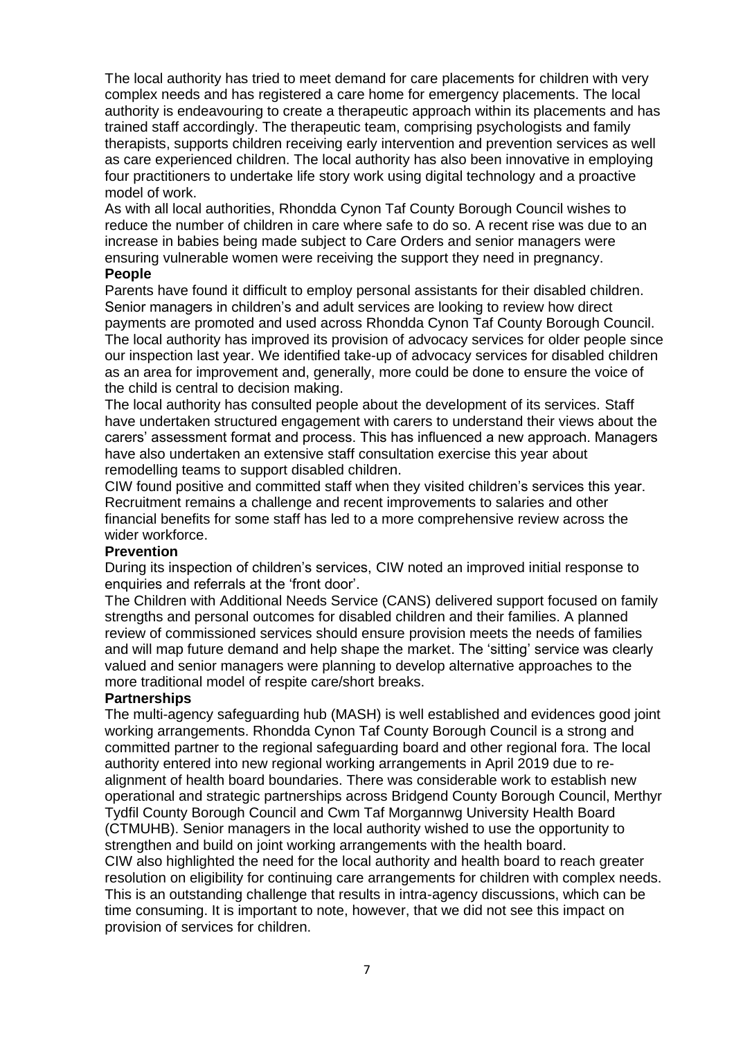The local authority has tried to meet demand for care placements for children with very complex needs and has registered a care home for emergency placements. The local authority is endeavouring to create a therapeutic approach within its placements and has trained staff accordingly. The therapeutic team, comprising psychologists and family therapists, supports children receiving early intervention and prevention services as well as care experienced children. The local authority has also been innovative in employing four practitioners to undertake life story work using digital technology and a proactive model of work.

As with all local authorities, Rhondda Cynon Taf County Borough Council wishes to reduce the number of children in care where safe to do so. A recent rise was due to an increase in babies being made subject to Care Orders and senior managers were ensuring vulnerable women were receiving the support they need in pregnancy.

**People**

Parents have found it difficult to employ personal assistants for their disabled children. Senior managers in children's and adult services are looking to review how direct payments are promoted and used across Rhondda Cynon Taf County Borough Council.

The local authority has improved its provision of advocacy services for older people since our inspection last year. We identified take-up of advocacy services for disabled children as an area for improvement and, generally, more could be done to ensure the voice of the child is central to decision making.

The local authority has consulted people about the development of its services. Staff have undertaken structured engagement with carers to understand their views about the carers' assessment format and process. This has influenced a new approach. Managers have also undertaken an extensive staff consultation exercise this year about remodelling teams to support disabled children.

CIW found positive and committed staff when they visited children's services this year. Recruitment remains a challenge and recent improvements to salaries and other financial benefits for some staff has led to a more comprehensive review across the wider workforce.

**Prevention**

During its inspection of children's services, CIW noted an improved initial response to enquiries and referrals at the 'front door'.

The Children with Additional Needs Service (CANS) delivered support focused on family strengths and personal outcomes for disabled children and their families. A planned review of commissioned services should ensure provision meets the needs of families and will map future demand and help shape the market. The 'sitting' service was clearly valued and senior managers were planning to develop alternative approaches to the more traditional model of respite care/short breaks.

**Partnerships**

The multi-agency safeguarding hub (MASH) is well established and evidences good joint working arrangements. Rhondda Cynon Taf County Borough Council is a strong and committed partner to the regional safeguarding board and other regional fora. The local authority entered into new regional working arrangements in April 2019 due to re-alignment of health board boundaries. There was considerable work to establish new operational and strategic partnerships across Bridgend County Borough Council, Merthyr Tydfil County Borough Council and Cwm Taf Morgannwg University Health Board (CTMUHB). Senior managers in the local authority wished to use the opportunity to strengthen and build on joint working arrangements with the health board.

CIW also highlighted the need for the local authority and health board to reach greater resolution on eligibility for continuing care arrangements for children with complex needs. This is an outstanding challenge that results in intra-agency discussions, which can be time consuming. It is important to note, however, that we did not see this impact on provision of services for children.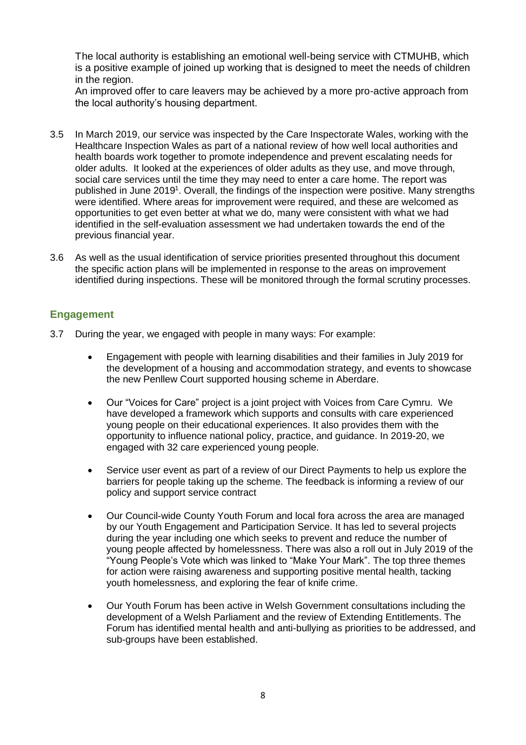The local authority is establishing an emotional well-being service with CTMUHB, which is a positive example of joined up working that is designed to meet the needs of children in the region.
An improved offer to care leavers may be achieved by a more pro-active approach from the local authority's housing department.

3.5 In March 2019, our service was inspected by the Care Inspectorate Wales, working with the Healthcare Inspection Wales as part of a national review of how well local authorities and health boards work together to promote independence and prevent escalating needs for older adults. It looked at the experiences of older adults as they use, and move through, social care services until the time they may need to enter a care home. The report was published in June 2019[1]. Overall, the findings of the inspection were positive. Many strengths were identified. Where areas for improvement were required, and these are welcomed as opportunities to get even better at what we do, many were consistent with what we had identified in the self-evaluation assessment we had undertaken towards the end of the previous financial year.

3.6 As well as the usual identification of service priorities presented throughout this document the specific action plans will be implemented in response to the areas on improvement identified during inspections. These will be monitored through the formal scrutiny processes.

## Engagement

3.7 During the year, we engaged with people in many ways: For example:

- Engagement with people with learning disabilities and their families in July 2019 for the development of a housing and accommodation strategy, and events to showcase the new Penllew Court supported housing scheme in Aberdare.

- Our "Voices for Care" project is a joint project with Voices from Care Cymru. We have developed a framework which supports and consults with care experienced young people on their educational experiences. It also provides them with the opportunity to influence national policy, practice, and guidance. In 2019-20, we engaged with 32 care experienced young people.

- Service user event as part of a review of our Direct Payments to help us explore the barriers for people taking up the scheme. The feedback is informing a review of our policy and support service contract

- Our Council-wide County Youth Forum and local fora across the area are managed by our Youth Engagement and Participation Service. It has led to several projects during the year including one which seeks to prevent and reduce the number of young people affected by homelessness. There was also a roll out in July 2019 of the "Young People's Vote which was linked to "Make Your Mark". The top three themes for action were raising awareness and supporting positive mental health, tacking youth homelessness, and exploring the fear of knife crime.

- Our Youth Forum has been active in Welsh Government consultations including the development of a Welsh Parliament and the review of Extending Entitlements. The Forum has identified mental health and anti-bullying as priorities to be addressed, and sub-groups have been established.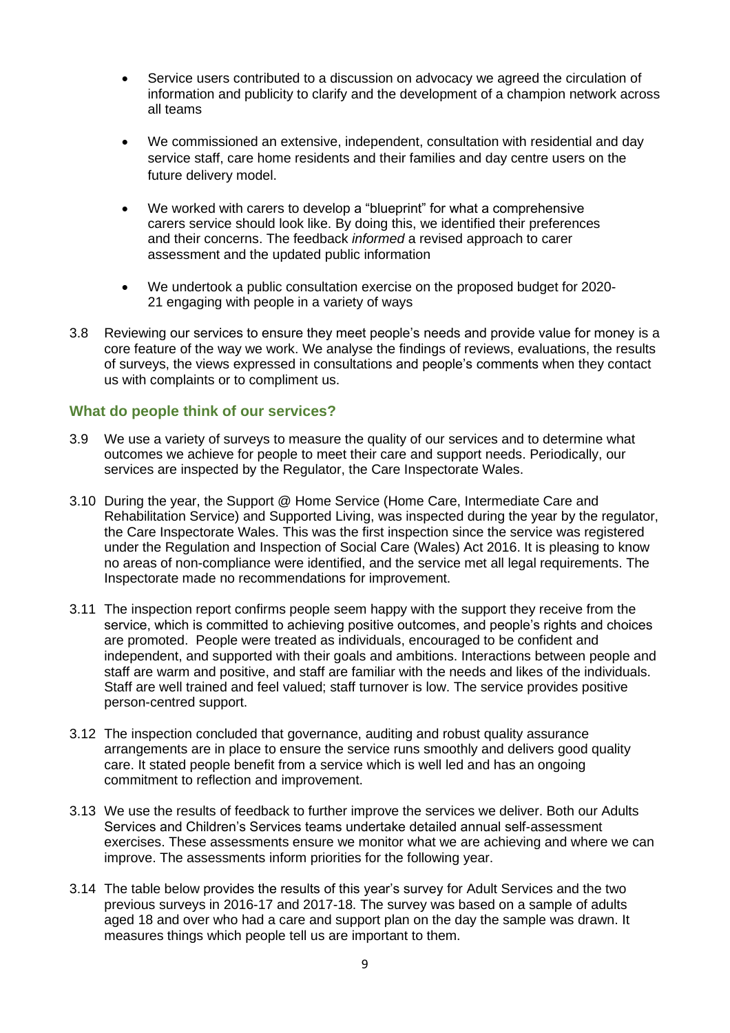- Service users contributed to a discussion on advocacy we agreed the circulation of information and publicity to clarify and the development of a champion network across all teams

- We commissioned an extensive, independent, consultation with residential and day service staff, care home residents and their families and day centre users on the future delivery model.

- We worked with carers to develop a "blueprint" for what a comprehensive carers service should look like. By doing this, we identified their preferences and their concerns. The feedback *informed* a revised approach to carer assessment and the updated public information

- We undertook a public consultation exercise on the proposed budget for 2020-21 engaging with people in a variety of ways

3.8 Reviewing our services to ensure they meet people's needs and provide value for money is a core feature of the way we work. We analyse the findings of reviews, evaluations, the results of surveys, the views expressed in consultations and people's comments when they contact us with complaints or to compliment us.

## What do people think of our services?

3.9 We use a variety of surveys to measure the quality of our services and to determine what outcomes we achieve for people to meet their care and support needs. Periodically, our services are inspected by the Regulator, the Care Inspectorate Wales.

3.10 During the year, the Support @ Home Service (Home Care, Intermediate Care and Rehabilitation Service) and Supported Living, was inspected during the year by the regulator, the Care Inspectorate Wales. This was the first inspection since the service was registered under the Regulation and Inspection of Social Care (Wales) Act 2016. It is pleasing to know no areas of non-compliance were identified, and the service met all legal requirements. The Inspectorate made no recommendations for improvement.

3.11 The inspection report confirms people seem happy with the support they receive from the service, which is committed to achieving positive outcomes, and people's rights and choices are promoted. People were treated as individuals, encouraged to be confident and independent, and supported with their goals and ambitions. Interactions between people and staff are warm and positive, and staff are familiar with the needs and likes of the individuals. Staff are well trained and feel valued; staff turnover is low. The service provides positive person-centred support.

3.12 The inspection concluded that governance, auditing and robust quality assurance arrangements are in place to ensure the service runs smoothly and delivers good quality care. It stated people benefit from a service which is well led and has an ongoing commitment to reflection and improvement.

3.13 We use the results of feedback to further improve the services we deliver. Both our Adults Services and Children's Services teams undertake detailed annual self-assessment exercises. These assessments ensure we monitor what we are achieving and where we can improve. The assessments inform priorities for the following year.

3.14 The table below provides the results of this year's survey for Adult Services and the two previous surveys in 2016-17 and 2017-18. The survey was based on a sample of adults aged 18 and over who had a care and support plan on the day the sample was drawn. It measures things which people tell us are important to them.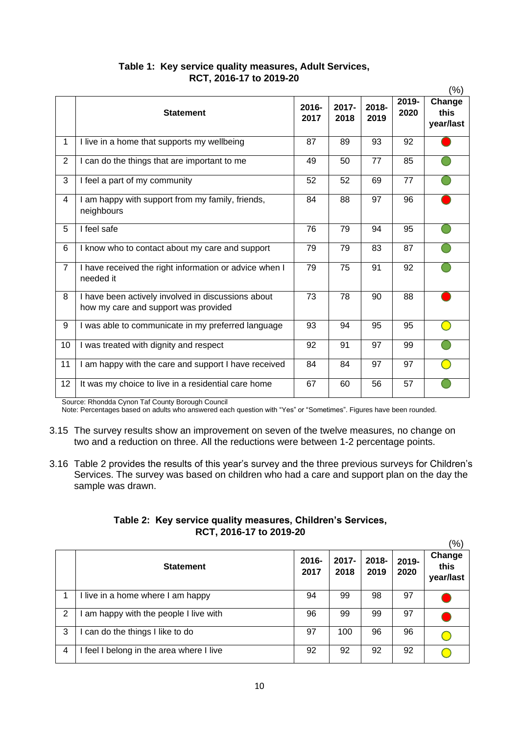**Table 1: Key service quality measures, Adult Services, RCT, 2016-17 to 2019-20**

(%)

| | Statement | 2016-2017 | 2017-2018 | 2018-2019 | 2019-2020 | Change this year/last |
|---|---|---|---|---|---|---|
| 1 | I live in a home that supports my wellbeing | 87 | 89 | 93 | 92 | Red |
| 2 | I can do the things that are important to me | 49 | 50 | 77 | 85 | Green |
| 3 | I feel a part of my community | 52 | 52 | 69 | 77 | Green |
| 4 | I am happy with support from my family, friends, neighbours | 84 | 88 | 97 | 96 | Red |
| 5 | I feel safe | 76 | 79 | 94 | 95 | Green |
| 6 | I know who to contact about my care and support | 79 | 79 | 83 | 87 | Green |
| 7 | I have received the right information or advice when I needed it | 79 | 75 | 91 | 92 | Green |
| 8 | I have been actively involved in discussions about how my care and support was provided | 73 | 78 | 90 | 88 | Red |
| 9 | I was able to communicate in my preferred language | 93 | 94 | 95 | 95 | Yellow |
| 10 | I was treated with dignity and respect | 92 | 91 | 97 | 99 | Green |
| 11 | I am happy with the care and support I have received | 84 | 84 | 97 | 97 | Yellow |
| 12 | It was my choice to live in a residential care home | 67 | 60 | 56 | 57 | Green |

Source: Rhondda Cynon Taf County Borough Council
Note: Percentages based on adults who answered each question with "Yes" or "Sometimes". Figures have been rounded.

3.15 The survey results show an improvement on seven of the twelve measures, no change on two and a reduction on three. All the reductions were between 1-2 percentage points.

3.16 Table 2 provides the results of this year's survey and the three previous surveys for Children's Services. The survey was based on children who had a care and support plan on the day the sample was drawn.

**Table 2: Key service quality measures, Children's Services, RCT, 2016-17 to 2019-20**

(%)

| | Statement | 2016-2017 | 2017-2018 | 2018-2019 | 2019-2020 | Change this year/last |
|---|---|---|---|---|---|---|
| 1 | I live in a home where I am happy | 94 | 99 | 98 | 97 | Red |
| 2 | I am happy with the people I live with | 96 | 99 | 99 | 97 | Red |
| 3 | I can do the things I like to do | 97 | 100 | 96 | 96 | Yellow |
| 4 | I feel I belong in the area where I live | 92 | 92 | 92 | 92 | Yellow |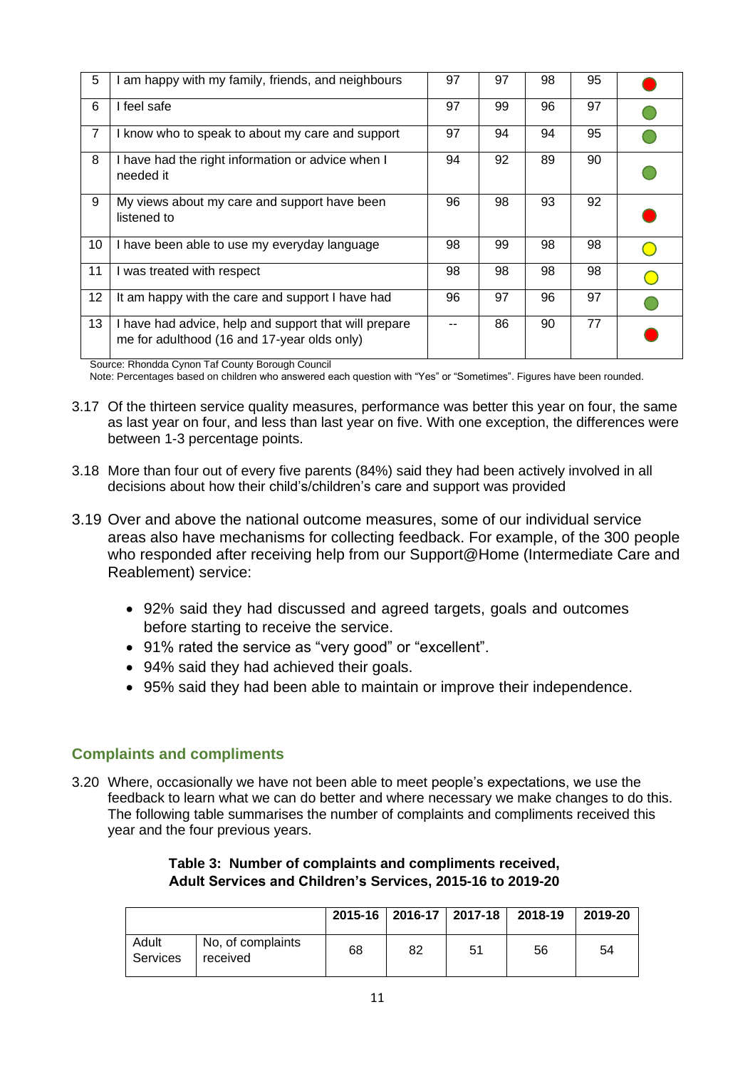| | | | | | | |
|---|---|---|---|---|---|---|
| 5 | I am happy with my family, friends, and neighbours | 97 | 97 | 98 | 95 | 🔴 |
| 6 | I feel safe | 97 | 99 | 96 | 97 | 🟢 |
| 7 | I know who to speak to about my care and support | 97 | 94 | 94 | 95 | 🟢 |
| 8 | I have had the right information or advice when I needed it | 94 | 92 | 89 | 90 | 🟢 |
| 9 | My views about my care and support have been listened to | 96 | 98 | 93 | 92 | 🔴 |
| 10 | I have been able to use my everyday language | 98 | 99 | 98 | 98 | 🟡 |
| 11 | I was treated with respect | 98 | 98 | 98 | 98 | 🟡 |
| 12 | It am happy with the care and support I have had | 96 | 97 | 96 | 97 | 🟢 |
| 13 | I have had advice, help and support that will prepare me for adulthood (16 and 17-year olds only) | -- | 86 | 90 | 77 | 🔴 |

Source: Rhondda Cynon Taf County Borough Council

Note: Percentages based on children who answered each question with "Yes" or "Sometimes". Figures have been rounded.

3.17 Of the thirteen service quality measures, performance was better this year on four, the same as last year on four, and less than last year on five. With one exception, the differences were between 1-3 percentage points.

3.18 More than four out of every five parents (84%) said they had been actively involved in all decisions about how their child's/children's care and support was provided

3.19 Over and above the national outcome measures, some of our individual service areas also have mechanisms for collecting feedback. For example, of the 300 people who responded after receiving help from our Support@Home (Intermediate Care and Reablement) service:

- 92% said they had discussed and agreed targets, goals and outcomes before starting to receive the service.
- 91% rated the service as "very good" or "excellent".
- 94% said they had achieved their goals.
- 95% said they had been able to maintain or improve their independence.

## Complaints and compliments

3.20 Where, occasionally we have not been able to meet people's expectations, we use the feedback to learn what we can do better and where necessary we make changes to do this. The following table summarises the number of complaints and compliments received this year and the four previous years.

**Table 3: Number of complaints and compliments received, Adult Services and Children's Services, 2015-16 to 2019-20**

| | | 2015-16 | 2016-17 | 2017-18 | 2018-19 | 2019-20 |
|---|---|---|---|---|---|---|
| Adult Services | No, of complaints received | 68 | 82 | 51 | 56 | 54 |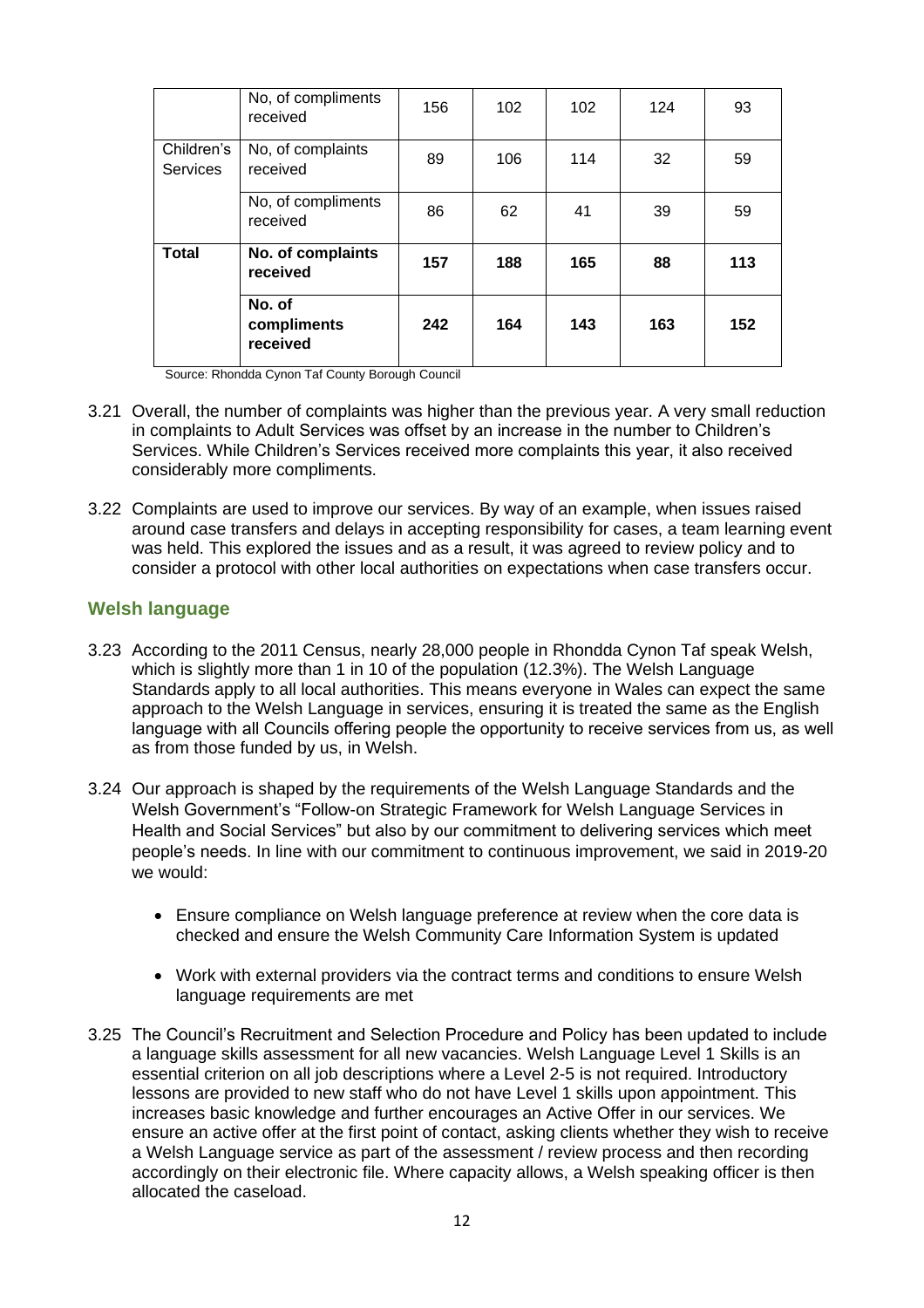| | | | | | | |
|---|---|---|---|---|---|---|
| | No, of compliments received | 156 | 102 | 102 | 124 | 93 |
| Children's Services | No, of complaints received | 89 | 106 | 114 | 32 | 59 |
| | No, of compliments received | 86 | 62 | 41 | 39 | 59 |
| **Total** | **No. of complaints received** | **157** | **188** | **165** | **88** | **113** |
| | **No. of compliments received** | **242** | **164** | **143** | **163** | **152** |

Source: Rhondda Cynon Taf County Borough Council

3.21 Overall, the number of complaints was higher than the previous year. A very small reduction in complaints to Adult Services was offset by an increase in the number to Children's Services. While Children's Services received more complaints this year, it also received considerably more compliments.

3.22 Complaints are used to improve our services. By way of an example, when issues raised around case transfers and delays in accepting responsibility for cases, a team learning event was held. This explored the issues and as a result, it was agreed to review policy and to consider a protocol with other local authorities on expectations when case transfers occur.

## Welsh language

3.23 According to the 2011 Census, nearly 28,000 people in Rhondda Cynon Taf speak Welsh, which is slightly more than 1 in 10 of the population (12.3%). The Welsh Language Standards apply to all local authorities. This means everyone in Wales can expect the same approach to the Welsh Language in services, ensuring it is treated the same as the English language with all Councils offering people the opportunity to receive services from us, as well as from those funded by us, in Welsh.

3.24 Our approach is shaped by the requirements of the Welsh Language Standards and the Welsh Government's "Follow-on Strategic Framework for Welsh Language Services in Health and Social Services" but also by our commitment to delivering services which meet people's needs. In line with our commitment to continuous improvement, we said in 2019-20 we would:

- Ensure compliance on Welsh language preference at review when the core data is checked and ensure the Welsh Community Care Information System is updated
- Work with external providers via the contract terms and conditions to ensure Welsh language requirements are met

3.25 The Council's Recruitment and Selection Procedure and Policy has been updated to include a language skills assessment for all new vacancies. Welsh Language Level 1 Skills is an essential criterion on all job descriptions where a Level 2-5 is not required. Introductory lessons are provided to new staff who do not have Level 1 skills upon appointment. This increases basic knowledge and further encourages an Active Offer in our services. We ensure an active offer at the first point of contact, asking clients whether they wish to receive a Welsh Language service as part of the assessment / review process and then recording accordingly on their electronic file. Where capacity allows, a Welsh speaking officer is then allocated the caseload.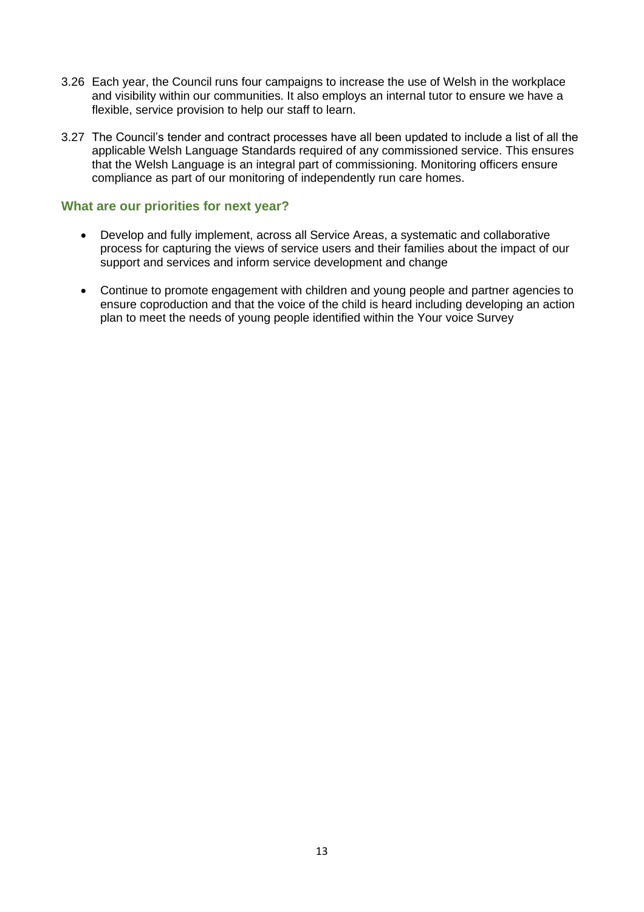3.26 Each year, the Council runs four campaigns to increase the use of Welsh in the workplace and visibility within our communities. It also employs an internal tutor to ensure we have a flexible, service provision to help our staff to learn.

3.27 The Council's tender and contract processes have all been updated to include a list of all the applicable Welsh Language Standards required of any commissioned service. This ensures that the Welsh Language is an integral part of commissioning. Monitoring officers ensure compliance as part of our monitoring of independently run care homes.

### What are our priorities for next year?

- Develop and fully implement, across all Service Areas, a systematic and collaborative process for capturing the views of service users and their families about the impact of our support and services and inform service development and change
- Continue to promote engagement with children and young people and partner agencies to ensure coproduction and that the voice of the child is heard including developing an action plan to meet the needs of young people identified within the Your voice Survey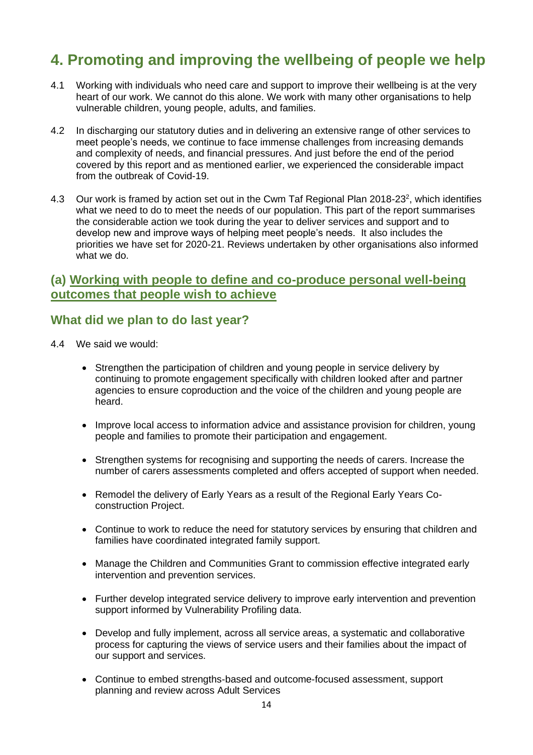# 4. Promoting and improving the wellbeing of people we help

4.1 Working with individuals who need care and support to improve their wellbeing is at the very heart of our work. We cannot do this alone. We work with many other organisations to help vulnerable children, young people, adults, and families.

4.2 In discharging our statutory duties and in delivering an extensive range of other services to meet people's needs, we continue to face immense challenges from increasing demands and complexity of needs, and financial pressures. And just before the end of the period covered by this report and as mentioned earlier, we experienced the considerable impact from the outbreak of Covid-19.

4.3 Our work is framed by action set out in the Cwm Taf Regional Plan 2018-23[2], which identifies what we need to do to meet the needs of our population. This part of the report summarises the considerable action we took during the year to deliver services and support and to develop new and improve ways of helping meet people's needs. It also includes the priorities we have set for 2020-21. Reviews undertaken by other organisations also informed what we do.

## (a) Working with people to define and co-produce personal well-being outcomes that people wish to achieve

## What did we plan to do last year?

4.4 We said we would:

- Strengthen the participation of children and young people in service delivery by continuing to promote engagement specifically with children looked after and partner agencies to ensure coproduction and the voice of the children and young people are heard.
- Improve local access to information advice and assistance provision for children, young people and families to promote their participation and engagement.
- Strengthen systems for recognising and supporting the needs of carers. Increase the number of carers assessments completed and offers accepted of support when needed.
- Remodel the delivery of Early Years as a result of the Regional Early Years Co-construction Project.
- Continue to work to reduce the need for statutory services by ensuring that children and families have coordinated integrated family support.
- Manage the Children and Communities Grant to commission effective integrated early intervention and prevention services.
- Further develop integrated service delivery to improve early intervention and prevention support informed by Vulnerability Profiling data.
- Develop and fully implement, across all service areas, a systematic and collaborative process for capturing the views of service users and their families about the impact of our support and services.
- Continue to embed strengths-based and outcome-focused assessment, support planning and review across Adult Services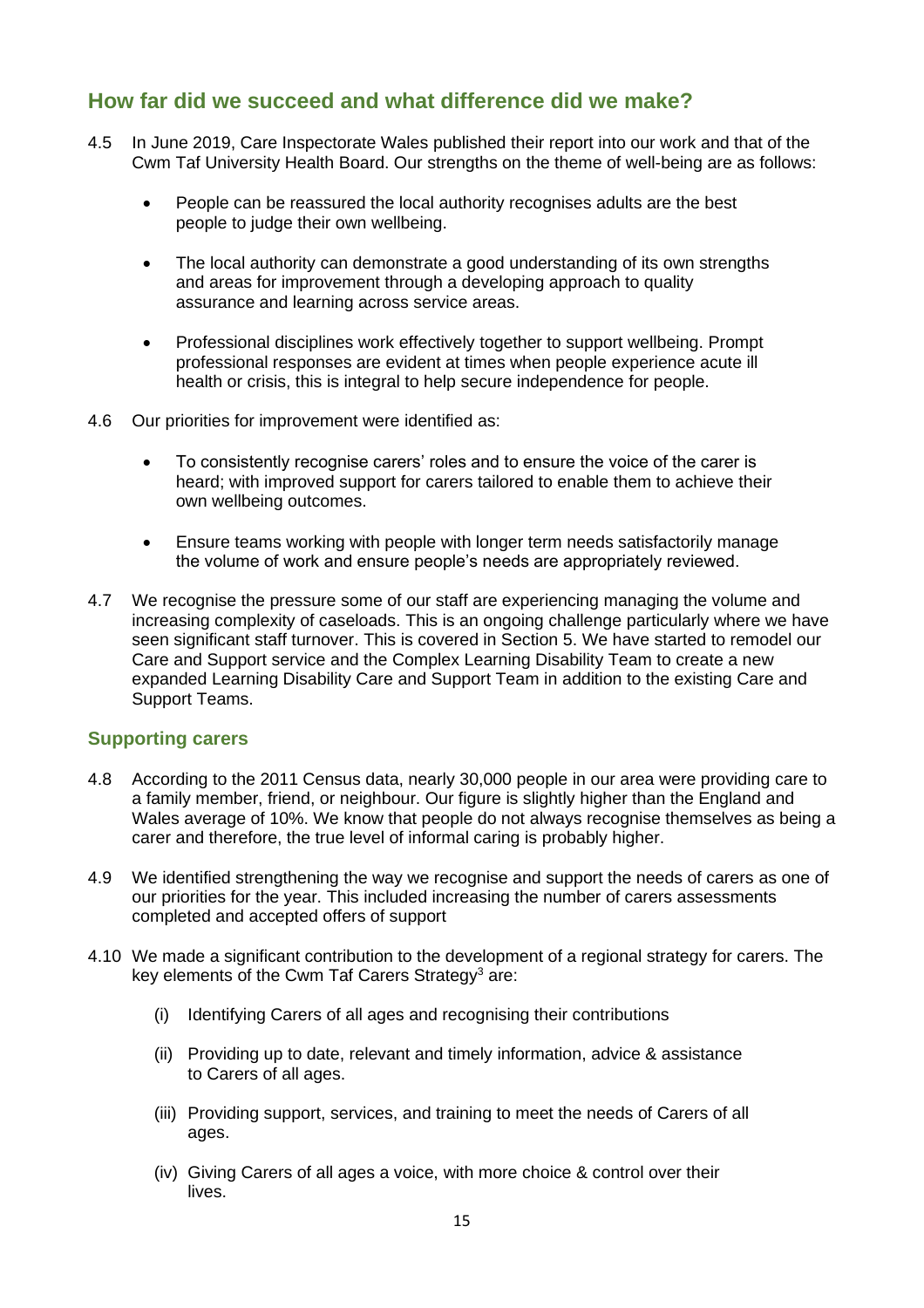## How far did we succeed and what difference did we make?

4.5 In June 2019, Care Inspectorate Wales published their report into our work and that of the Cwm Taf University Health Board. Our strengths on the theme of well-being are as follows:

- People can be reassured the local authority recognises adults are the best people to judge their own wellbeing.
- The local authority can demonstrate a good understanding of its own strengths and areas for improvement through a developing approach to quality assurance and learning across service areas.
- Professional disciplines work effectively together to support wellbeing. Prompt professional responses are evident at times when people experience acute ill health or crisis, this is integral to help secure independence for people.

4.6 Our priorities for improvement were identified as:

- To consistently recognise carers' roles and to ensure the voice of the carer is heard; with improved support for carers tailored to enable them to achieve their own wellbeing outcomes.
- Ensure teams working with people with longer term needs satisfactorily manage the volume of work and ensure people's needs are appropriately reviewed.

4.7 We recognise the pressure some of our staff are experiencing managing the volume and increasing complexity of caseloads. This is an ongoing challenge particularly where we have seen significant staff turnover. This is covered in Section 5. We have started to remodel our Care and Support service and the Complex Learning Disability Team to create a new expanded Learning Disability Care and Support Team in addition to the existing Care and Support Teams.

### Supporting carers

4.8 According to the 2011 Census data, nearly 30,000 people in our area were providing care to a family member, friend, or neighbour. Our figure is slightly higher than the England and Wales average of 10%. We know that people do not always recognise themselves as being a carer and therefore, the true level of informal caring is probably higher.

4.9 We identified strengthening the way we recognise and support the needs of carers as one of our priorities for the year. This included increasing the number of carers assessments completed and accepted offers of support

4.10 We made a significant contribution to the development of a regional strategy for carers. The key elements of the Cwm Taf Carers Strategy[3] are:

(i) Identifying Carers of all ages and recognising their contributions

(ii) Providing up to date, relevant and timely information, advice & assistance to Carers of all ages.

(iii) Providing support, services, and training to meet the needs of Carers of all ages.

(iv) Giving Carers of all ages a voice, with more choice & control over their lives.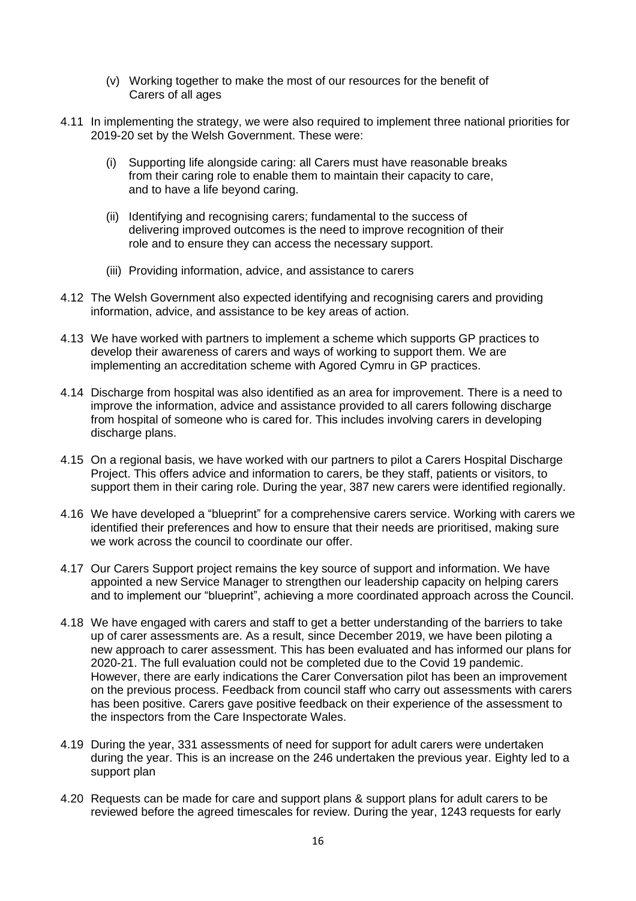(v) Working together to make the most of our resources for the benefit of Carers of all ages

4.11 In implementing the strategy, we were also required to implement three national priorities for 2019-20 set by the Welsh Government. These were:

(i) Supporting life alongside caring: all Carers must have reasonable breaks from their caring role to enable them to maintain their capacity to care, and to have a life beyond caring.

(ii) Identifying and recognising carers; fundamental to the success of delivering improved outcomes is the need to improve recognition of their role and to ensure they can access the necessary support.

(iii) Providing information, advice, and assistance to carers

4.12 The Welsh Government also expected identifying and recognising carers and providing information, advice, and assistance to be key areas of action.

4.13 We have worked with partners to implement a scheme which supports GP practices to develop their awareness of carers and ways of working to support them. We are implementing an accreditation scheme with Agored Cymru in GP practices.

4.14 Discharge from hospital was also identified as an area for improvement. There is a need to improve the information, advice and assistance provided to all carers following discharge from hospital of someone who is cared for. This includes involving carers in developing discharge plans.

4.15 On a regional basis, we have worked with our partners to pilot a Carers Hospital Discharge Project. This offers advice and information to carers, be they staff, patients or visitors, to support them in their caring role. During the year, 387 new carers were identified regionally.

4.16 We have developed a "blueprint" for a comprehensive carers service. Working with carers we identified their preferences and how to ensure that their needs are prioritised, making sure we work across the council to coordinate our offer.

4.17 Our Carers Support project remains the key source of support and information. We have appointed a new Service Manager to strengthen our leadership capacity on helping carers and to implement our "blueprint", achieving a more coordinated approach across the Council.

4.18 We have engaged with carers and staff to get a better understanding of the barriers to take up of carer assessments are. As a result, since December 2019, we have been piloting a new approach to carer assessment. This has been evaluated and has informed our plans for 2020-21. The full evaluation could not be completed due to the Covid 19 pandemic. However, there are early indications the Carer Conversation pilot has been an improvement on the previous process. Feedback from council staff who carry out assessments with carers has been positive. Carers gave positive feedback on their experience of the assessment to the inspectors from the Care Inspectorate Wales.

4.19 During the year, 331 assessments of need for support for adult carers were undertaken during the year. This is an increase on the 246 undertaken the previous year. Eighty led to a support plan

4.20 Requests can be made for care and support plans & support plans for adult carers to be reviewed before the agreed timescales for review. During the year, 1243 requests for early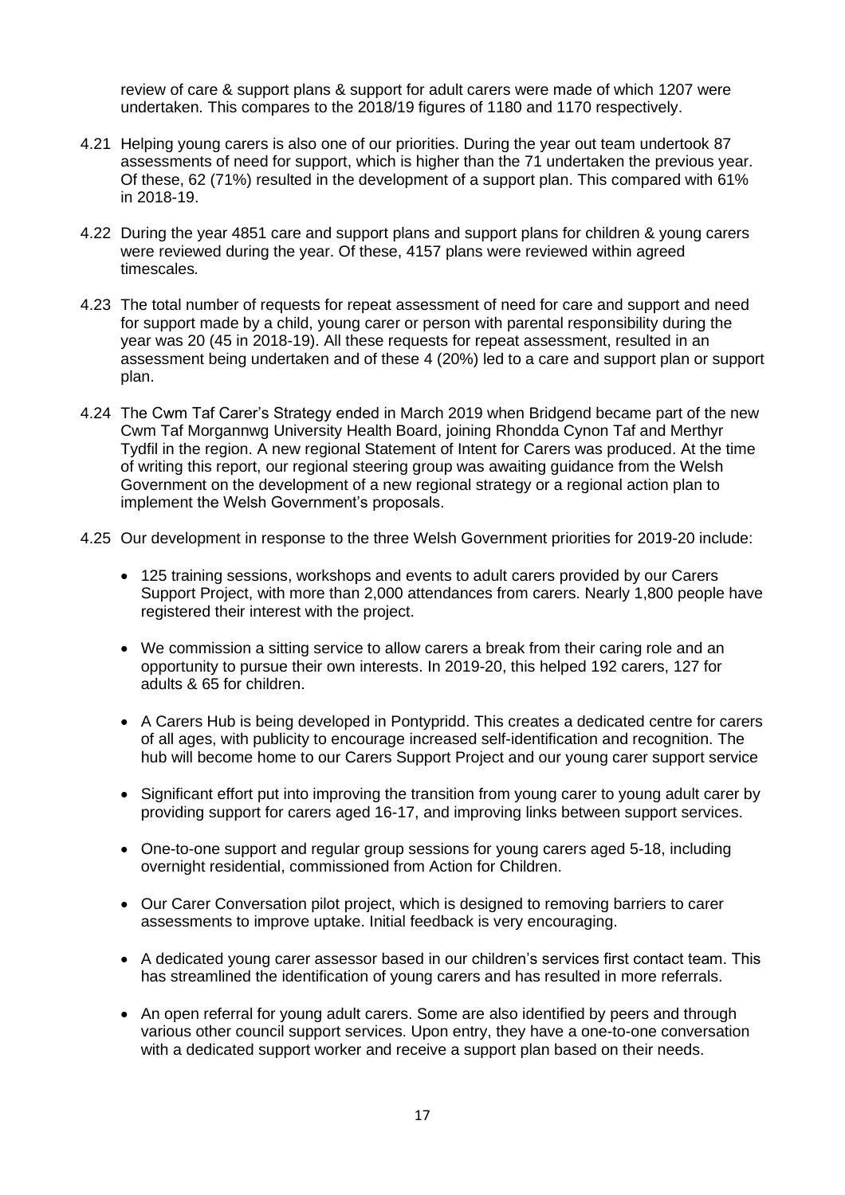review of care & support plans & support for adult carers were made of which 1207 were undertaken. This compares to the 2018/19 figures of 1180 and 1170 respectively.

4.21 Helping young carers is also one of our priorities. During the year out team undertook 87 assessments of need for support, which is higher than the 71 undertaken the previous year. Of these, 62 (71%) resulted in the development of a support plan. This compared with 61% in 2018-19.

4.22 During the year 4851 care and support plans and support plans for children & young carers were reviewed during the year. Of these, 4157 plans were reviewed within agreed timescales.

4.23 The total number of requests for repeat assessment of need for care and support and need for support made by a child, young carer or person with parental responsibility during the year was 20 (45 in 2018-19). All these requests for repeat assessment, resulted in an assessment being undertaken and of these 4 (20%) led to a care and support plan or support plan.

4.24 The Cwm Taf Carer's Strategy ended in March 2019 when Bridgend became part of the new Cwm Taf Morgannwg University Health Board, joining Rhondda Cynon Taf and Merthyr Tydfil in the region. A new regional Statement of Intent for Carers was produced. At the time of writing this report, our regional steering group was awaiting guidance from the Welsh Government on the development of a new regional strategy or a regional action plan to implement the Welsh Government's proposals.

4.25 Our development in response to the three Welsh Government priorities for 2019-20 include:

- 125 training sessions, workshops and events to adult carers provided by our Carers Support Project, with more than 2,000 attendances from carers. Nearly 1,800 people have registered their interest with the project.
- We commission a sitting service to allow carers a break from their caring role and an opportunity to pursue their own interests. In 2019-20, this helped 192 carers, 127 for adults & 65 for children.
- A Carers Hub is being developed in Pontypridd. This creates a dedicated centre for carers of all ages, with publicity to encourage increased self-identification and recognition. The hub will become home to our Carers Support Project and our young carer support service
- Significant effort put into improving the transition from young carer to young adult carer by providing support for carers aged 16-17, and improving links between support services.
- One-to-one support and regular group sessions for young carers aged 5-18, including overnight residential, commissioned from Action for Children.
- Our Carer Conversation pilot project, which is designed to removing barriers to carer assessments to improve uptake. Initial feedback is very encouraging.
- A dedicated young carer assessor based in our children's services first contact team. This has streamlined the identification of young carers and has resulted in more referrals.
- An open referral for young adult carers. Some are also identified by peers and through various other council support services. Upon entry, they have a one-to-one conversation with a dedicated support worker and receive a support plan based on their needs.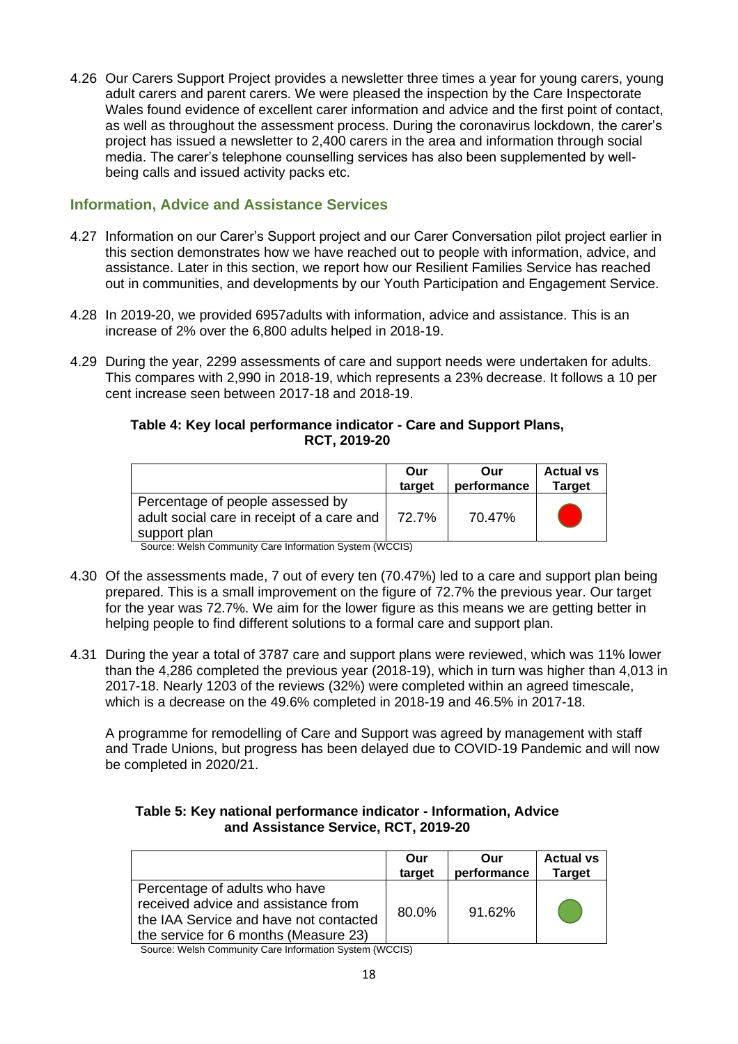4.26 Our Carers Support Project provides a newsletter three times a year for young carers, young adult carers and parent carers. We were pleased the inspection by the Care Inspectorate Wales found evidence of excellent carer information and advice and the first point of contact, as well as throughout the assessment process. During the coronavirus lockdown, the carer's project has issued a newsletter to 2,400 carers in the area and information through social media. The carer's telephone counselling services has also been supplemented by well-being calls and issued activity packs etc.

## Information, Advice and Assistance Services

4.27 Information on our Carer's Support project and our Carer Conversation pilot project earlier in this section demonstrates how we have reached out to people with information, advice, and assistance. Later in this section, we report how our Resilient Families Service has reached out in communities, and developments by our Youth Participation and Engagement Service.

4.28 In 2019-20, we provided 6957adults with information, advice and assistance. This is an increase of 2% over the 6,800 adults helped in 2018-19.

4.29 During the year, 2299 assessments of care and support needs were undertaken for adults. This compares with 2,990 in 2018-19, which represents a 23% decrease. It follows a 10 per cent increase seen between 2017-18 and 2018-19.

**Table 4: Key local performance indicator - Care and Support Plans, RCT, 2019-20**

| | Our target | Our performance | Actual vs Target |
|---|---|---|---|
| Percentage of people assessed by adult social care in receipt of a care and support plan | 72.7% | 70.47% | 🔴 |

Source: Welsh Community Care Information System (WCCIS)

4.30 Of the assessments made, 7 out of every ten (70.47%) led to a care and support plan being prepared. This is a small improvement on the figure of 72.7% the previous year. Our target for the year was 72.7%. We aim for the lower figure as this means we are getting better in helping people to find different solutions to a formal care and support plan.

4.31 During the year a total of 3787 care and support plans were reviewed, which was 11% lower than the 4,286 completed the previous year (2018-19), which in turn was higher than 4,013 in 2017-18. Nearly 1203 of the reviews (32%) were completed within an agreed timescale, which is a decrease on the 49.6% completed in 2018-19 and 46.5% in 2017-18.

A programme for remodelling of Care and Support was agreed by management with staff and Trade Unions, but progress has been delayed due to COVID-19 Pandemic and will now be completed in 2020/21.

**Table 5: Key national performance indicator - Information, Advice and Assistance Service, RCT, 2019-20**

| | Our target | Our performance | Actual vs Target |
|---|---|---|---|
| Percentage of adults who have received advice and assistance from the IAA Service and have not contacted the service for 6 months (Measure 23) | 80.0% | 91.62% | 🟢 |

Source: Welsh Community Care Information System (WCCIS)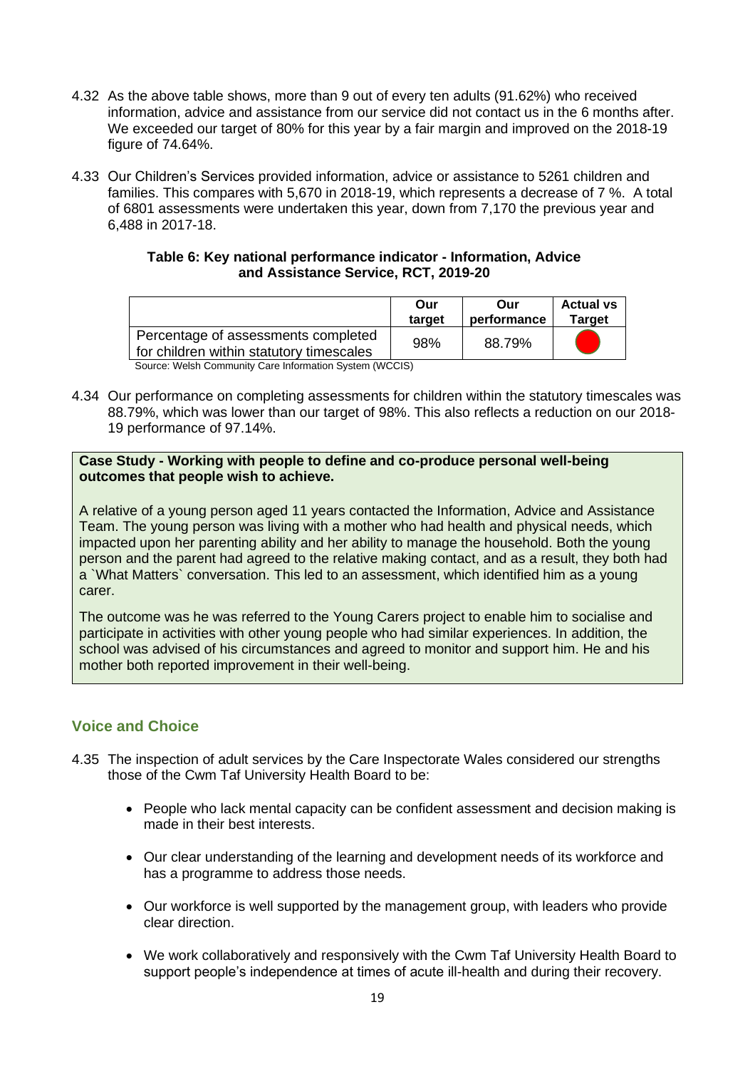4.32 As the above table shows, more than 9 out of every ten adults (91.62%) who received information, advice and assistance from our service did not contact us in the 6 months after. We exceeded our target of 80% for this year by a fair margin and improved on the 2018-19 figure of 74.64%.

4.33 Our Children's Services provided information, advice or assistance to 5261 children and families. This compares with 5,670 in 2018-19, which represents a decrease of 7 %. A total of 6801 assessments were undertaken this year, down from 7,170 the previous year and 6,488 in 2017-18.

**Table 6: Key national performance indicator - Information, Advice and Assistance Service, RCT, 2019-20**

| | Our target | Our performance | Actual vs Target |
|---|---|---|---|
| Percentage of assessments completed for children within statutory timescales | 98% | 88.79% | Red |

Source: Welsh Community Care Information System (WCCIS)

4.34 Our performance on completing assessments for children within the statutory timescales was 88.79%, which was lower than our target of 98%. This also reflects a reduction on our 2018-19 performance of 97.14%.

**Case Study - Working with people to define and co-produce personal well-being outcomes that people wish to achieve.**

A relative of a young person aged 11 years contacted the Information, Advice and Assistance Team. The young person was living with a mother who had health and physical needs, which impacted upon her parenting ability and her ability to manage the household. Both the young person and the parent had agreed to the relative making contact, and as a result, they both had a `What Matters` conversation. This led to an assessment, which identified him as a young carer.

The outcome was he was referred to the Young Carers project to enable him to socialise and participate in activities with other young people who had similar experiences. In addition, the school was advised of his circumstances and agreed to monitor and support him. He and his mother both reported improvement in their well-being.

## Voice and Choice

4.35 The inspection of adult services by the Care Inspectorate Wales considered our strengths those of the Cwm Taf University Health Board to be:

- People who lack mental capacity can be confident assessment and decision making is made in their best interests.
- Our clear understanding of the learning and development needs of its workforce and has a programme to address those needs.
- Our workforce is well supported by the management group, with leaders who provide clear direction.
- We work collaboratively and responsively with the Cwm Taf University Health Board to support people's independence at times of acute ill-health and during their recovery.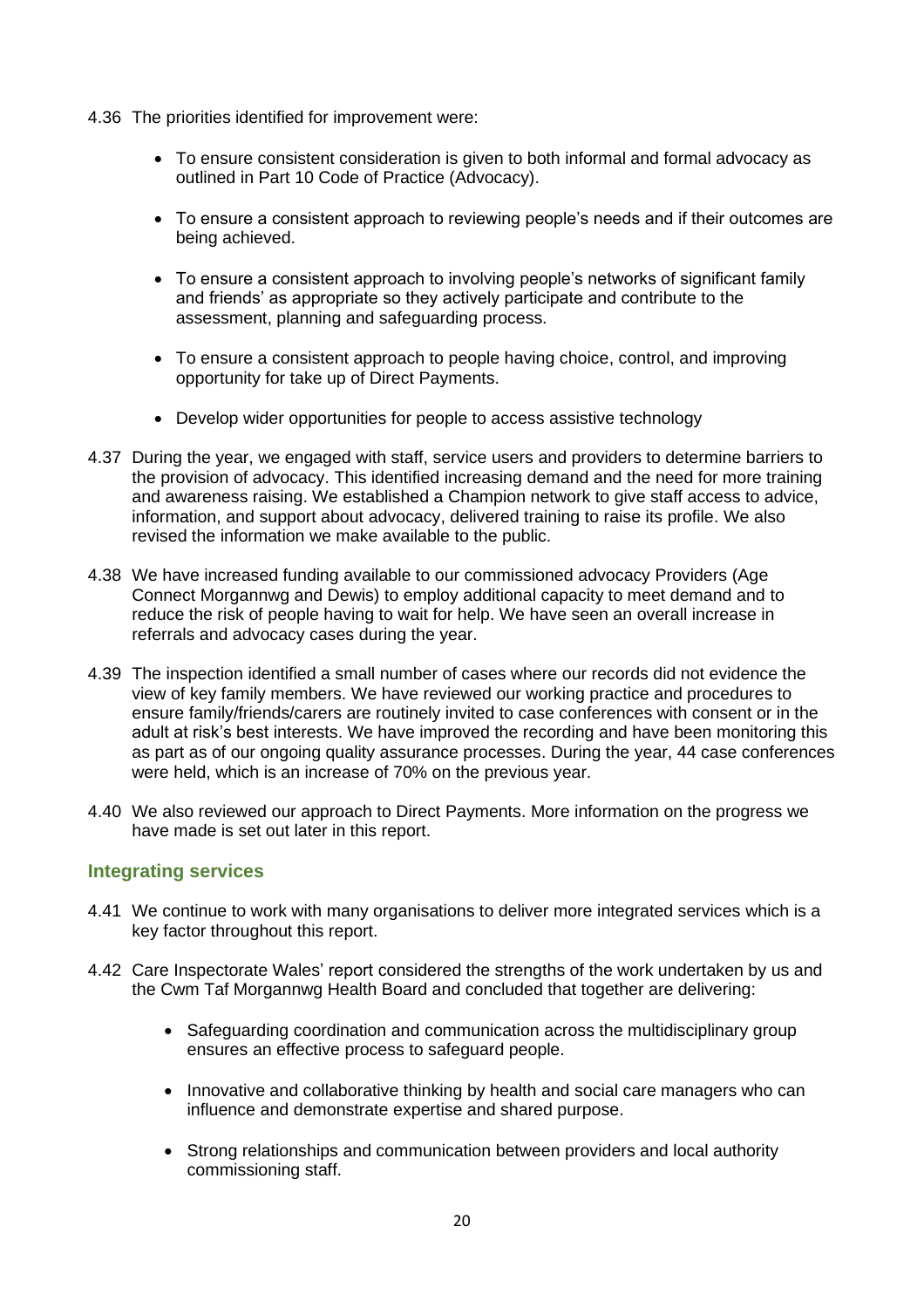4.36 The priorities identified for improvement were:

- To ensure consistent consideration is given to both informal and formal advocacy as outlined in Part 10 Code of Practice (Advocacy).
- To ensure a consistent approach to reviewing people's needs and if their outcomes are being achieved.
- To ensure a consistent approach to involving people's networks of significant family and friends' as appropriate so they actively participate and contribute to the assessment, planning and safeguarding process.
- To ensure a consistent approach to people having choice, control, and improving opportunity for take up of Direct Payments.
- Develop wider opportunities for people to access assistive technology

4.37 During the year, we engaged with staff, service users and providers to determine barriers to the provision of advocacy. This identified increasing demand and the need for more training and awareness raising. We established a Champion network to give staff access to advice, information, and support about advocacy, delivered training to raise its profile. We also revised the information we make available to the public.

4.38 We have increased funding available to our commissioned advocacy Providers (Age Connect Morgannwg and Dewis) to employ additional capacity to meet demand and to reduce the risk of people having to wait for help. We have seen an overall increase in referrals and advocacy cases during the year.

4.39 The inspection identified a small number of cases where our records did not evidence the view of key family members. We have reviewed our working practice and procedures to ensure family/friends/carers are routinely invited to case conferences with consent or in the adult at risk's best interests. We have improved the recording and have been monitoring this as part as of our ongoing quality assurance processes. During the year, 44 case conferences were held, which is an increase of 70% on the previous year.

4.40 We also reviewed our approach to Direct Payments. More information on the progress we have made is set out later in this report.

## Integrating services

4.41 We continue to work with many organisations to deliver more integrated services which is a key factor throughout this report.

4.42 Care Inspectorate Wales' report considered the strengths of the work undertaken by us and the Cwm Taf Morgannwg Health Board and concluded that together are delivering:

- Safeguarding coordination and communication across the multidisciplinary group ensures an effective process to safeguard people.
- Innovative and collaborative thinking by health and social care managers who can influence and demonstrate expertise and shared purpose.
- Strong relationships and communication between providers and local authority commissioning staff.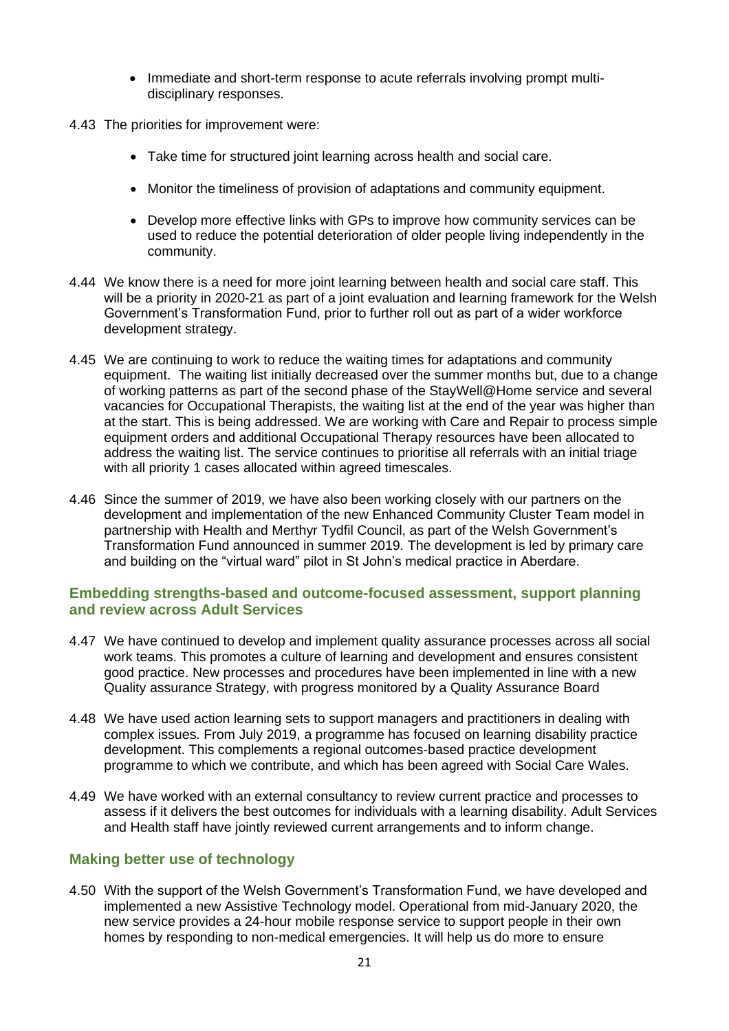- Immediate and short-term response to acute referrals involving prompt multi-disciplinary responses.

4.43 The priorities for improvement were:

- Take time for structured joint learning across health and social care.
- Monitor the timeliness of provision of adaptations and community equipment.
- Develop more effective links with GPs to improve how community services can be used to reduce the potential deterioration of older people living independently in the community.

4.44 We know there is a need for more joint learning between health and social care staff. This will be a priority in 2020-21 as part of a joint evaluation and learning framework for the Welsh Government's Transformation Fund, prior to further roll out as part of a wider workforce development strategy.

4.45 We are continuing to work to reduce the waiting times for adaptations and community equipment. The waiting list initially decreased over the summer months but, due to a change of working patterns as part of the second phase of the StayWell@Home service and several vacancies for Occupational Therapists, the waiting list at the end of the year was higher than at the start. This is being addressed. We are working with Care and Repair to process simple equipment orders and additional Occupational Therapy resources have been allocated to address the waiting list. The service continues to prioritise all referrals with an initial triage with all priority 1 cases allocated within agreed timescales.

4.46 Since the summer of 2019, we have also been working closely with our partners on the development and implementation of the new Enhanced Community Cluster Team model in partnership with Health and Merthyr Tydfil Council, as part of the Welsh Government's Transformation Fund announced in summer 2019. The development is led by primary care and building on the "virtual ward" pilot in St John's medical practice in Aberdare.

### Embedding strengths-based and outcome-focused assessment, support planning and review across Adult Services

4.47 We have continued to develop and implement quality assurance processes across all social work teams. This promotes a culture of learning and development and ensures consistent good practice. New processes and procedures have been implemented in line with a new Quality assurance Strategy, with progress monitored by a Quality Assurance Board

4.48 We have used action learning sets to support managers and practitioners in dealing with complex issues. From July 2019, a programme has focused on learning disability practice development. This complements a regional outcomes-based practice development programme to which we contribute, and which has been agreed with Social Care Wales.

4.49 We have worked with an external consultancy to review current practice and processes to assess if it delivers the best outcomes for individuals with a learning disability. Adult Services and Health staff have jointly reviewed current arrangements and to inform change.

### Making better use of technology

4.50 With the support of the Welsh Government's Transformation Fund, we have developed and implemented a new Assistive Technology model. Operational from mid-January 2020, the new service provides a 24-hour mobile response service to support people in their own homes by responding to non-medical emergencies. It will help us do more to ensure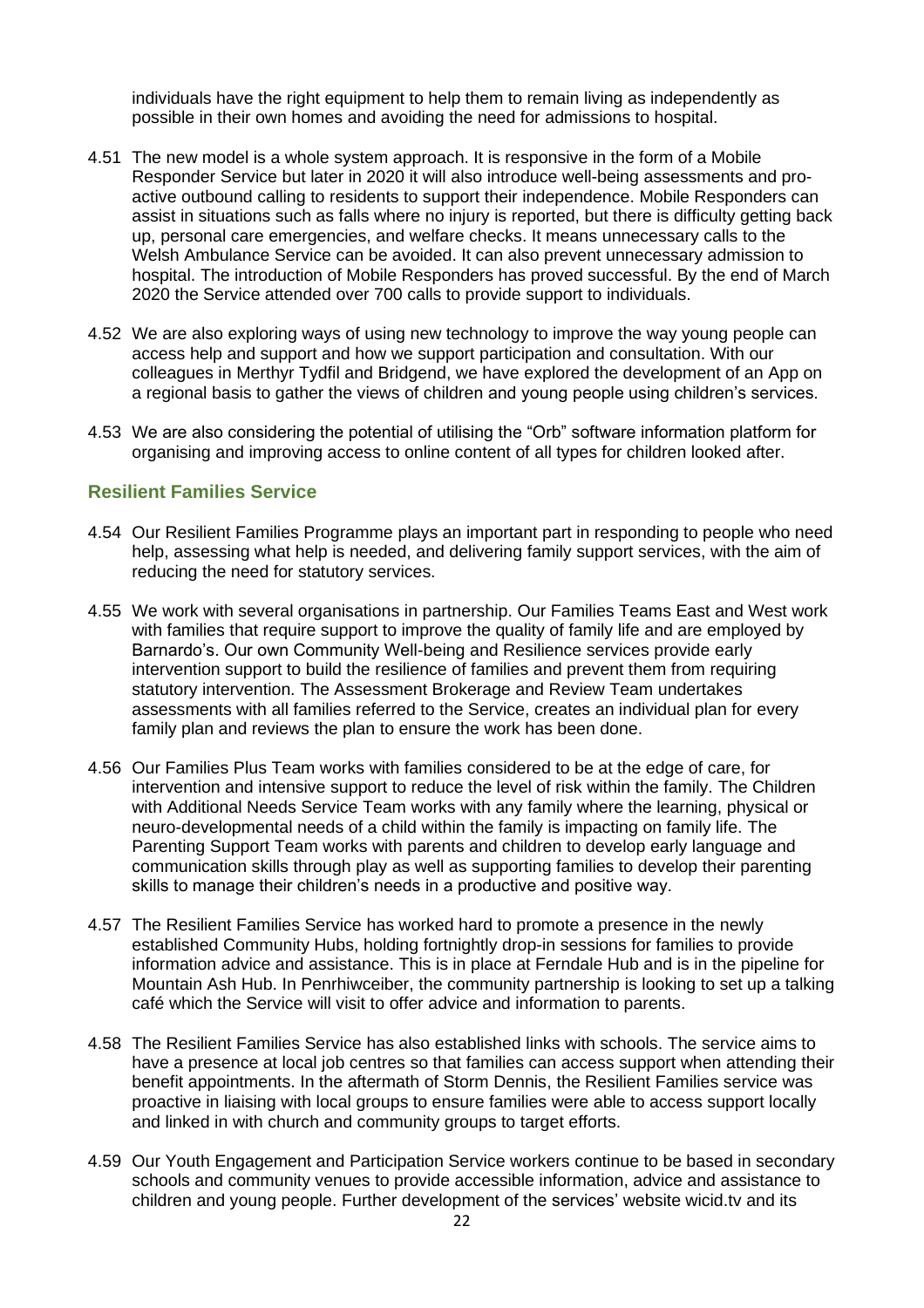individuals have the right equipment to help them to remain living as independently as possible in their own homes and avoiding the need for admissions to hospital.

4.51 The new model is a whole system approach. It is responsive in the form of a Mobile Responder Service but later in 2020 it will also introduce well-being assessments and pro-active outbound calling to residents to support their independence. Mobile Responders can assist in situations such as falls where no injury is reported, but there is difficulty getting back up, personal care emergencies, and welfare checks. It means unnecessary calls to the Welsh Ambulance Service can be avoided. It can also prevent unnecessary admission to hospital. The introduction of Mobile Responders has proved successful. By the end of March 2020 the Service attended over 700 calls to provide support to individuals.

4.52 We are also exploring ways of using new technology to improve the way young people can access help and support and how we support participation and consultation. With our colleagues in Merthyr Tydfil and Bridgend, we have explored the development of an App on a regional basis to gather the views of children and young people using children's services.

4.53 We are also considering the potential of utilising the "Orb" software information platform for organising and improving access to online content of all types for children looked after.

## Resilient Families Service

4.54 Our Resilient Families Programme plays an important part in responding to people who need help, assessing what help is needed, and delivering family support services, with the aim of reducing the need for statutory services.

4.55 We work with several organisations in partnership. Our Families Teams East and West work with families that require support to improve the quality of family life and are employed by Barnardo's. Our own Community Well-being and Resilience services provide early intervention support to build the resilience of families and prevent them from requiring statutory intervention. The Assessment Brokerage and Review Team undertakes assessments with all families referred to the Service, creates an individual plan for every family plan and reviews the plan to ensure the work has been done.

4.56 Our Families Plus Team works with families considered to be at the edge of care, for intervention and intensive support to reduce the level of risk within the family. The Children with Additional Needs Service Team works with any family where the learning, physical or neuro-developmental needs of a child within the family is impacting on family life. The Parenting Support Team works with parents and children to develop early language and communication skills through play as well as supporting families to develop their parenting skills to manage their children's needs in a productive and positive way.

4.57 The Resilient Families Service has worked hard to promote a presence in the newly established Community Hubs, holding fortnightly drop-in sessions for families to provide information advice and assistance. This is in place at Ferndale Hub and is in the pipeline for Mountain Ash Hub. In Penrhiwceiber, the community partnership is looking to set up a talking café which the Service will visit to offer advice and information to parents.

4.58 The Resilient Families Service has also established links with schools. The service aims to have a presence at local job centres so that families can access support when attending their benefit appointments. In the aftermath of Storm Dennis, the Resilient Families service was proactive in liaising with local groups to ensure families were able to access support locally and linked in with church and community groups to target efforts.

4.59 Our Youth Engagement and Participation Service workers continue to be based in secondary schools and community venues to provide accessible information, advice and assistance to children and young people. Further development of the services' website wicid.tv and its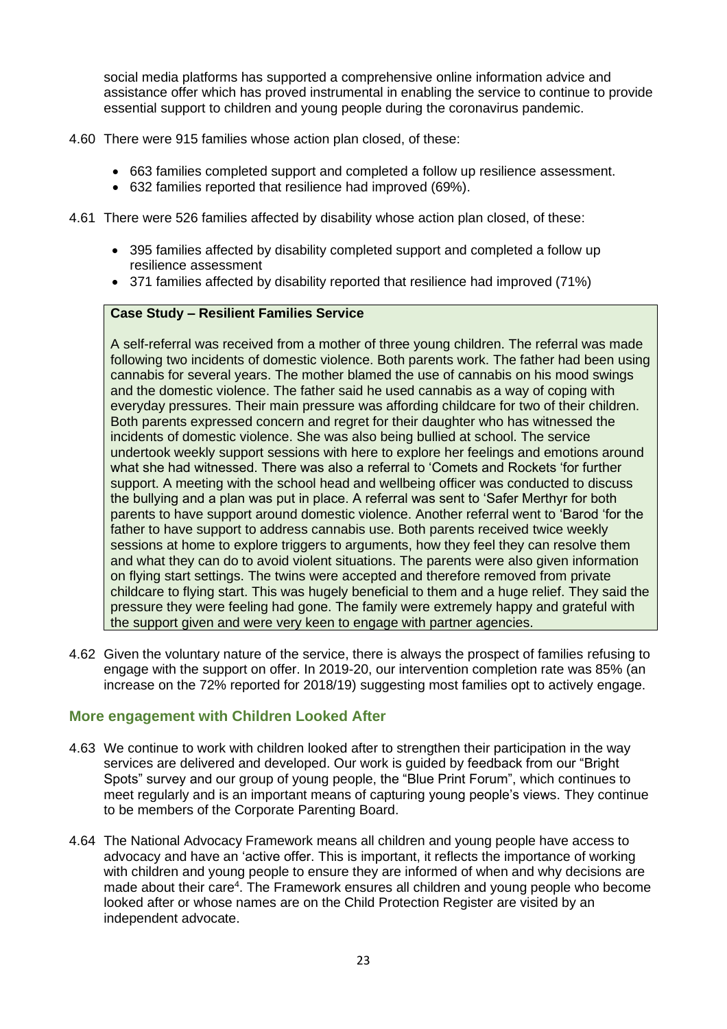social media platforms has supported a comprehensive online information advice and assistance offer which has proved instrumental in enabling the service to continue to provide essential support to children and young people during the coronavirus pandemic.

4.60 There were 915 families whose action plan closed, of these:

- 663 families completed support and completed a follow up resilience assessment.
- 632 families reported that resilience had improved (69%).

4.61 There were 526 families affected by disability whose action plan closed, of these:

- 395 families affected by disability completed support and completed a follow up resilience assessment
- 371 families affected by disability reported that resilience had improved (71%)

**Case Study – Resilient Families Service**

A self-referral was received from a mother of three young children. The referral was made following two incidents of domestic violence. Both parents work. The father had been using cannabis for several years. The mother blamed the use of cannabis on his mood swings and the domestic violence. The father said he used cannabis as a way of coping with everyday pressures. Their main pressure was affording childcare for two of their children. Both parents expressed concern and regret for their daughter who has witnessed the incidents of domestic violence. She was also being bullied at school. The service undertook weekly support sessions with here to explore her feelings and emotions around what she had witnessed. There was also a referral to 'Comets and Rockets 'for further support. A meeting with the school head and wellbeing officer was conducted to discuss the bullying and a plan was put in place. A referral was sent to 'Safer Merthyr for both parents to have support around domestic violence. Another referral went to 'Barod 'for the father to have support to address cannabis use. Both parents received twice weekly sessions at home to explore triggers to arguments, how they feel they can resolve them and what they can do to avoid violent situations. The parents were also given information on flying start settings. The twins were accepted and therefore removed from private childcare to flying start. This was hugely beneficial to them and a huge relief. They said the pressure they were feeling had gone. The family were extremely happy and grateful with the support given and were very keen to engage with partner agencies.

4.62 Given the voluntary nature of the service, there is always the prospect of families refusing to engage with the support on offer. In 2019-20, our intervention completion rate was 85% (an increase on the 72% reported for 2018/19) suggesting most families opt to actively engage.

## More engagement with Children Looked After

4.63 We continue to work with children looked after to strengthen their participation in the way services are delivered and developed. Our work is guided by feedback from our "Bright Spots" survey and our group of young people, the "Blue Print Forum", which continues to meet regularly and is an important means of capturing young people's views. They continue to be members of the Corporate Parenting Board.

4.64 The National Advocacy Framework means all children and young people have access to advocacy and have an 'active offer. This is important, it reflects the importance of working with children and young people to ensure they are informed of when and why decisions are made about their care[4]. The Framework ensures all children and young people who become looked after or whose names are on the Child Protection Register are visited by an independent advocate.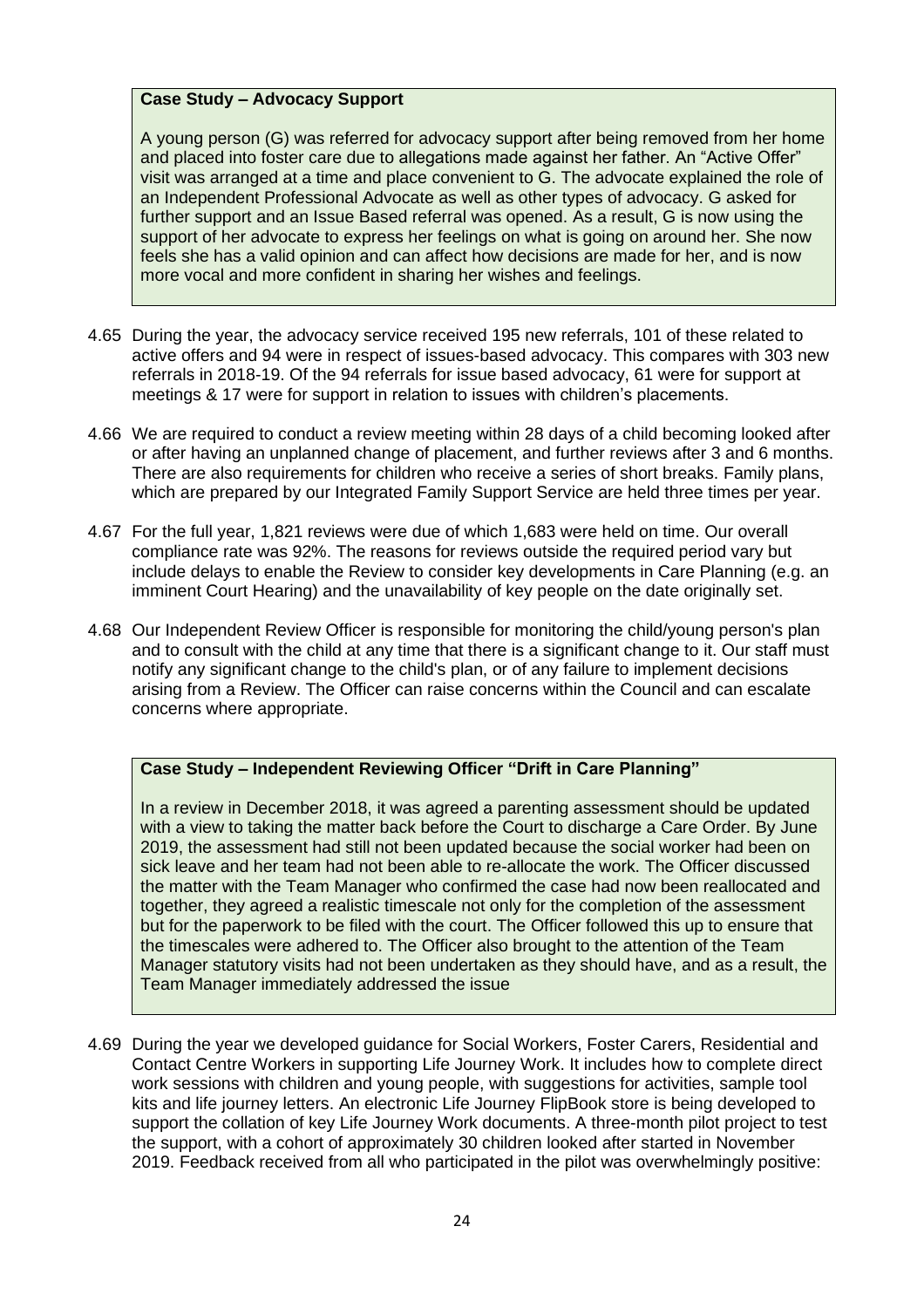**Case Study – Advocacy Support**

A young person (G) was referred for advocacy support after being removed from her home and placed into foster care due to allegations made against her father. An "Active Offer" visit was arranged at a time and place convenient to G. The advocate explained the role of an Independent Professional Advocate as well as other types of advocacy. G asked for further support and an Issue Based referral was opened. As a result, G is now using the support of her advocate to express her feelings on what is going on around her. She now feels she has a valid opinion and can affect how decisions are made for her, and is now more vocal and more confident in sharing her wishes and feelings.

4.65 During the year, the advocacy service received 195 new referrals, 101 of these related to active offers and 94 were in respect of issues-based advocacy. This compares with 303 new referrals in 2018-19. Of the 94 referrals for issue based advocacy, 61 were for support at meetings & 17 were for support in relation to issues with children's placements.

4.66 We are required to conduct a review meeting within 28 days of a child becoming looked after or after having an unplanned change of placement, and further reviews after 3 and 6 months. There are also requirements for children who receive a series of short breaks. Family plans, which are prepared by our Integrated Family Support Service are held three times per year.

4.67 For the full year, 1,821 reviews were due of which 1,683 were held on time. Our overall compliance rate was 92%. The reasons for reviews outside the required period vary but include delays to enable the Review to consider key developments in Care Planning (e.g. an imminent Court Hearing) and the unavailability of key people on the date originally set.

4.68 Our Independent Review Officer is responsible for monitoring the child/young person's plan and to consult with the child at any time that there is a significant change to it. Our staff must notify any significant change to the child's plan, or of any failure to implement decisions arising from a Review. The Officer can raise concerns within the Council and can escalate concerns where appropriate.

**Case Study – Independent Reviewing Officer "Drift in Care Planning"**

In a review in December 2018, it was agreed a parenting assessment should be updated with a view to taking the matter back before the Court to discharge a Care Order. By June 2019, the assessment had still not been updated because the social worker had been on sick leave and her team had not been able to re-allocate the work. The Officer discussed the matter with the Team Manager who confirmed the case had now been reallocated and together, they agreed a realistic timescale not only for the completion of the assessment but for the paperwork to be filed with the court. The Officer followed this up to ensure that the timescales were adhered to. The Officer also brought to the attention of the Team Manager statutory visits had not been undertaken as they should have, and as a result, the Team Manager immediately addressed the issue

4.69 During the year we developed guidance for Social Workers, Foster Carers, Residential and Contact Centre Workers in supporting Life Journey Work. It includes how to complete direct work sessions with children and young people, with suggestions for activities, sample tool kits and life journey letters. An electronic Life Journey FlipBook store is being developed to support the collation of key Life Journey Work documents. A three-month pilot project to test the support, with a cohort of approximately 30 children looked after started in November 2019. Feedback received from all who participated in the pilot was overwhelmingly positive: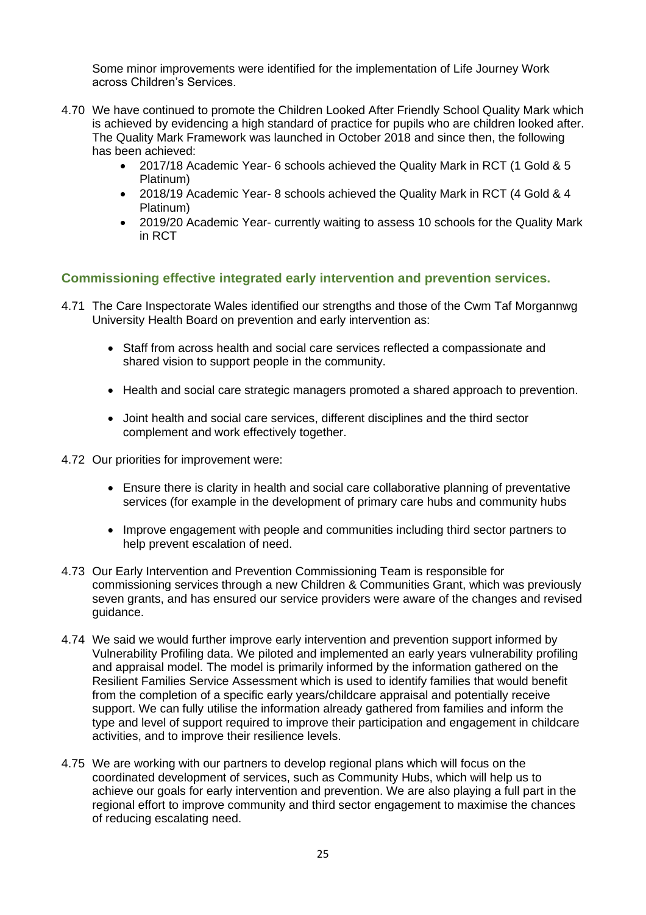Some minor improvements were identified for the implementation of Life Journey Work across Children's Services.

4.70 We have continued to promote the Children Looked After Friendly School Quality Mark which is achieved by evidencing a high standard of practice for pupils who are children looked after. The Quality Mark Framework was launched in October 2018 and since then, the following has been achieved:

- 2017/18 Academic Year- 6 schools achieved the Quality Mark in RCT (1 Gold & 5 Platinum)
- 2018/19 Academic Year- 8 schools achieved the Quality Mark in RCT (4 Gold & 4 Platinum)
- 2019/20 Academic Year- currently waiting to assess 10 schools for the Quality Mark in RCT

### Commissioning effective integrated early intervention and prevention services.

4.71 The Care Inspectorate Wales identified our strengths and those of the Cwm Taf Morgannwg University Health Board on prevention and early intervention as:

- Staff from across health and social care services reflected a compassionate and shared vision to support people in the community.
- Health and social care strategic managers promoted a shared approach to prevention.
- Joint health and social care services, different disciplines and the third sector complement and work effectively together.

4.72 Our priorities for improvement were:

- Ensure there is clarity in health and social care collaborative planning of preventative services (for example in the development of primary care hubs and community hubs
- Improve engagement with people and communities including third sector partners to help prevent escalation of need.

4.73 Our Early Intervention and Prevention Commissioning Team is responsible for commissioning services through a new Children & Communities Grant, which was previously seven grants, and has ensured our service providers were aware of the changes and revised guidance.

4.74 We said we would further improve early intervention and prevention support informed by Vulnerability Profiling data. We piloted and implemented an early years vulnerability profiling and appraisal model. The model is primarily informed by the information gathered on the Resilient Families Service Assessment which is used to identify families that would benefit from the completion of a specific early years/childcare appraisal and potentially receive support. We can fully utilise the information already gathered from families and inform the type and level of support required to improve their participation and engagement in childcare activities, and to improve their resilience levels.

4.75 We are working with our partners to develop regional plans which will focus on the coordinated development of services, such as Community Hubs, which will help us to achieve our goals for early intervention and prevention. We are also playing a full part in the regional effort to improve community and third sector engagement to maximise the chances of reducing escalating need.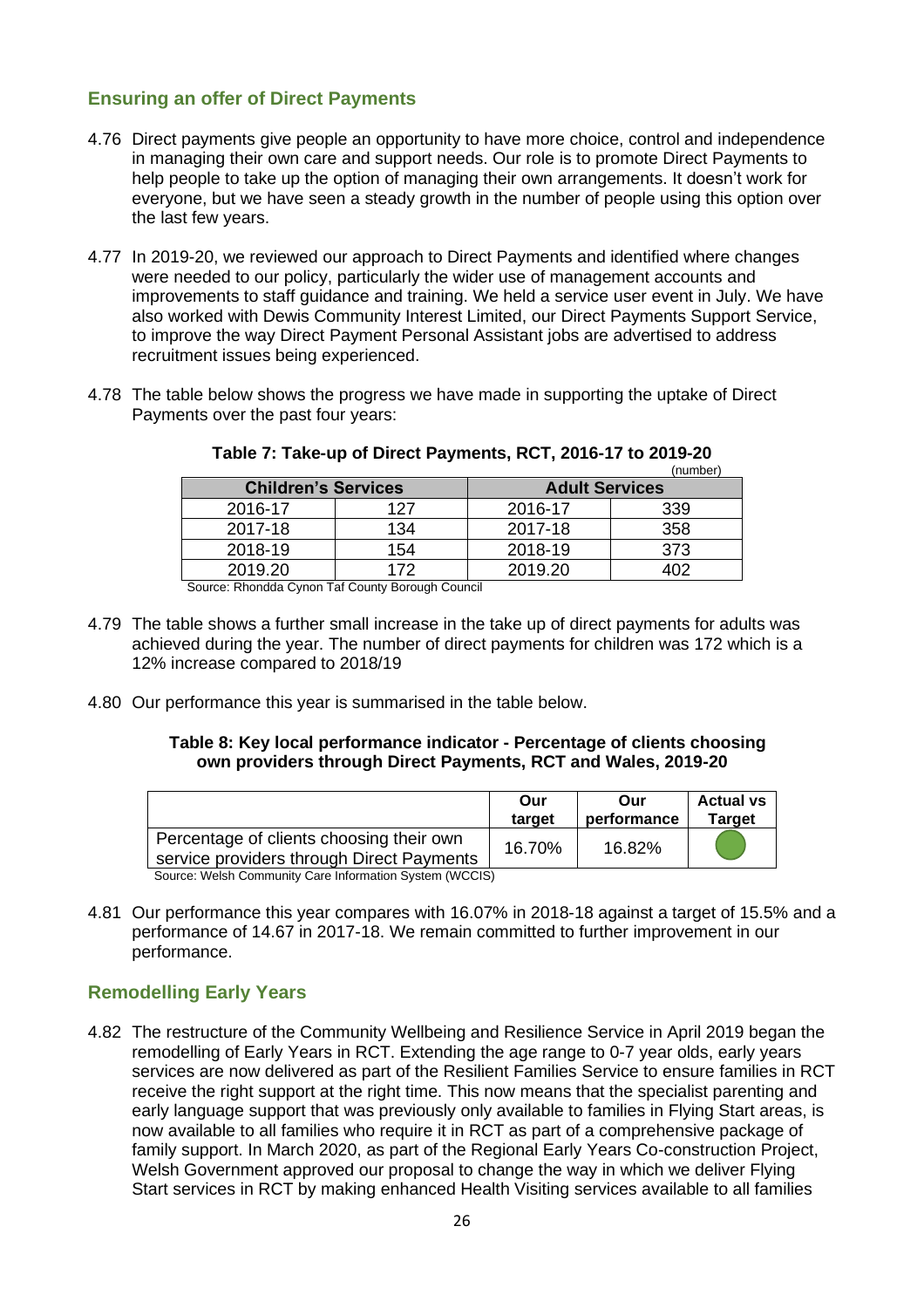## Ensuring an offer of Direct Payments

4.76 Direct payments give people an opportunity to have more choice, control and independence in managing their own care and support needs. Our role is to promote Direct Payments to help people to take up the option of managing their own arrangements. It doesn't work for everyone, but we have seen a steady growth in the number of people using this option over the last few years.

4.77 In 2019-20, we reviewed our approach to Direct Payments and identified where changes were needed to our policy, particularly the wider use of management accounts and improvements to staff guidance and training. We held a service user event in July. We have also worked with Dewis Community Interest Limited, our Direct Payments Support Service, to improve the way Direct Payment Personal Assistant jobs are advertised to address recruitment issues being experienced.

4.78 The table below shows the progress we have made in supporting the uptake of Direct Payments over the past four years:

**Table 7: Take-up of Direct Payments, RCT, 2016-17 to 2019-20**

(number)

| Children's Services | | Adult Services | |
|---|---|---|---|
| 2016-17 | 127 | 2016-17 | 339 |
| 2017-18 | 134 | 2017-18 | 358 |
| 2018-19 | 154 | 2018-19 | 373 |
| 2019.20 | 172 | 2019.20 | 402 |

Source: Rhondda Cynon Taf County Borough Council

4.79 The table shows a further small increase in the take up of direct payments for adults was achieved during the year. The number of direct payments for children was 172 which is a 12% increase compared to 2018/19

4.80 Our performance this year is summarised in the table below.

**Table 8: Key local performance indicator - Percentage of clients choosing own providers through Direct Payments, RCT and Wales, 2019-20**

| | Our target | Our performance | Actual vs Target |
|---|---|---|---|
| Percentage of clients choosing their own service providers through Direct Payments | 16.70% | 16.82% | ● |

Source: Welsh Community Care Information System (WCCIS)

4.81 Our performance this year compares with 16.07% in 2018-18 against a target of 15.5% and a performance of 14.67 in 2017-18. We remain committed to further improvement in our performance.

## Remodelling Early Years

4.82 The restructure of the Community Wellbeing and Resilience Service in April 2019 began the remodelling of Early Years in RCT. Extending the age range to 0-7 year olds, early years services are now delivered as part of the Resilient Families Service to ensure families in RCT receive the right support at the right time. This now means that the specialist parenting and early language support that was previously only available to families in Flying Start areas, is now available to all families who require it in RCT as part of a comprehensive package of family support. In March 2020, as part of the Regional Early Years Co-construction Project, Welsh Government approved our proposal to change the way in which we deliver Flying Start services in RCT by making enhanced Health Visiting services available to all families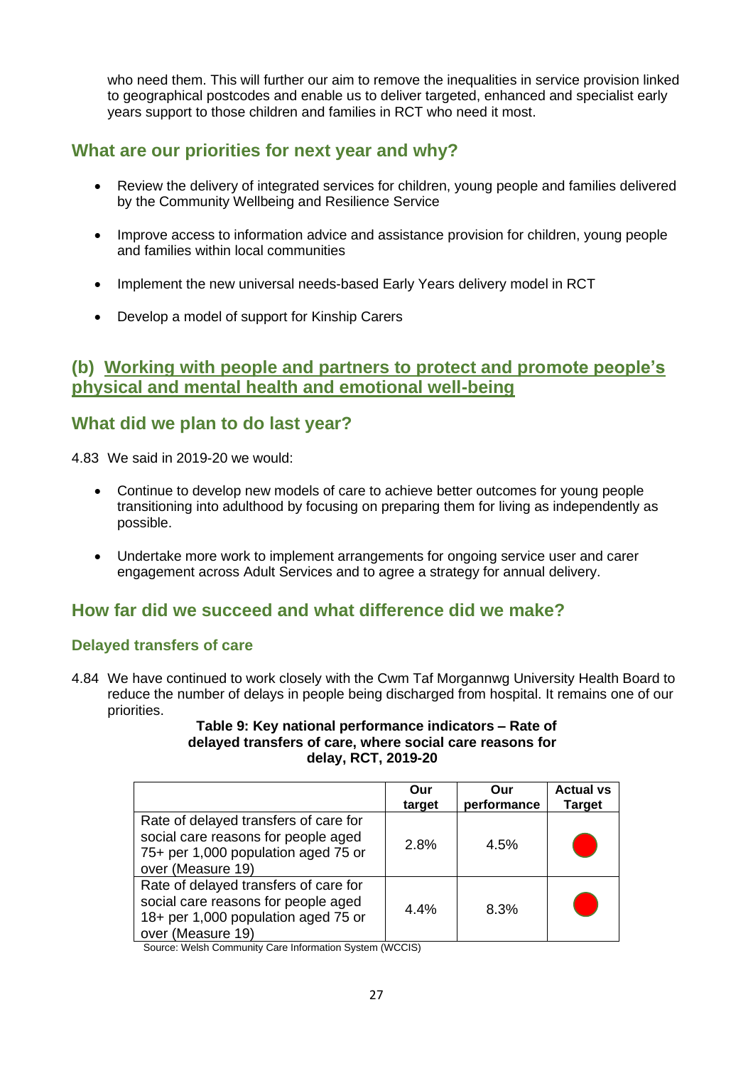who need them. This will further our aim to remove the inequalities in service provision linked to geographical postcodes and enable us to deliver targeted, enhanced and specialist early years support to those children and families in RCT who need it most.

## What are our priorities for next year and why?

- Review the delivery of integrated services for children, young people and families delivered by the Community Wellbeing and Resilience Service
- Improve access to information advice and assistance provision for children, young people and families within local communities
- Implement the new universal needs-based Early Years delivery model in RCT
- Develop a model of support for Kinship Carers

## (b) Working with people and partners to protect and promote people's physical and mental health and emotional well-being

## What did we plan to do last year?

4.83 We said in 2019-20 we would:

- Continue to develop new models of care to achieve better outcomes for young people transitioning into adulthood by focusing on preparing them for living as independently as possible.
- Undertake more work to implement arrangements for ongoing service user and carer engagement across Adult Services and to agree a strategy for annual delivery.

## How far did we succeed and what difference did we make?

### Delayed transfers of care

4.84 We have continued to work closely with the Cwm Taf Morgannwg University Health Board to reduce the number of delays in people being discharged from hospital. It remains one of our priorities.

**Table 9: Key national performance indicators – Rate of delayed transfers of care, where social care reasons for delay, RCT, 2019-20**

| | Our target | Our performance | Actual vs Target |
|---|---|---|---|
| Rate of delayed transfers of care for social care reasons for people aged 75+ per 1,000 population aged 75 or over (Measure 19) | 2.8% | 4.5% | 🔴 |
| Rate of delayed transfers of care for social care reasons for people aged 18+ per 1,000 population aged 75 or over (Measure 19) | 4.4% | 8.3% | 🔴 |

Source: Welsh Community Care Information System (WCCIS)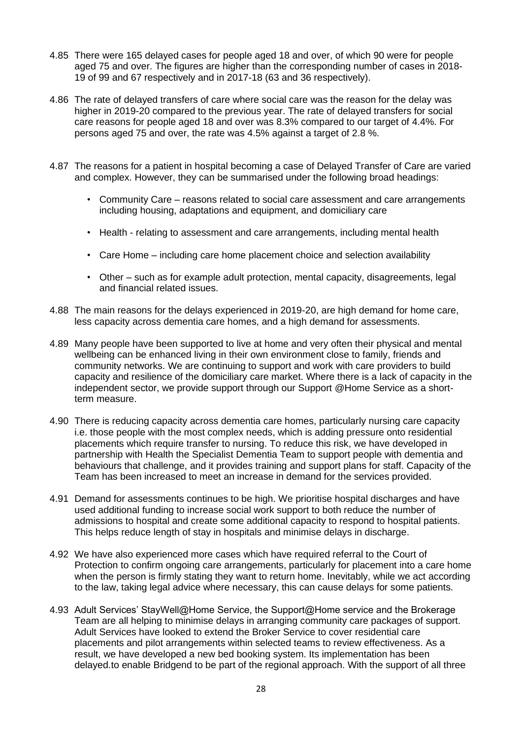4.85 There were 165 delayed cases for people aged 18 and over, of which 90 were for people aged 75 and over. The figures are higher than the corresponding number of cases in 2018-19 of 99 and 67 respectively and in 2017-18 (63 and 36 respectively).

4.86 The rate of delayed transfers of care where social care was the reason for the delay was higher in 2019-20 compared to the previous year. The rate of delayed transfers for social care reasons for people aged 18 and over was 8.3% compared to our target of 4.4%. For persons aged 75 and over, the rate was 4.5% against a target of 2.8 %.

4.87 The reasons for a patient in hospital becoming a case of Delayed Transfer of Care are varied and complex. However, they can be summarised under the following broad headings:

- Community Care – reasons related to social care assessment and care arrangements including housing, adaptations and equipment, and domiciliary care
- Health - relating to assessment and care arrangements, including mental health
- Care Home – including care home placement choice and selection availability
- Other – such as for example adult protection, mental capacity, disagreements, legal and financial related issues.

4.88 The main reasons for the delays experienced in 2019-20, are high demand for home care, less capacity across dementia care homes, and a high demand for assessments.

4.89 Many people have been supported to live at home and very often their physical and mental wellbeing can be enhanced living in their own environment close to family, friends and community networks. We are continuing to support and work with care providers to build capacity and resilience of the domiciliary care market. Where there is a lack of capacity in the independent sector, we provide support through our Support @Home Service as a short-term measure.

4.90 There is reducing capacity across dementia care homes, particularly nursing care capacity i.e. those people with the most complex needs, which is adding pressure onto residential placements which require transfer to nursing. To reduce this risk, we have developed in partnership with Health the Specialist Dementia Team to support people with dementia and behaviours that challenge, and it provides training and support plans for staff. Capacity of the Team has been increased to meet an increase in demand for the services provided.

4.91 Demand for assessments continues to be high. We prioritise hospital discharges and have used additional funding to increase social work support to both reduce the number of admissions to hospital and create some additional capacity to respond to hospital patients. This helps reduce length of stay in hospitals and minimise delays in discharge.

4.92 We have also experienced more cases which have required referral to the Court of Protection to confirm ongoing care arrangements, particularly for placement into a care home when the person is firmly stating they want to return home. Inevitably, while we act according to the law, taking legal advice where necessary, this can cause delays for some patients.

4.93 Adult Services' StayWell@Home Service, the Support@Home service and the Brokerage Team are all helping to minimise delays in arranging community care packages of support. Adult Services have looked to extend the Broker Service to cover residential care placements and pilot arrangements within selected teams to review effectiveness. As a result, we have developed a new bed booking system. Its implementation has been delayed.to enable Bridgend to be part of the regional approach. With the support of all three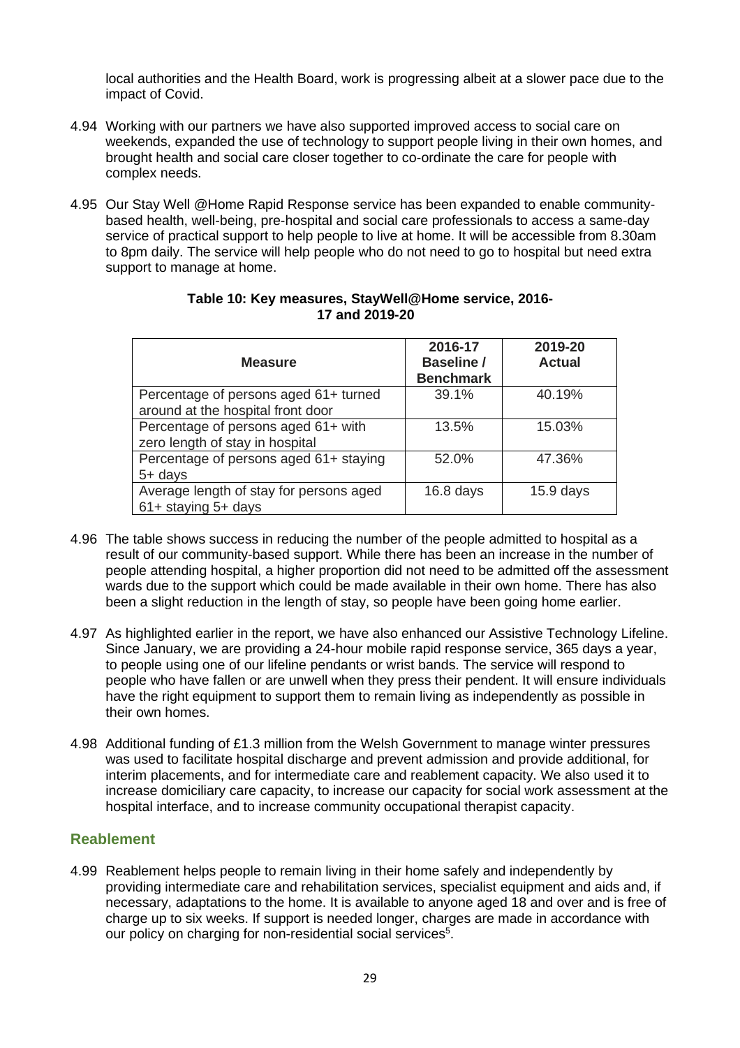local authorities and the Health Board, work is progressing albeit at a slower pace due to the impact of Covid.

4.94 Working with our partners we have also supported improved access to social care on weekends, expanded the use of technology to support people living in their own homes, and brought health and social care closer together to co-ordinate the care for people with complex needs.

4.95 Our Stay Well @Home Rapid Response service has been expanded to enable community-based health, well-being, pre-hospital and social care professionals to access a same-day service of practical support to help people to live at home. It will be accessible from 8.30am to 8pm daily. The service will help people who do not need to go to hospital but need extra support to manage at home.

**Table 10: Key measures, StayWell@Home service, 2016-17 and 2019-20**

| Measure | 2016-17 Baseline / Benchmark | 2019-20 Actual |
|---|---|---|
| Percentage of persons aged 61+ turned around at the hospital front door | 39.1% | 40.19% |
| Percentage of persons aged 61+ with zero length of stay in hospital | 13.5% | 15.03% |
| Percentage of persons aged 61+ staying 5+ days | 52.0% | 47.36% |
| Average length of stay for persons aged 61+ staying 5+ days | 16.8 days | 15.9 days |

4.96 The table shows success in reducing the number of the people admitted to hospital as a result of our community-based support. While there has been an increase in the number of people attending hospital, a higher proportion did not need to be admitted off the assessment wards due to the support which could be made available in their own home. There has also been a slight reduction in the length of stay, so people have been going home earlier.

4.97 As highlighted earlier in the report, we have also enhanced our Assistive Technology Lifeline. Since January, we are providing a 24-hour mobile rapid response service, 365 days a year, to people using one of our lifeline pendants or wrist bands. The service will respond to people who have fallen or are unwell when they press their pendent. It will ensure individuals have the right equipment to support them to remain living as independently as possible in their own homes.

4.98 Additional funding of £1.3 million from the Welsh Government to manage winter pressures was used to facilitate hospital discharge and prevent admission and provide additional, for interim placements, and for intermediate care and reablement capacity. We also used it to increase domiciliary care capacity, to increase our capacity for social work assessment at the hospital interface, and to increase community occupational therapist capacity.

## Reablement

4.99 Reablement helps people to remain living in their home safely and independently by providing intermediate care and rehabilitation services, specialist equipment and aids and, if necessary, adaptations to the home. It is available to anyone aged 18 and over and is free of charge up to six weeks. If support is needed longer, charges are made in accordance with our policy on charging for non-residential social services[5].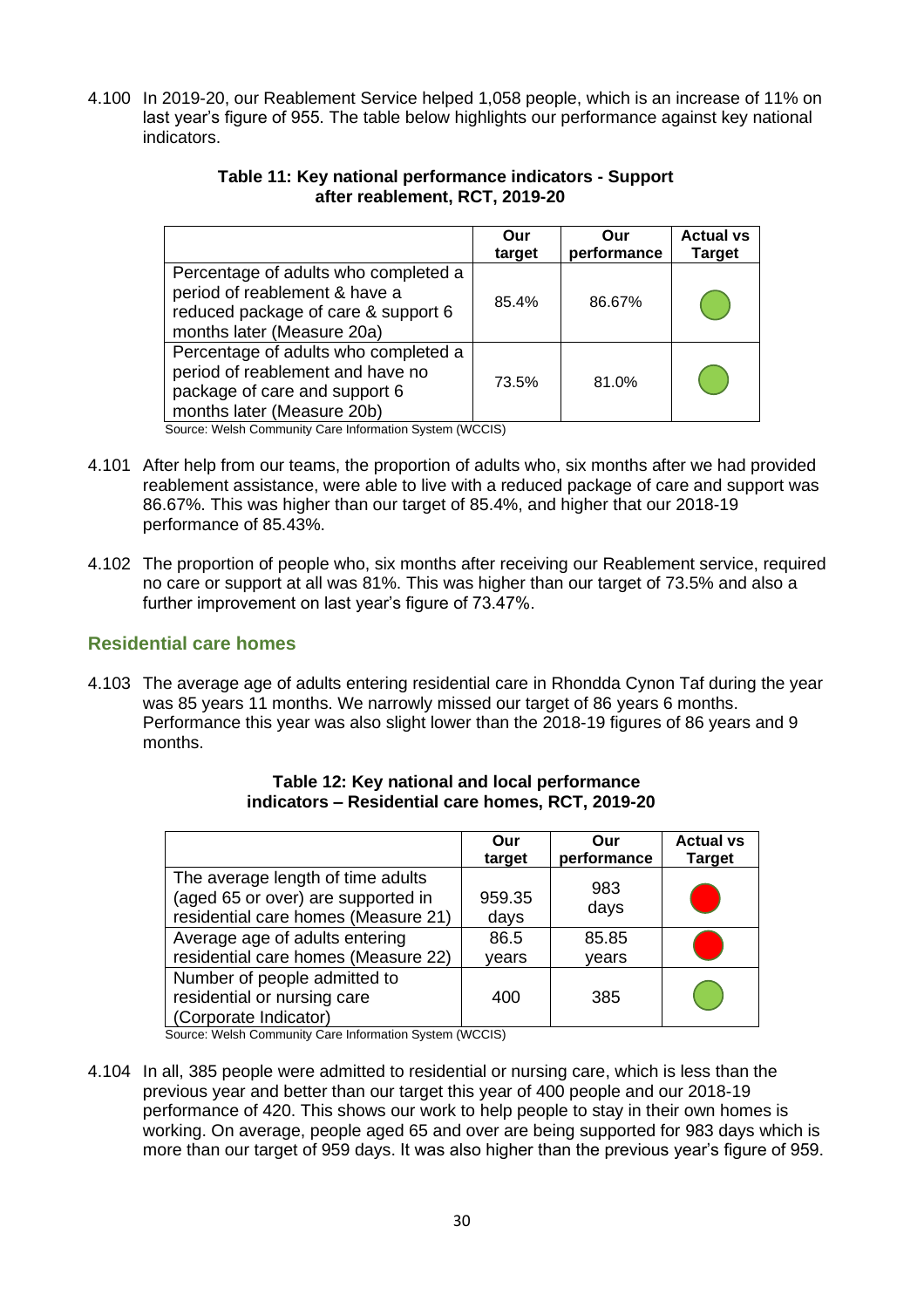4.100 In 2019-20, our Reablement Service helped 1,058 people, which is an increase of 11% on last year's figure of 955. The table below highlights our performance against key national indicators.

**Table 11: Key national performance indicators - Support after reablement, RCT, 2019-20**

| | Our target | Our performance | Actual vs Target |
|---|---|---|---|
| Percentage of adults who completed a period of reablement & have a reduced package of care & support 6 months later (Measure 20a) | 85.4% | 86.67% | Green |
| Percentage of adults who completed a period of reablement and have no package of care and support 6 months later (Measure 20b) | 73.5% | 81.0% | Green |

Source: Welsh Community Care Information System (WCCIS)

4.101 After help from our teams, the proportion of adults who, six months after we had provided reablement assistance, were able to live with a reduced package of care and support was 86.67%. This was higher than our target of 85.4%, and higher that our 2018-19 performance of 85.43%.

4.102 The proportion of people who, six months after receiving our Reablement service, required no care or support at all was 81%. This was higher than our target of 73.5% and also a further improvement on last year's figure of 73.47%.

## Residential care homes

4.103 The average age of adults entering residential care in Rhondda Cynon Taf during the year was 85 years 11 months. We narrowly missed our target of 86 years 6 months. Performance this year was also slight lower than the 2018-19 figures of 86 years and 9 months.

**Table 12: Key national and local performance indicators – Residential care homes, RCT, 2019-20**

| | Our target | Our performance | Actual vs Target |
|---|---|---|---|
| The average length of time adults (aged 65 or over) are supported in residential care homes (Measure 21) | 959.35 days | 983 days | Red |
| Average age of adults entering residential care homes (Measure 22) | 86.5 years | 85.85 years | Red |
| Number of people admitted to residential or nursing care (Corporate Indicator) | 400 | 385 | Green |

Source: Welsh Community Care Information System (WCCIS)

4.104 In all, 385 people were admitted to residential or nursing care, which is less than the previous year and better than our target this year of 400 people and our 2018-19 performance of 420. This shows our work to help people to stay in their own homes is working. On average, people aged 65 and over are being supported for 983 days which is more than our target of 959 days. It was also higher than the previous year's figure of 959.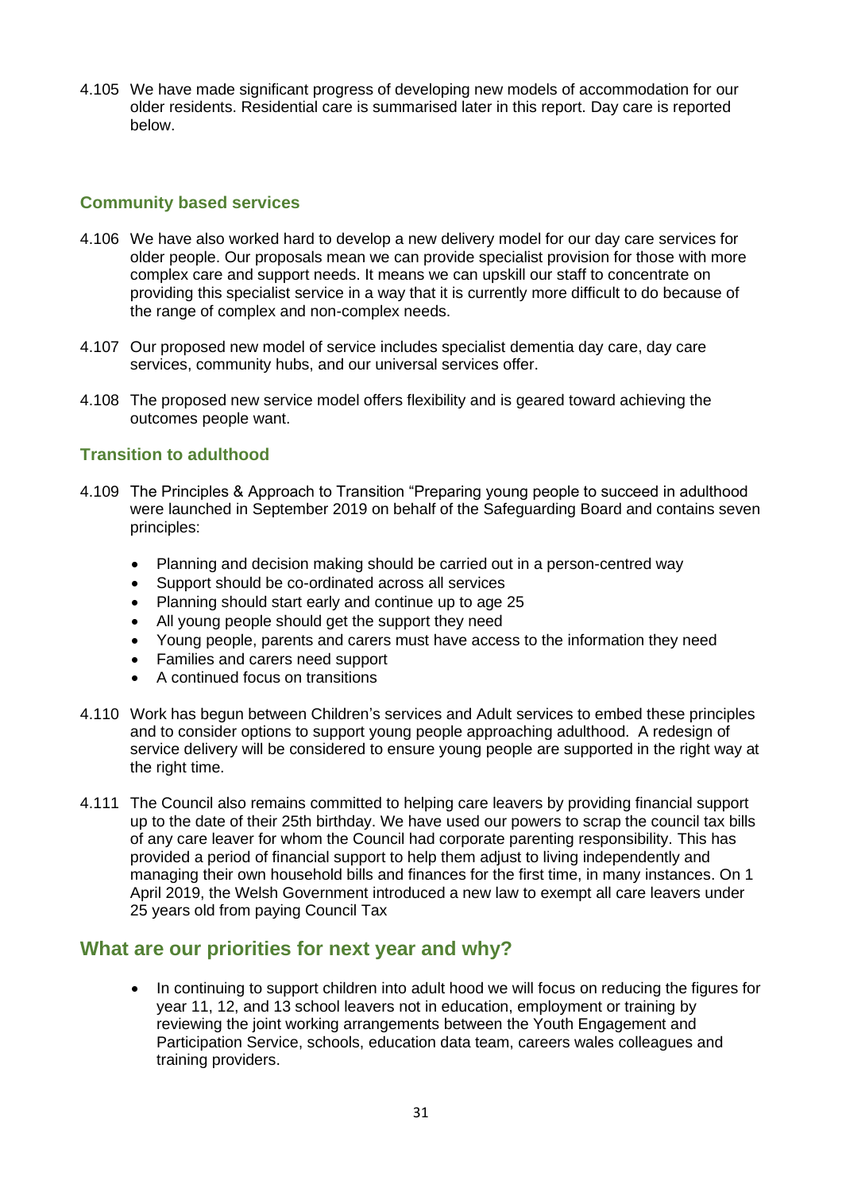4.105 We have made significant progress of developing new models of accommodation for our older residents. Residential care is summarised later in this report. Day care is reported below.

### Community based services

4.106 We have also worked hard to develop a new delivery model for our day care services for older people. Our proposals mean we can provide specialist provision for those with more complex care and support needs. It means we can upskill our staff to concentrate on providing this specialist service in a way that it is currently more difficult to do because of the range of complex and non-complex needs.

4.107 Our proposed new model of service includes specialist dementia day care, day care services, community hubs, and our universal services offer.

4.108 The proposed new service model offers flexibility and is geared toward achieving the outcomes people want.

### Transition to adulthood

4.109 The Principles & Approach to Transition "Preparing young people to succeed in adulthood were launched in September 2019 on behalf of the Safeguarding Board and contains seven principles:

- Planning and decision making should be carried out in a person-centred way
- Support should be co-ordinated across all services
- Planning should start early and continue up to age 25
- All young people should get the support they need
- Young people, parents and carers must have access to the information they need
- Families and carers need support
- A continued focus on transitions

4.110 Work has begun between Children's services and Adult services to embed these principles and to consider options to support young people approaching adulthood. A redesign of service delivery will be considered to ensure young people are supported in the right way at the right time.

4.111 The Council also remains committed to helping care leavers by providing financial support up to the date of their 25th birthday. We have used our powers to scrap the council tax bills of any care leaver for whom the Council had corporate parenting responsibility. This has provided a period of financial support to help them adjust to living independently and managing their own household bills and finances for the first time, in many instances. On 1 April 2019, the Welsh Government introduced a new law to exempt all care leavers under 25 years old from paying Council Tax

## What are our priorities for next year and why?

- In continuing to support children into adult hood we will focus on reducing the figures for year 11, 12, and 13 school leavers not in education, employment or training by reviewing the joint working arrangements between the Youth Engagement and Participation Service, schools, education data team, careers wales colleagues and training providers.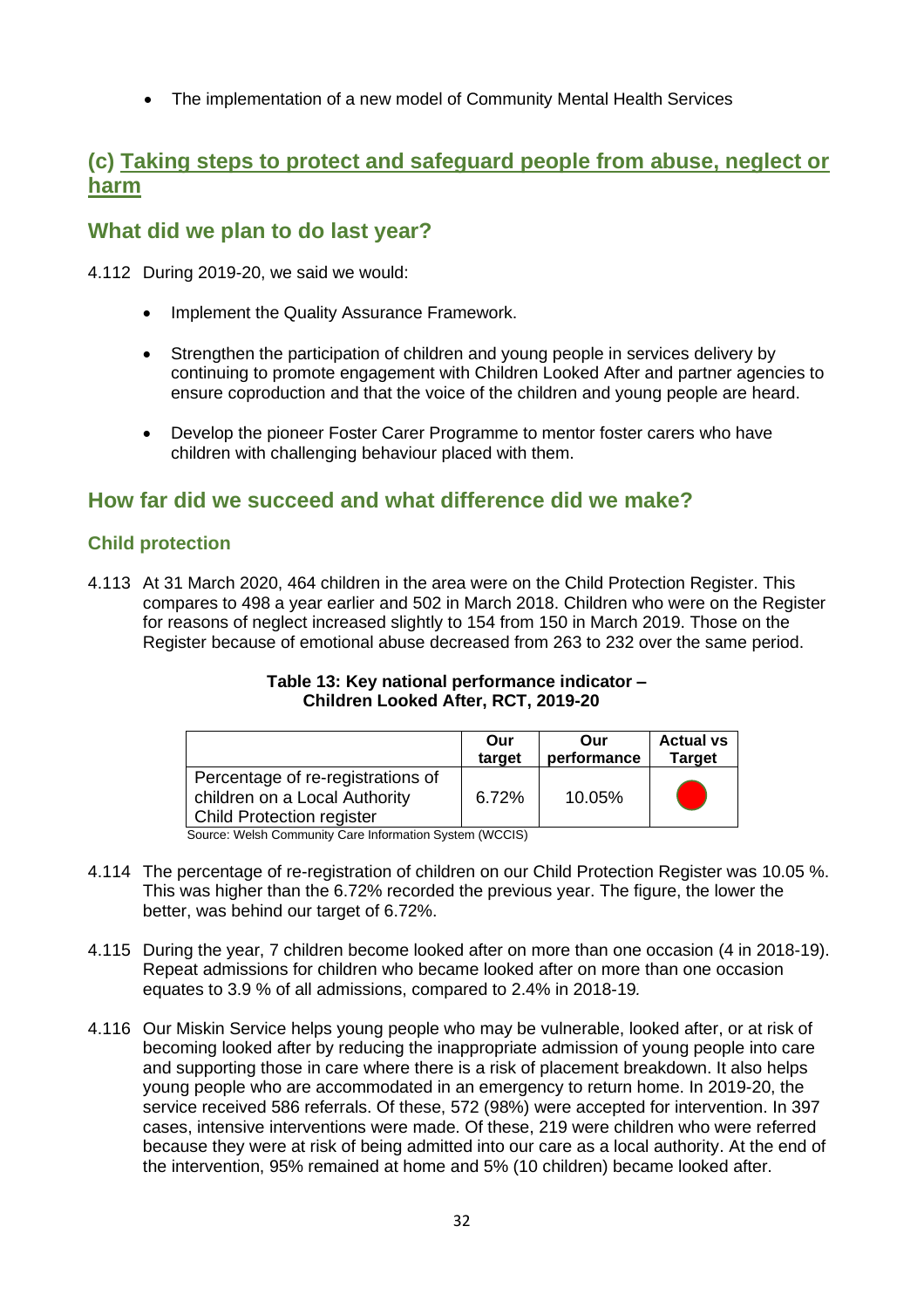- The implementation of a new model of Community Mental Health Services

## (c) Taking steps to protect and safeguard people from abuse, neglect or harm

### What did we plan to do last year?

4.112 During 2019-20, we said we would:

- Implement the Quality Assurance Framework.
- Strengthen the participation of children and young people in services delivery by continuing to promote engagement with Children Looked After and partner agencies to ensure coproduction and that the voice of the children and young people are heard.
- Develop the pioneer Foster Carer Programme to mentor foster carers who have children with challenging behaviour placed with them.

### How far did we succeed and what difference did we make?

#### Child protection

4.113 At 31 March 2020, 464 children in the area were on the Child Protection Register. This compares to 498 a year earlier and 502 in March 2018. Children who were on the Register for reasons of neglect increased slightly to 154 from 150 in March 2019. Those on the Register because of emotional abuse decreased from 263 to 232 over the same period.

**Table 13: Key national performance indicator – Children Looked After, RCT, 2019-20**

| | Our target | Our performance | Actual vs Target |
|---|---|---|---|
| Percentage of re-registrations of children on a Local Authority Child Protection register | 6.72% | 10.05% | 🔴 |

Source: Welsh Community Care Information System (WCCIS)

4.114 The percentage of re-registration of children on our Child Protection Register was 10.05 %. This was higher than the 6.72% recorded the previous year. The figure, the lower the better, was behind our target of 6.72%.

4.115 During the year, 7 children become looked after on more than one occasion (4 in 2018-19). Repeat admissions for children who became looked after on more than one occasion equates to 3.9 % of all admissions, compared to 2.4% in 2018-19.

4.116 Our Miskin Service helps young people who may be vulnerable, looked after, or at risk of becoming looked after by reducing the inappropriate admission of young people into care and supporting those in care where there is a risk of placement breakdown. It also helps young people who are accommodated in an emergency to return home. In 2019-20, the service received 586 referrals. Of these, 572 (98%) were accepted for intervention. In 397 cases, intensive interventions were made. Of these, 219 were children who were referred because they were at risk of being admitted into our care as a local authority. At the end of the intervention, 95% remained at home and 5% (10 children) became looked after.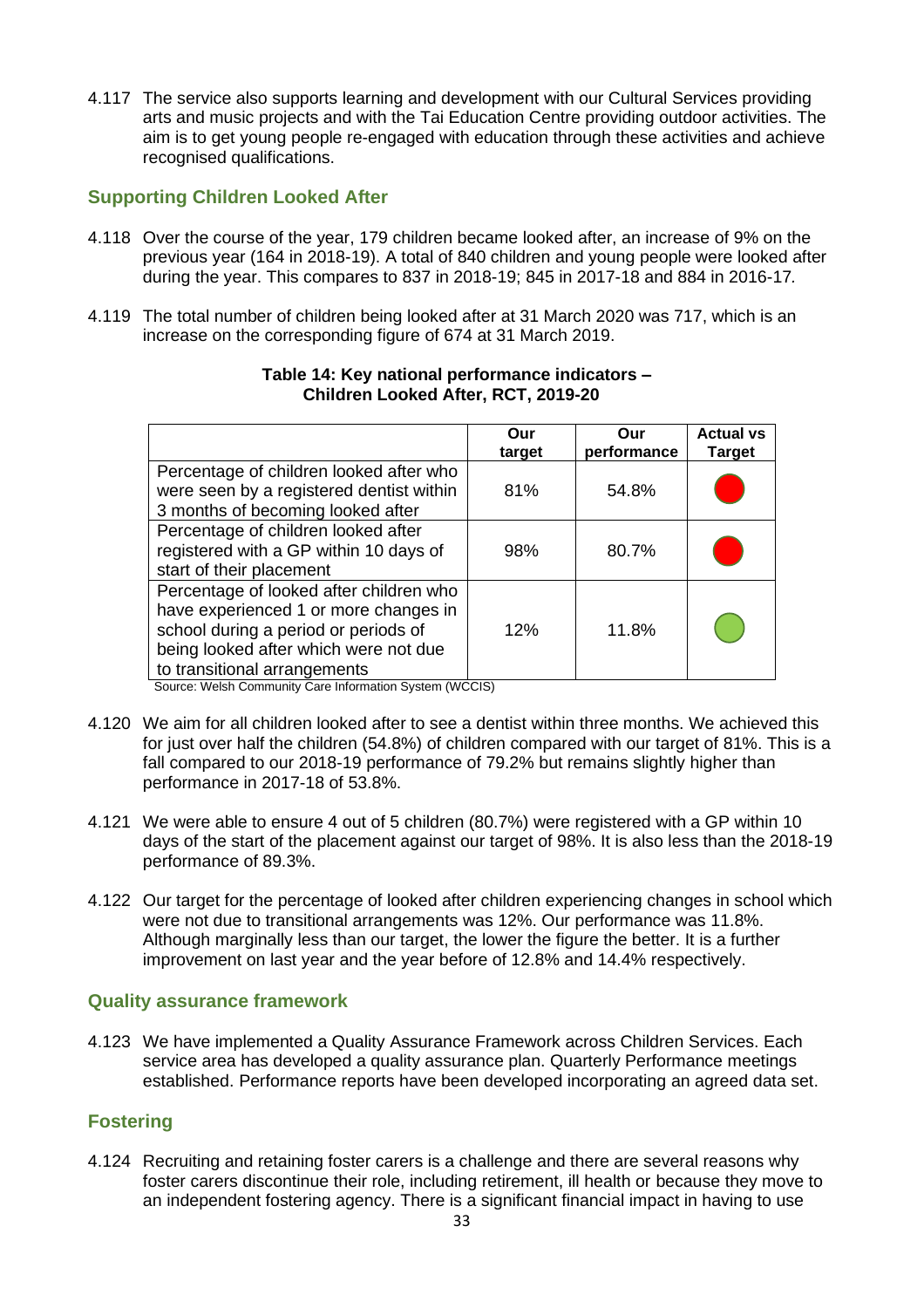4.117 The service also supports learning and development with our Cultural Services providing arts and music projects and with the Tai Education Centre providing outdoor activities. The aim is to get young people re-engaged with education through these activities and achieve recognised qualifications.

### Supporting Children Looked After

4.118 Over the course of the year, 179 children became looked after, an increase of 9% on the previous year (164 in 2018-19). A total of 840 children and young people were looked after during the year. This compares to 837 in 2018-19; 845 in 2017-18 and 884 in 2016-17.

4.119 The total number of children being looked after at 31 March 2020 was 717, which is an increase on the corresponding figure of 674 at 31 March 2019.

**Table 14: Key national performance indicators – Children Looked After, RCT, 2019-20**

| | Our target | Our performance | Actual vs Target |
|---|---|---|---|
| Percentage of children looked after who were seen by a registered dentist within 3 months of becoming looked after | 81% | 54.8% | Red |
| Percentage of children looked after registered with a GP within 10 days of start of their placement | 98% | 80.7% | Red |
| Percentage of looked after children who have experienced 1 or more changes in school during a period or periods of being looked after which were not due to transitional arrangements | 12% | 11.8% | Green |

Source: Welsh Community Care Information System (WCCIS)

4.120 We aim for all children looked after to see a dentist within three months. We achieved this for just over half the children (54.8%) of children compared with our target of 81%. This is a fall compared to our 2018-19 performance of 79.2% but remains slightly higher than performance in 2017-18 of 53.8%.

4.121 We were able to ensure 4 out of 5 children (80.7%) were registered with a GP within 10 days of the start of the placement against our target of 98%. It is also less than the 2018-19 performance of 89.3%.

4.122 Our target for the percentage of looked after children experiencing changes in school which were not due to transitional arrangements was 12%. Our performance was 11.8%. Although marginally less than our target, the lower the figure the better. It is a further improvement on last year and the year before of 12.8% and 14.4% respectively.

### Quality assurance framework

4.123 We have implemented a Quality Assurance Framework across Children Services. Each service area has developed a quality assurance plan. Quarterly Performance meetings established. Performance reports have been developed incorporating an agreed data set.

### Fostering

4.124 Recruiting and retaining foster carers is a challenge and there are several reasons why foster carers discontinue their role, including retirement, ill health or because they move to an independent fostering agency. There is a significant financial impact in having to use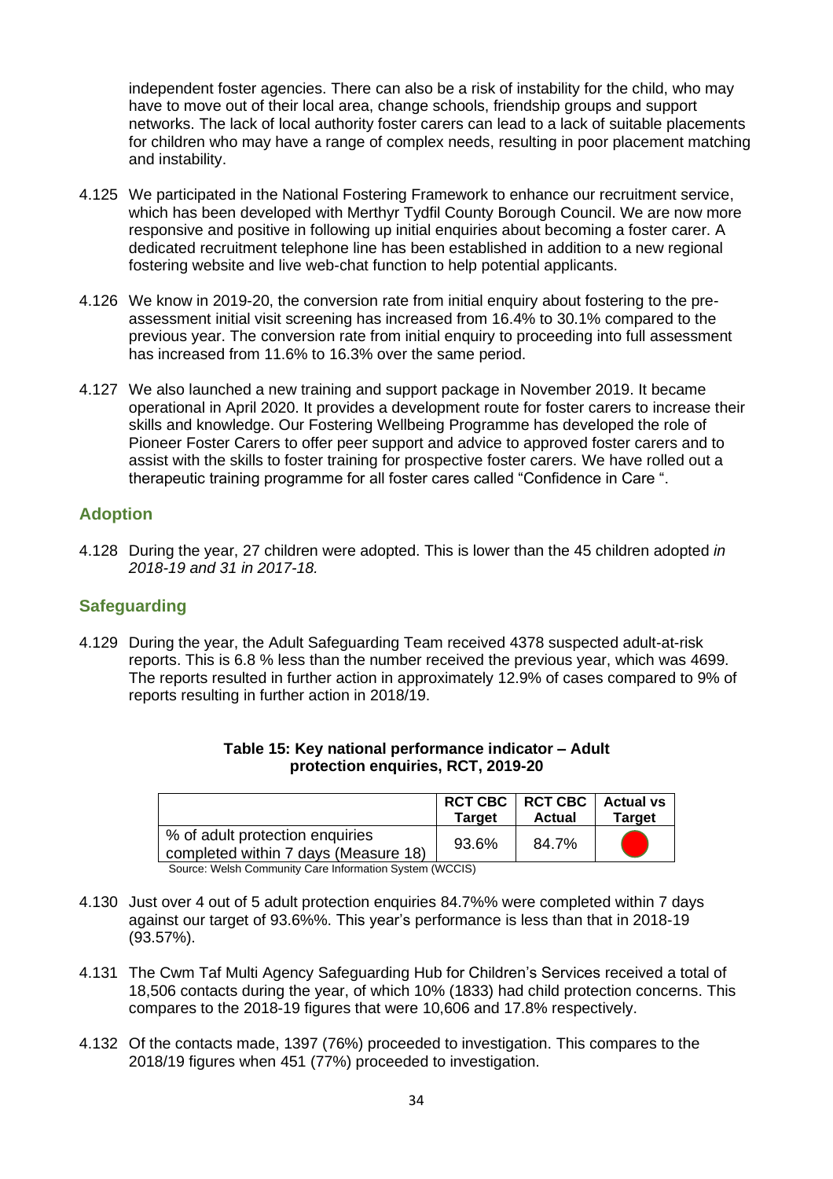independent foster agencies. There can also be a risk of instability for the child, who may have to move out of their local area, change schools, friendship groups and support networks. The lack of local authority foster carers can lead to a lack of suitable placements for children who may have a range of complex needs, resulting in poor placement matching and instability.

4.125 We participated in the National Fostering Framework to enhance our recruitment service, which has been developed with Merthyr Tydfil County Borough Council. We are now more responsive and positive in following up initial enquiries about becoming a foster carer. A dedicated recruitment telephone line has been established in addition to a new regional fostering website and live web-chat function to help potential applicants.

4.126 We know in 2019-20, the conversion rate from initial enquiry about fostering to the pre-assessment initial visit screening has increased from 16.4% to 30.1% compared to the previous year. The conversion rate from initial enquiry to proceeding into full assessment has increased from 11.6% to 16.3% over the same period.

4.127 We also launched a new training and support package in November 2019. It became operational in April 2020. It provides a development route for foster carers to increase their skills and knowledge. Our Fostering Wellbeing Programme has developed the role of Pioneer Foster Carers to offer peer support and advice to approved foster carers and to assist with the skills to foster training for prospective foster carers. We have rolled out a therapeutic training programme for all foster cares called "Confidence in Care ".

## Adoption

4.128 During the year, 27 children were adopted. This is lower than the 45 children adopted *in 2018-19 and 31 in 2017-18.*

## Safeguarding

4.129 During the year, the Adult Safeguarding Team received 4378 suspected adult-at-risk reports. This is 6.8 % less than the number received the previous year, which was 4699. The reports resulted in further action in approximately 12.9% of cases compared to 9% of reports resulting in further action in 2018/19.

**Table 15: Key national performance indicator – Adult protection enquiries, RCT, 2019-20**

| | RCT CBC Target | RCT CBC Actual | Actual vs Target |
|---|---|---|---|
| % of adult protection enquiries completed within 7 days (Measure 18) | 93.6% | 84.7% | 🔴 |

Source: Welsh Community Care Information System (WCCIS)

4.130 Just over 4 out of 5 adult protection enquiries 84.7%% were completed within 7 days against our target of 93.6%%. This year's performance is less than that in 2018-19 (93.57%).

4.131 The Cwm Taf Multi Agency Safeguarding Hub for Children's Services received a total of 18,506 contacts during the year, of which 10% (1833) had child protection concerns. This compares to the 2018-19 figures that were 10,606 and 17.8% respectively.

4.132 Of the contacts made, 1397 (76%) proceeded to investigation. This compares to the 2018/19 figures when 451 (77%) proceeded to investigation.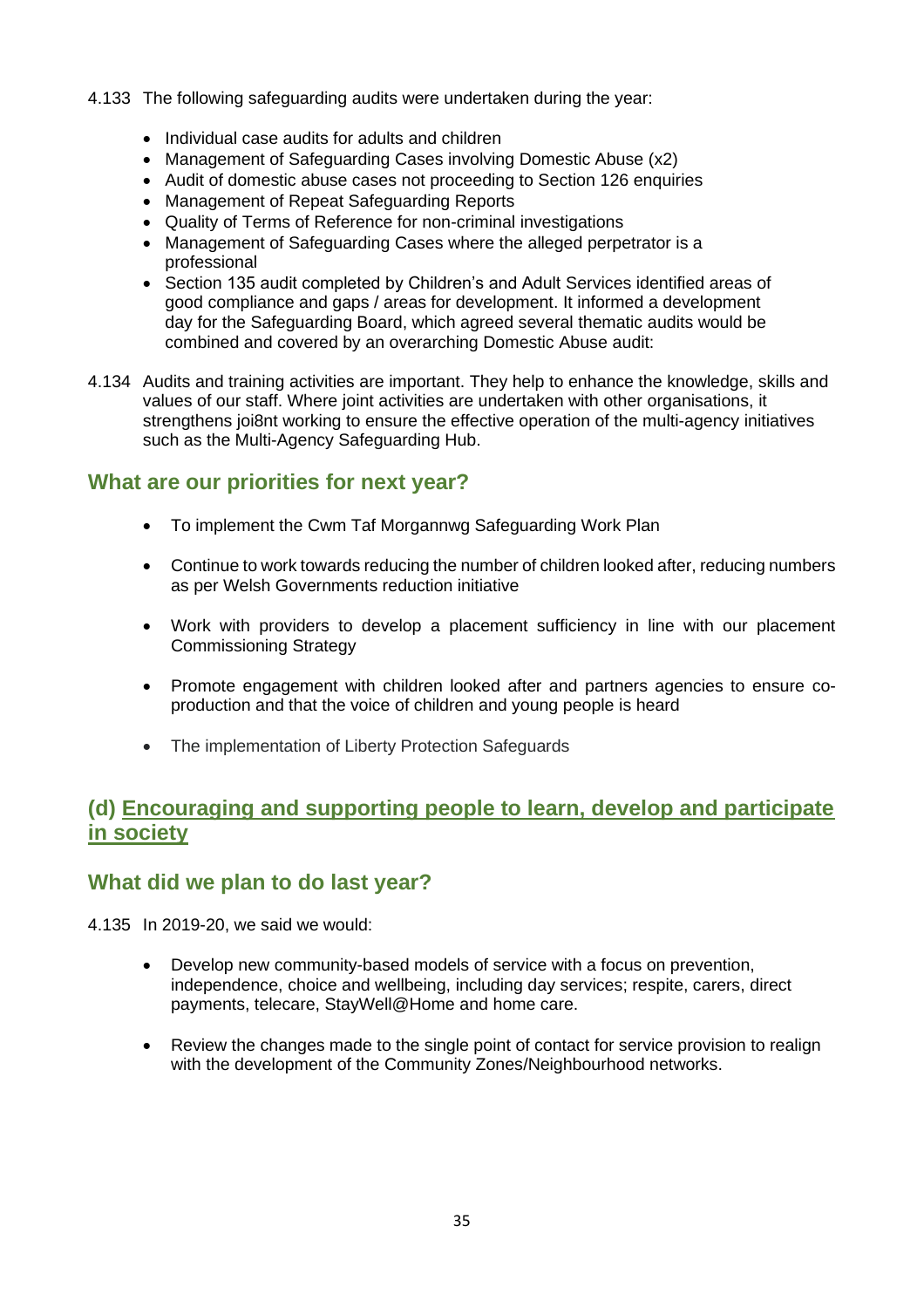4.133 The following safeguarding audits were undertaken during the year:

- Individual case audits for adults and children
- Management of Safeguarding Cases involving Domestic Abuse (x2)
- Audit of domestic abuse cases not proceeding to Section 126 enquiries
- Management of Repeat Safeguarding Reports
- Quality of Terms of Reference for non-criminal investigations
- Management of Safeguarding Cases where the alleged perpetrator is a professional
- Section 135 audit completed by Children's and Adult Services identified areas of good compliance and gaps / areas for development. It informed a development day for the Safeguarding Board, which agreed several thematic audits would be combined and covered by an overarching Domestic Abuse audit:

4.134 Audits and training activities are important. They help to enhance the knowledge, skills and values of our staff. Where joint activities are undertaken with other organisations, it strengthens joi8nt working to ensure the effective operation of the multi-agency initiatives such as the Multi-Agency Safeguarding Hub.

## What are our priorities for next year?

- To implement the Cwm Taf Morgannwg Safeguarding Work Plan
- Continue to work towards reducing the number of children looked after, reducing numbers as per Welsh Governments reduction initiative
- Work with providers to develop a placement sufficiency in line with our placement Commissioning Strategy
- Promote engagement with children looked after and partners agencies to ensure co-production and that the voice of children and young people is heard
- The implementation of Liberty Protection Safeguards

## (d) Encouraging and supporting people to learn, develop and participate in society

## What did we plan to do last year?

4.135 In 2019-20, we said we would:

- Develop new community-based models of service with a focus on prevention, independence, choice and wellbeing, including day services; respite, carers, direct payments, telecare, StayWell@Home and home care.
- Review the changes made to the single point of contact for service provision to realign with the development of the Community Zones/Neighbourhood networks.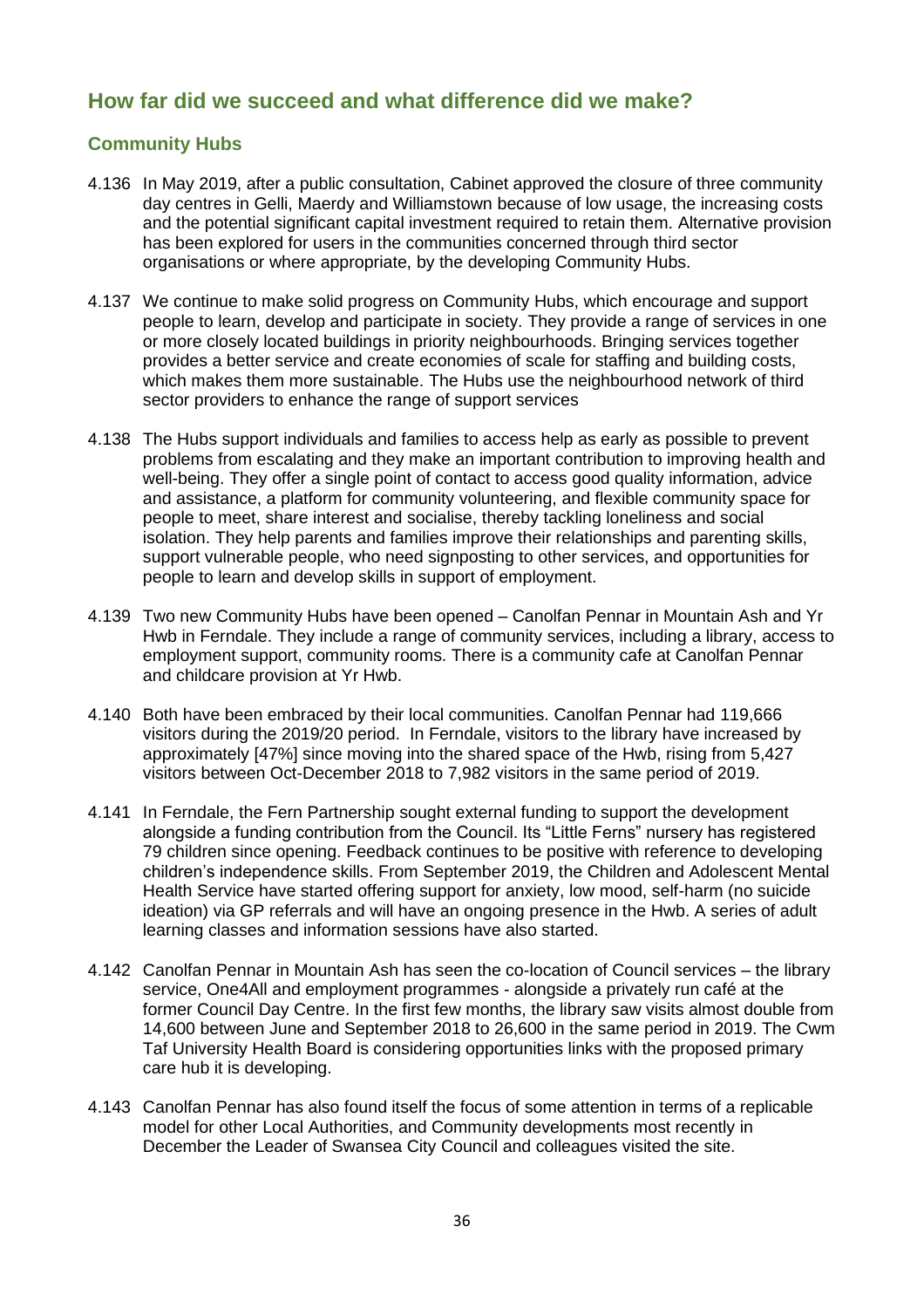## How far did we succeed and what difference did we make?

### Community Hubs

4.136 In May 2019, after a public consultation, Cabinet approved the closure of three community day centres in Gelli, Maerdy and Williamstown because of low usage, the increasing costs and the potential significant capital investment required to retain them. Alternative provision has been explored for users in the communities concerned through third sector organisations or where appropriate, by the developing Community Hubs.

4.137 We continue to make solid progress on Community Hubs, which encourage and support people to learn, develop and participate in society. They provide a range of services in one or more closely located buildings in priority neighbourhoods. Bringing services together provides a better service and create economies of scale for staffing and building costs, which makes them more sustainable. The Hubs use the neighbourhood network of third sector providers to enhance the range of support services

4.138 The Hubs support individuals and families to access help as early as possible to prevent problems from escalating and they make an important contribution to improving health and well-being. They offer a single point of contact to access good quality information, advice and assistance, a platform for community volunteering, and flexible community space for people to meet, share interest and socialise, thereby tackling loneliness and social isolation. They help parents and families improve their relationships and parenting skills, support vulnerable people, who need signposting to other services, and opportunities for people to learn and develop skills in support of employment.

4.139 Two new Community Hubs have been opened – Canolfan Pennar in Mountain Ash and Yr Hwb in Ferndale. They include a range of community services, including a library, access to employment support, community rooms. There is a community cafe at Canolfan Pennar and childcare provision at Yr Hwb.

4.140 Both have been embraced by their local communities. Canolfan Pennar had 119,666 visitors during the 2019/20 period. In Ferndale, visitors to the library have increased by approximately [47%] since moving into the shared space of the Hwb, rising from 5,427 visitors between Oct-December 2018 to 7,982 visitors in the same period of 2019.

4.141 In Ferndale, the Fern Partnership sought external funding to support the development alongside a funding contribution from the Council. Its "Little Ferns" nursery has registered 79 children since opening. Feedback continues to be positive with reference to developing children's independence skills. From September 2019, the Children and Adolescent Mental Health Service have started offering support for anxiety, low mood, self-harm (no suicide ideation) via GP referrals and will have an ongoing presence in the Hwb. A series of adult learning classes and information sessions have also started.

4.142 Canolfan Pennar in Mountain Ash has seen the co-location of Council services – the library service, One4All and employment programmes - alongside a privately run café at the former Council Day Centre. In the first few months, the library saw visits almost double from 14,600 between June and September 2018 to 26,600 in the same period in 2019. The Cwm Taf University Health Board is considering opportunities links with the proposed primary care hub it is developing.

4.143 Canolfan Pennar has also found itself the focus of some attention in terms of a replicable model for other Local Authorities, and Community developments most recently in December the Leader of Swansea City Council and colleagues visited the site.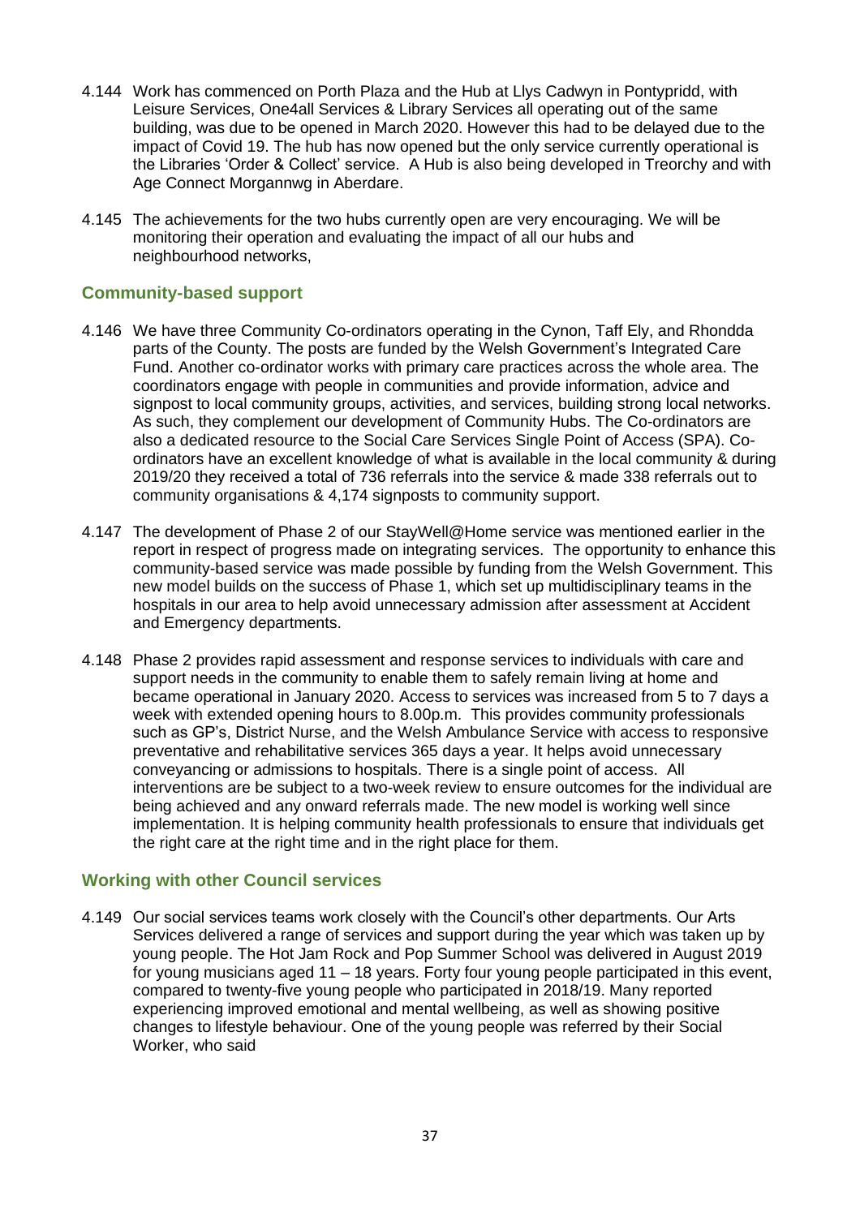4.144 Work has commenced on Porth Plaza and the Hub at Llys Cadwyn in Pontypridd, with Leisure Services, One4all Services & Library Services all operating out of the same building, was due to be opened in March 2020. However this had to be delayed due to the impact of Covid 19. The hub has now opened but the only service currently operational is the Libraries 'Order & Collect' service. A Hub is also being developed in Treorchy and with Age Connect Morgannwg in Aberdare.

4.145 The achievements for the two hubs currently open are very encouraging. We will be monitoring their operation and evaluating the impact of all our hubs and neighbourhood networks,

## Community-based support

4.146 We have three Community Co-ordinators operating in the Cynon, Taff Ely, and Rhondda parts of the County. The posts are funded by the Welsh Government's Integrated Care Fund. Another co-ordinator works with primary care practices across the whole area. The coordinators engage with people in communities and provide information, advice and signpost to local community groups, activities, and services, building strong local networks. As such, they complement our development of Community Hubs. The Co-ordinators are also a dedicated resource to the Social Care Services Single Point of Access (SPA). Co-ordinators have an excellent knowledge of what is available in the local community & during 2019/20 they received a total of 736 referrals into the service & made 338 referrals out to community organisations & 4,174 signposts to community support.

4.147 The development of Phase 2 of our StayWell@Home service was mentioned earlier in the report in respect of progress made on integrating services. The opportunity to enhance this community-based service was made possible by funding from the Welsh Government. This new model builds on the success of Phase 1, which set up multidisciplinary teams in the hospitals in our area to help avoid unnecessary admission after assessment at Accident and Emergency departments.

4.148 Phase 2 provides rapid assessment and response services to individuals with care and support needs in the community to enable them to safely remain living at home and became operational in January 2020. Access to services was increased from 5 to 7 days a week with extended opening hours to 8.00p.m. This provides community professionals such as GP's, District Nurse, and the Welsh Ambulance Service with access to responsive preventative and rehabilitative services 365 days a year. It helps avoid unnecessary conveyancing or admissions to hospitals. There is a single point of access. All interventions are be subject to a two-week review to ensure outcomes for the individual are being achieved and any onward referrals made. The new model is working well since implementation. It is helping community health professionals to ensure that individuals get the right care at the right time and in the right place for them.

## Working with other Council services

4.149 Our social services teams work closely with the Council's other departments. Our Arts Services delivered a range of services and support during the year which was taken up by young people. The Hot Jam Rock and Pop Summer School was delivered in August 2019 for young musicians aged 11 – 18 years. Forty four young people participated in this event, compared to twenty-five young people who participated in 2018/19. Many reported experiencing improved emotional and mental wellbeing, as well as showing positive changes to lifestyle behaviour. One of the young people was referred by their Social Worker, who said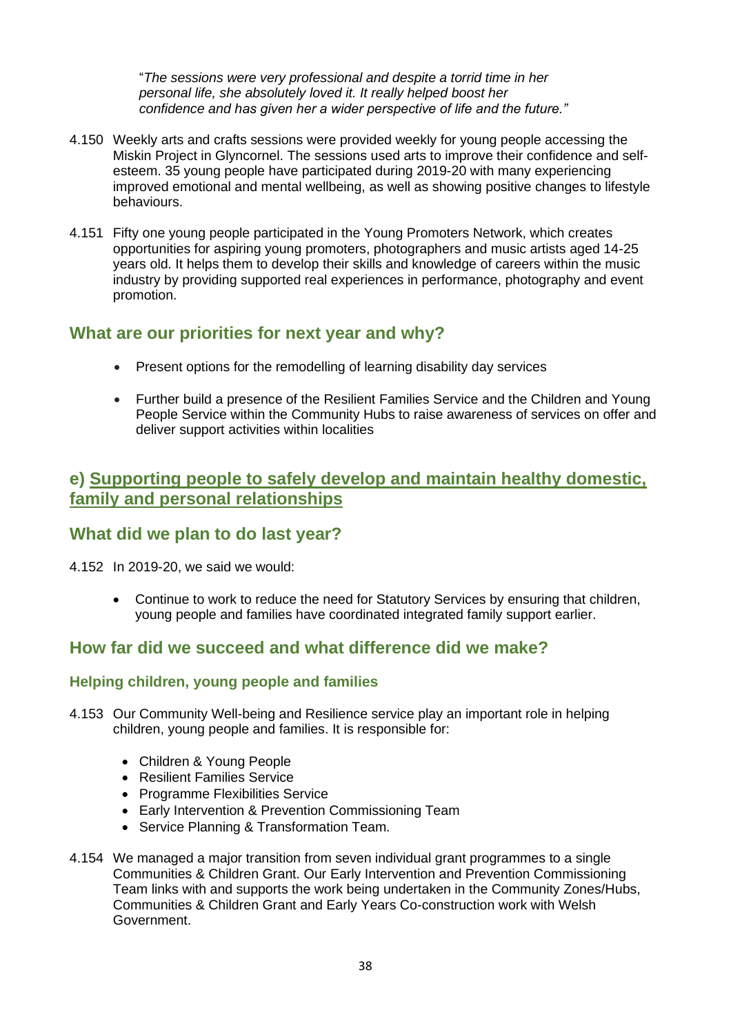"*The sessions were very professional and despite a torrid time in her personal life, she absolutely loved it. It really helped boost her confidence and has given her a wider perspective of life and the future.*"

4.150 Weekly arts and crafts sessions were provided weekly for young people accessing the Miskin Project in Glyncornel. The sessions used arts to improve their confidence and self-esteem. 35 young people have participated during 2019-20 with many experiencing improved emotional and mental wellbeing, as well as showing positive changes to lifestyle behaviours.

4.151 Fifty one young people participated in the Young Promoters Network, which creates opportunities for aspiring young promoters, photographers and music artists aged 14-25 years old. It helps them to develop their skills and knowledge of careers within the music industry by providing supported real experiences in performance, photography and event promotion.

## What are our priorities for next year and why?

- Present options for the remodelling of learning disability day services
- Further build a presence of the Resilient Families Service and the Children and Young People Service within the Community Hubs to raise awareness of services on offer and deliver support activities within localities

## e) Supporting people to safely develop and maintain healthy domestic, family and personal relationships

## What did we plan to do last year?

4.152 In 2019-20, we said we would:

- Continue to work to reduce the need for Statutory Services by ensuring that children, young people and families have coordinated integrated family support earlier.

## How far did we succeed and what difference did we make?

### Helping children, young people and families

4.153 Our Community Well-being and Resilience service play an important role in helping children, young people and families. It is responsible for:

- Children & Young People
- Resilient Families Service
- Programme Flexibilities Service
- Early Intervention & Prevention Commissioning Team
- Service Planning & Transformation Team.

4.154 We managed a major transition from seven individual grant programmes to a single Communities & Children Grant. Our Early Intervention and Prevention Commissioning Team links with and supports the work being undertaken in the Community Zones/Hubs, Communities & Children Grant and Early Years Co-construction work with Welsh Government.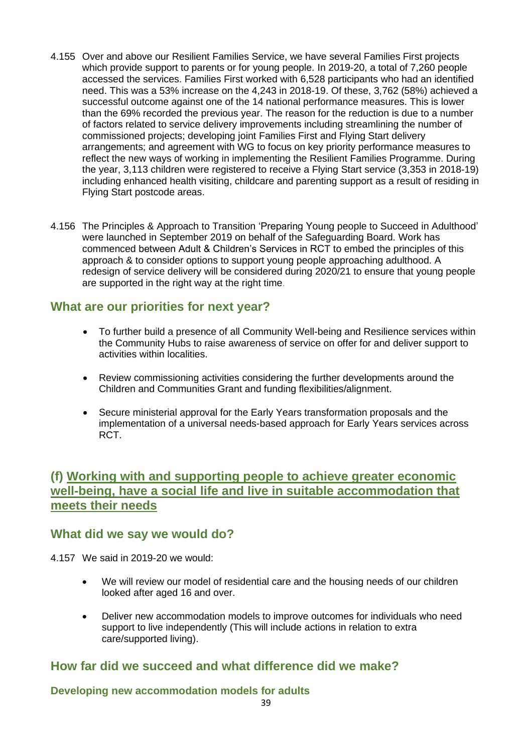4.155 Over and above our Resilient Families Service, we have several Families First projects which provide support to parents or for young people. In 2019-20, a total of 7,260 people accessed the services. Families First worked with 6,528 participants who had an identified need. This was a 53% increase on the 4,243 in 2018-19. Of these, 3,762 (58%) achieved a successful outcome against one of the 14 national performance measures. This is lower than the 69% recorded the previous year. The reason for the reduction is due to a number of factors related to service delivery improvements including streamlining the number of commissioned projects; developing joint Families First and Flying Start delivery arrangements; and agreement with WG to focus on key priority performance measures to reflect the new ways of working in implementing the Resilient Families Programme. During the year, 3,113 children were registered to receive a Flying Start service (3,353 in 2018-19) including enhanced health visiting, childcare and parenting support as a result of residing in Flying Start postcode areas.

4.156 The Principles & Approach to Transition 'Preparing Young people to Succeed in Adulthood' were launched in September 2019 on behalf of the Safeguarding Board. Work has commenced between Adult & Children's Services in RCT to embed the principles of this approach & to consider options to support young people approaching adulthood. A redesign of service delivery will be considered during 2020/21 to ensure that young people are supported in the right way at the right time.

## What are our priorities for next year?

- To further build a presence of all Community Well-being and Resilience services within the Community Hubs to raise awareness of service on offer for and deliver support to activities within localities.
- Review commissioning activities considering the further developments around the Children and Communities Grant and funding flexibilities/alignment.
- Secure ministerial approval for the Early Years transformation proposals and the implementation of a universal needs-based approach for Early Years services across RCT.

## (f) Working with and supporting people to achieve greater economic well-being, have a social life and live in suitable accommodation that meets their needs

## What did we say we would do?

4.157 We said in 2019-20 we would:

- We will review our model of residential care and the housing needs of our children looked after aged 16 and over.
- Deliver new accommodation models to improve outcomes for individuals who need support to live independently (This will include actions in relation to extra care/supported living).

## How far did we succeed and what difference did we make?

### Developing new accommodation models for adults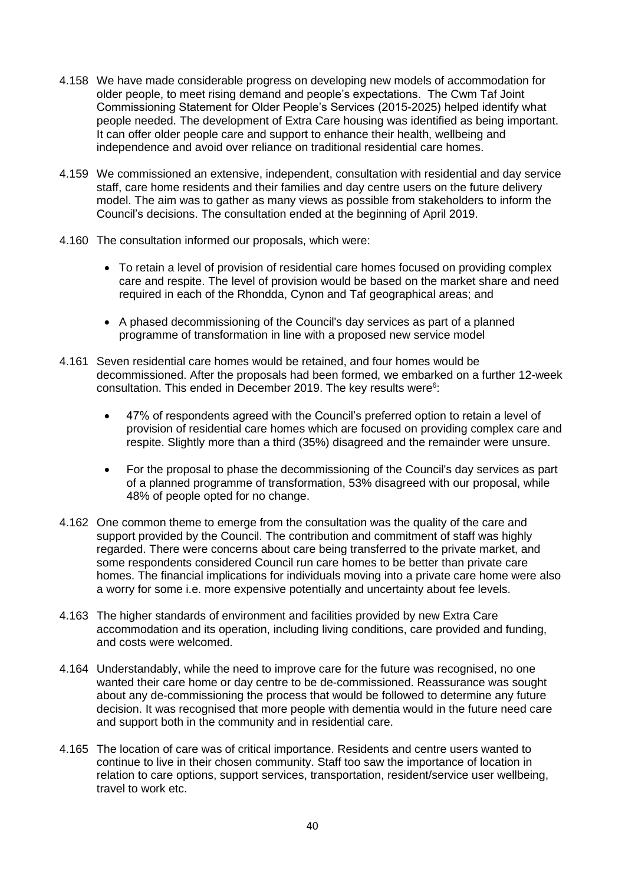4.158 We have made considerable progress on developing new models of accommodation for older people, to meet rising demand and people's expectations. The Cwm Taf Joint Commissioning Statement for Older People's Services (2015-2025) helped identify what people needed. The development of Extra Care housing was identified as being important. It can offer older people care and support to enhance their health, wellbeing and independence and avoid over reliance on traditional residential care homes.

4.159 We commissioned an extensive, independent, consultation with residential and day service staff, care home residents and their families and day centre users on the future delivery model. The aim was to gather as many views as possible from stakeholders to inform the Council's decisions. The consultation ended at the beginning of April 2019.

4.160 The consultation informed our proposals, which were:

- To retain a level of provision of residential care homes focused on providing complex care and respite. The level of provision would be based on the market share and need required in each of the Rhondda, Cynon and Taf geographical areas; and
- A phased decommissioning of the Council's day services as part of a planned programme of transformation in line with a proposed new service model

4.161 Seven residential care homes would be retained, and four homes would be decommissioned. After the proposals had been formed, we embarked on a further 12-week consultation. This ended in December 2019. The key results were[6]:

- 47% of respondents agreed with the Council's preferred option to retain a level of provision of residential care homes which are focused on providing complex care and respite. Slightly more than a third (35%) disagreed and the remainder were unsure.
- For the proposal to phase the decommissioning of the Council's day services as part of a planned programme of transformation, 53% disagreed with our proposal, while 48% of people opted for no change.

4.162 One common theme to emerge from the consultation was the quality of the care and support provided by the Council. The contribution and commitment of staff was highly regarded. There were concerns about care being transferred to the private market, and some respondents considered Council run care homes to be better than private care homes. The financial implications for individuals moving into a private care home were also a worry for some i.e. more expensive potentially and uncertainty about fee levels.

4.163 The higher standards of environment and facilities provided by new Extra Care accommodation and its operation, including living conditions, care provided and funding, and costs were welcomed.

4.164 Understandably, while the need to improve care for the future was recognised, no one wanted their care home or day centre to be de-commissioned. Reassurance was sought about any de-commissioning the process that would be followed to determine any future decision. It was recognised that more people with dementia would in the future need care and support both in the community and in residential care.

4.165 The location of care was of critical importance. Residents and centre users wanted to continue to live in their chosen community. Staff too saw the importance of location in relation to care options, support services, transportation, resident/service user wellbeing, travel to work etc.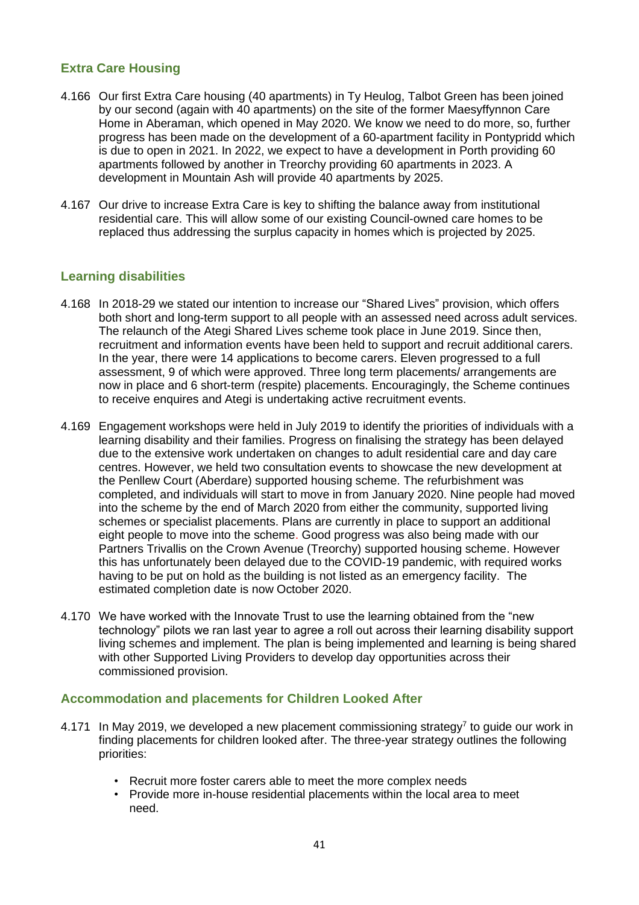## Extra Care Housing

4.166 Our first Extra Care housing (40 apartments) in Ty Heulog, Talbot Green has been joined by our second (again with 40 apartments) on the site of the former Maesyffynnon Care Home in Aberaman, which opened in May 2020. We know we need to do more, so, further progress has been made on the development of a 60-apartment facility in Pontypridd which is due to open in 2021. In 2022, we expect to have a development in Porth providing 60 apartments followed by another in Treorchy providing 60 apartments in 2023. A development in Mountain Ash will provide 40 apartments by 2025.

4.167 Our drive to increase Extra Care is key to shifting the balance away from institutional residential care. This will allow some of our existing Council-owned care homes to be replaced thus addressing the surplus capacity in homes which is projected by 2025.

## Learning disabilities

4.168 In 2018-29 we stated our intention to increase our "Shared Lives" provision, which offers both short and long-term support to all people with an assessed need across adult services. The relaunch of the Ategi Shared Lives scheme took place in June 2019. Since then, recruitment and information events have been held to support and recruit additional carers. In the year, there were 14 applications to become carers. Eleven progressed to a full assessment, 9 of which were approved. Three long term placements/ arrangements are now in place and 6 short-term (respite) placements. Encouragingly, the Scheme continues to receive enquires and Ategi is undertaking active recruitment events.

4.169 Engagement workshops were held in July 2019 to identify the priorities of individuals with a learning disability and their families. Progress on finalising the strategy has been delayed due to the extensive work undertaken on changes to adult residential care and day care centres. However, we held two consultation events to showcase the new development at the Penllew Court (Aberdare) supported housing scheme. The refurbishment was completed, and individuals will start to move in from January 2020. Nine people had moved into the scheme by the end of March 2020 from either the community, supported living schemes or specialist placements. Plans are currently in place to support an additional eight people to move into the scheme. Good progress was also being made with our Partners Trivallis on the Crown Avenue (Treorchy) supported housing scheme. However this has unfortunately been delayed due to the COVID-19 pandemic, with required works having to be put on hold as the building is not listed as an emergency facility. The estimated completion date is now October 2020.

4.170 We have worked with the Innovate Trust to use the learning obtained from the "new technology" pilots we ran last year to agree a roll out across their learning disability support living schemes and implement. The plan is being implemented and learning is being shared with other Supported Living Providers to develop day opportunities across their commissioned provision.

## Accommodation and placements for Children Looked After

4.171 In May 2019, we developed a new placement commissioning strategy[7] to guide our work in finding placements for children looked after. The three-year strategy outlines the following priorities:

- Recruit more foster carers able to meet the more complex needs
- Provide more in-house residential placements within the local area to meet need.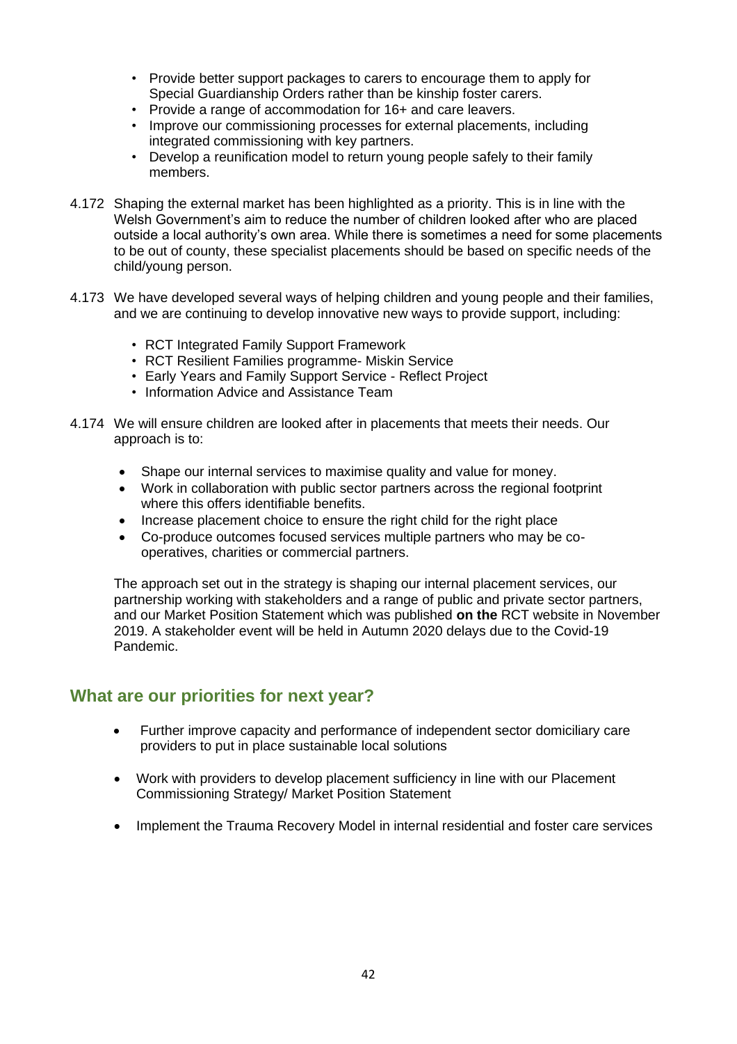- Provide better support packages to carers to encourage them to apply for Special Guardianship Orders rather than be kinship foster carers.
- Provide a range of accommodation for 16+ and care leavers.
- Improve our commissioning processes for external placements, including integrated commissioning with key partners.
- Develop a reunification model to return young people safely to their family members.

4.172 Shaping the external market has been highlighted as a priority. This is in line with the Welsh Government's aim to reduce the number of children looked after who are placed outside a local authority's own area. While there is sometimes a need for some placements to be out of county, these specialist placements should be based on specific needs of the child/young person.

4.173 We have developed several ways of helping children and young people and their families, and we are continuing to develop innovative new ways to provide support, including:

- RCT Integrated Family Support Framework
- RCT Resilient Families programme- Miskin Service
- Early Years and Family Support Service - Reflect Project
- Information Advice and Assistance Team

4.174 We will ensure children are looked after in placements that meets their needs. Our approach is to:

- Shape our internal services to maximise quality and value for money.
- Work in collaboration with public sector partners across the regional footprint where this offers identifiable benefits.
- Increase placement choice to ensure the right child for the right place
- Co-produce outcomes focused services multiple partners who may be co-operatives, charities or commercial partners.

The approach set out in the strategy is shaping our internal placement services, our partnership working with stakeholders and a range of public and private sector partners, and our Market Position Statement which was published **on the** RCT website in November 2019. A stakeholder event will be held in Autumn 2020 delays due to the Covid-19 Pandemic.

## What are our priorities for next year?

- Further improve capacity and performance of independent sector domiciliary care providers to put in place sustainable local solutions
- Work with providers to develop placement sufficiency in line with our Placement Commissioning Strategy/ Market Position Statement
- Implement the Trauma Recovery Model in internal residential and foster care services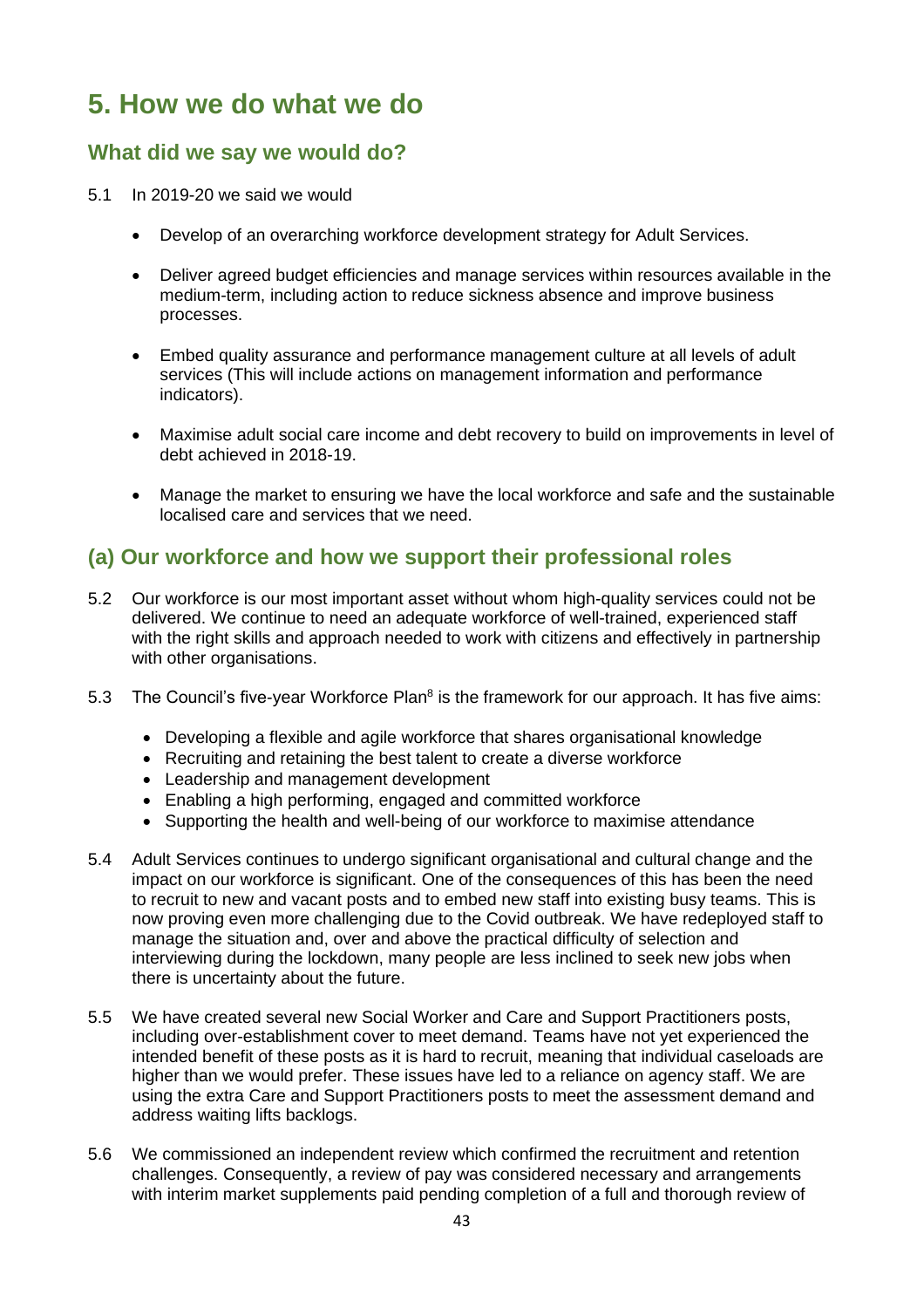# 5. How we do what we do

## What did we say we would do?

5.1 In 2019-20 we said we would

- Develop of an overarching workforce development strategy for Adult Services.
- Deliver agreed budget efficiencies and manage services within resources available in the medium-term, including action to reduce sickness absence and improve business processes.
- Embed quality assurance and performance management culture at all levels of adult services (This will include actions on management information and performance indicators).
- Maximise adult social care income and debt recovery to build on improvements in level of debt achieved in 2018-19.
- Manage the market to ensuring we have the local workforce and safe and the sustainable localised care and services that we need.

## (a) Our workforce and how we support their professional roles

5.2 Our workforce is our most important asset without whom high-quality services could not be delivered. We continue to need an adequate workforce of well-trained, experienced staff with the right skills and approach needed to work with citizens and effectively in partnership with other organisations.

5.3 The Council's five-year Workforce Plan[8] is the framework for our approach. It has five aims:

- Developing a flexible and agile workforce that shares organisational knowledge
- Recruiting and retaining the best talent to create a diverse workforce
- Leadership and management development
- Enabling a high performing, engaged and committed workforce
- Supporting the health and well-being of our workforce to maximise attendance

5.4 Adult Services continues to undergo significant organisational and cultural change and the impact on our workforce is significant. One of the consequences of this has been the need to recruit to new and vacant posts and to embed new staff into existing busy teams. This is now proving even more challenging due to the Covid outbreak. We have redeployed staff to manage the situation and, over and above the practical difficulty of selection and interviewing during the lockdown, many people are less inclined to seek new jobs when there is uncertainty about the future.

5.5 We have created several new Social Worker and Care and Support Practitioners posts, including over-establishment cover to meet demand. Teams have not yet experienced the intended benefit of these posts as it is hard to recruit, meaning that individual caseloads are higher than we would prefer. These issues have led to a reliance on agency staff. We are using the extra Care and Support Practitioners posts to meet the assessment demand and address waiting lifts backlogs.

5.6 We commissioned an independent review which confirmed the recruitment and retention challenges. Consequently, a review of pay was considered necessary and arrangements with interim market supplements paid pending completion of a full and thorough review of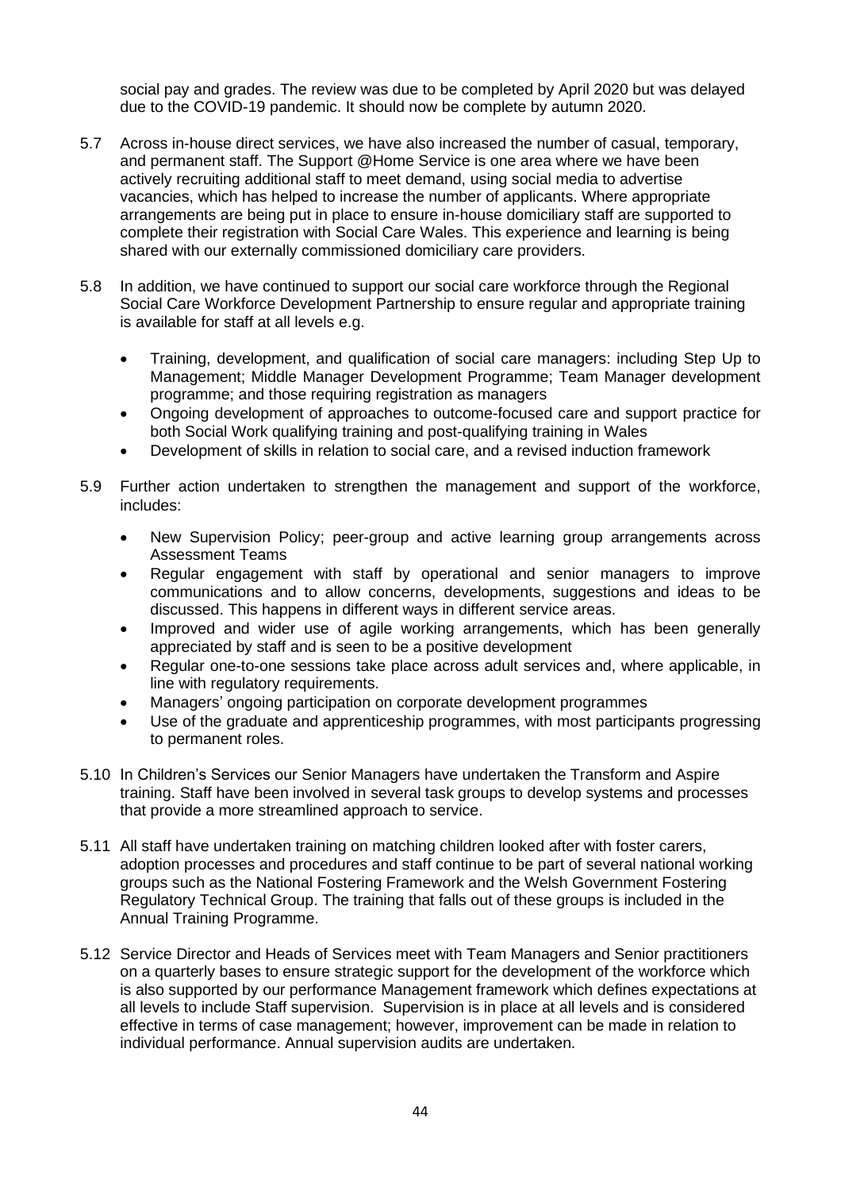social pay and grades. The review was due to be completed by April 2020 but was delayed due to the COVID-19 pandemic. It should now be complete by autumn 2020.

5.7 Across in-house direct services, we have also increased the number of casual, temporary, and permanent staff. The Support @Home Service is one area where we have been actively recruiting additional staff to meet demand, using social media to advertise vacancies, which has helped to increase the number of applicants. Where appropriate arrangements are being put in place to ensure in-house domiciliary staff are supported to complete their registration with Social Care Wales. This experience and learning is being shared with our externally commissioned domiciliary care providers.

5.8 In addition, we have continued to support our social care workforce through the Regional Social Care Workforce Development Partnership to ensure regular and appropriate training is available for staff at all levels e.g.

- Training, development, and qualification of social care managers: including Step Up to Management; Middle Manager Development Programme; Team Manager development programme; and those requiring registration as managers
- Ongoing development of approaches to outcome-focused care and support practice for both Social Work qualifying training and post-qualifying training in Wales
- Development of skills in relation to social care, and a revised induction framework

5.9 Further action undertaken to strengthen the management and support of the workforce, includes:

- New Supervision Policy; peer-group and active learning group arrangements across Assessment Teams
- Regular engagement with staff by operational and senior managers to improve communications and to allow concerns, developments, suggestions and ideas to be discussed. This happens in different ways in different service areas.
- Improved and wider use of agile working arrangements, which has been generally appreciated by staff and is seen to be a positive development
- Regular one-to-one sessions take place across adult services and, where applicable, in line with regulatory requirements.
- Managers' ongoing participation on corporate development programmes
- Use of the graduate and apprenticeship programmes, with most participants progressing to permanent roles.

5.10 In Children's Services our Senior Managers have undertaken the Transform and Aspire training. Staff have been involved in several task groups to develop systems and processes that provide a more streamlined approach to service.

5.11 All staff have undertaken training on matching children looked after with foster carers, adoption processes and procedures and staff continue to be part of several national working groups such as the National Fostering Framework and the Welsh Government Fostering Regulatory Technical Group. The training that falls out of these groups is included in the Annual Training Programme.

5.12 Service Director and Heads of Services meet with Team Managers and Senior practitioners on a quarterly bases to ensure strategic support for the development of the workforce which is also supported by our performance Management framework which defines expectations at all levels to include Staff supervision. Supervision is in place at all levels and is considered effective in terms of case management; however, improvement can be made in relation to individual performance. Annual supervision audits are undertaken.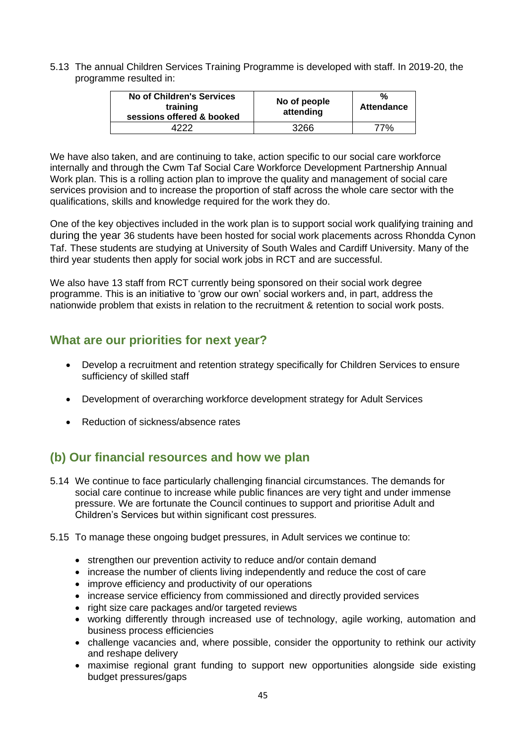5.13 The annual Children Services Training Programme is developed with staff. In 2019-20, the programme resulted in:

| No of Children's Services training sessions offered & booked | No of people attending | % Attendance |
|---|---|---|
| 4222 | 3266 | 77% |

We have also taken, and are continuing to take, action specific to our social care workforce internally and through the Cwm Taf Social Care Workforce Development Partnership Annual Work plan. This is a rolling action plan to improve the quality and management of social care services provision and to increase the proportion of staff across the whole care sector with the qualifications, skills and knowledge required for the work they do.

One of the key objectives included in the work plan is to support social work qualifying training and during the year 36 students have been hosted for social work placements across Rhondda Cynon Taf. These students are studying at University of South Wales and Cardiff University. Many of the third year students then apply for social work jobs in RCT and are successful.

We also have 13 staff from RCT currently being sponsored on their social work degree programme. This is an initiative to 'grow our own' social workers and, in part, address the nationwide problem that exists in relation to the recruitment & retention to social work posts.

## What are our priorities for next year?

- Develop a recruitment and retention strategy specifically for Children Services to ensure sufficiency of skilled staff
- Development of overarching workforce development strategy for Adult Services
- Reduction of sickness/absence rates

## (b) Our financial resources and how we plan

5.14 We continue to face particularly challenging financial circumstances. The demands for social care continue to increase while public finances are very tight and under immense pressure. We are fortunate the Council continues to support and prioritise Adult and Children's Services but within significant cost pressures.

5.15 To manage these ongoing budget pressures, in Adult services we continue to:

- strengthen our prevention activity to reduce and/or contain demand
- increase the number of clients living independently and reduce the cost of care
- improve efficiency and productivity of our operations
- increase service efficiency from commissioned and directly provided services
- right size care packages and/or targeted reviews
- working differently through increased use of technology, agile working, automation and business process efficiencies
- challenge vacancies and, where possible, consider the opportunity to rethink our activity and reshape delivery
- maximise regional grant funding to support new opportunities alongside side existing budget pressures/gaps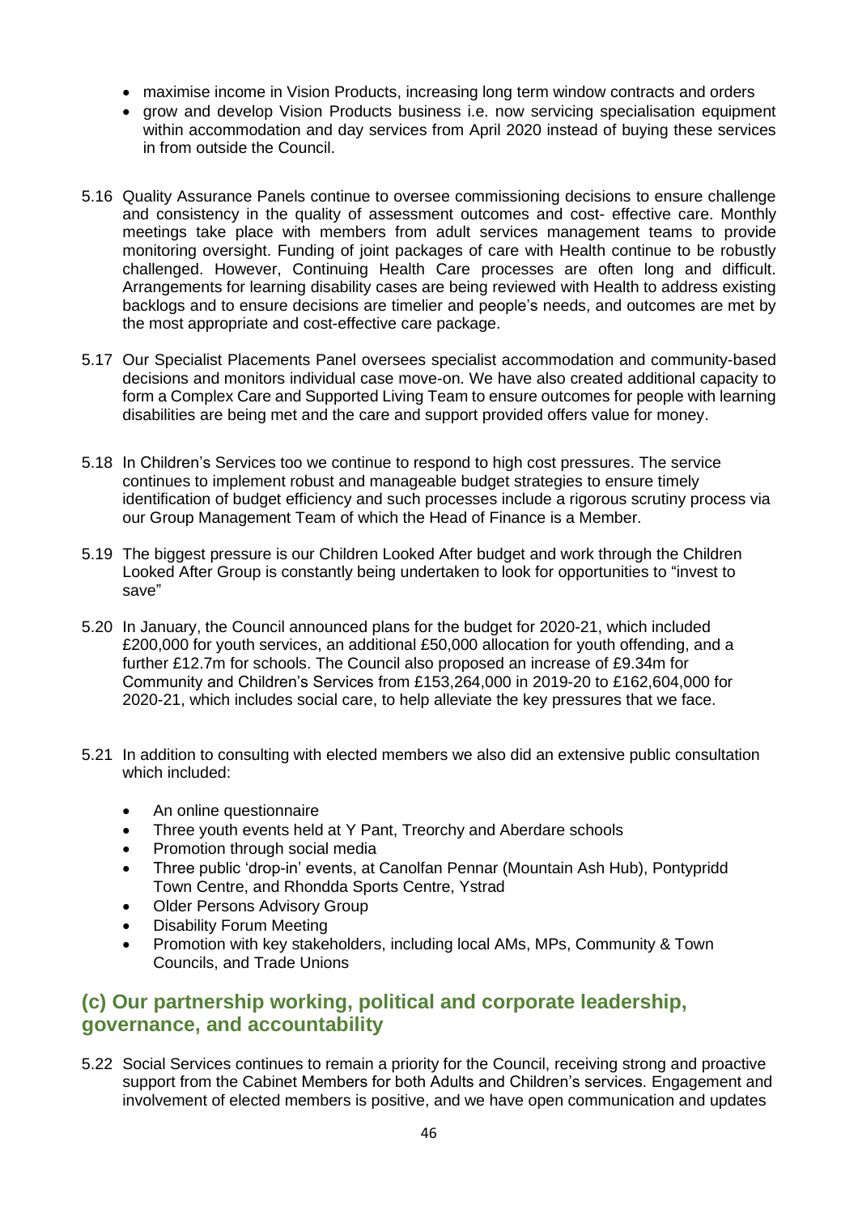- maximise income in Vision Products, increasing long term window contracts and orders
- grow and develop Vision Products business i.e. now servicing specialisation equipment within accommodation and day services from April 2020 instead of buying these services in from outside the Council.

5.16 Quality Assurance Panels continue to oversee commissioning decisions to ensure challenge and consistency in the quality of assessment outcomes and cost- effective care. Monthly meetings take place with members from adult services management teams to provide monitoring oversight. Funding of joint packages of care with Health continue to be robustly challenged. However, Continuing Health Care processes are often long and difficult. Arrangements for learning disability cases are being reviewed with Health to address existing backlogs and to ensure decisions are timelier and people's needs, and outcomes are met by the most appropriate and cost-effective care package.

5.17 Our Specialist Placements Panel oversees specialist accommodation and community-based decisions and monitors individual case move-on. We have also created additional capacity to form a Complex Care and Supported Living Team to ensure outcomes for people with learning disabilities are being met and the care and support provided offers value for money.

5.18 In Children's Services too we continue to respond to high cost pressures. The service continues to implement robust and manageable budget strategies to ensure timely identification of budget efficiency and such processes include a rigorous scrutiny process via our Group Management Team of which the Head of Finance is a Member.

5.19 The biggest pressure is our Children Looked After budget and work through the Children Looked After Group is constantly being undertaken to look for opportunities to "invest to save"

5.20 In January, the Council announced plans for the budget for 2020-21, which included £200,000 for youth services, an additional £50,000 allocation for youth offending, and a further £12.7m for schools. The Council also proposed an increase of £9.34m for Community and Children's Services from £153,264,000 in 2019-20 to £162,604,000 for 2020-21, which includes social care, to help alleviate the key pressures that we face.

5.21 In addition to consulting with elected members we also did an extensive public consultation which included:

- An online questionnaire
- Three youth events held at Y Pant, Treorchy and Aberdare schools
- Promotion through social media
- Three public 'drop-in' events, at Canolfan Pennar (Mountain Ash Hub), Pontypridd Town Centre, and Rhondda Sports Centre, Ystrad
- Older Persons Advisory Group
- Disability Forum Meeting
- Promotion with key stakeholders, including local AMs, MPs, Community & Town Councils, and Trade Unions

## (c) Our partnership working, political and corporate leadership, governance, and accountability

5.22 Social Services continues to remain a priority for the Council, receiving strong and proactive support from the Cabinet Members for both Adults and Children's services. Engagement and involvement of elected members is positive, and we have open communication and updates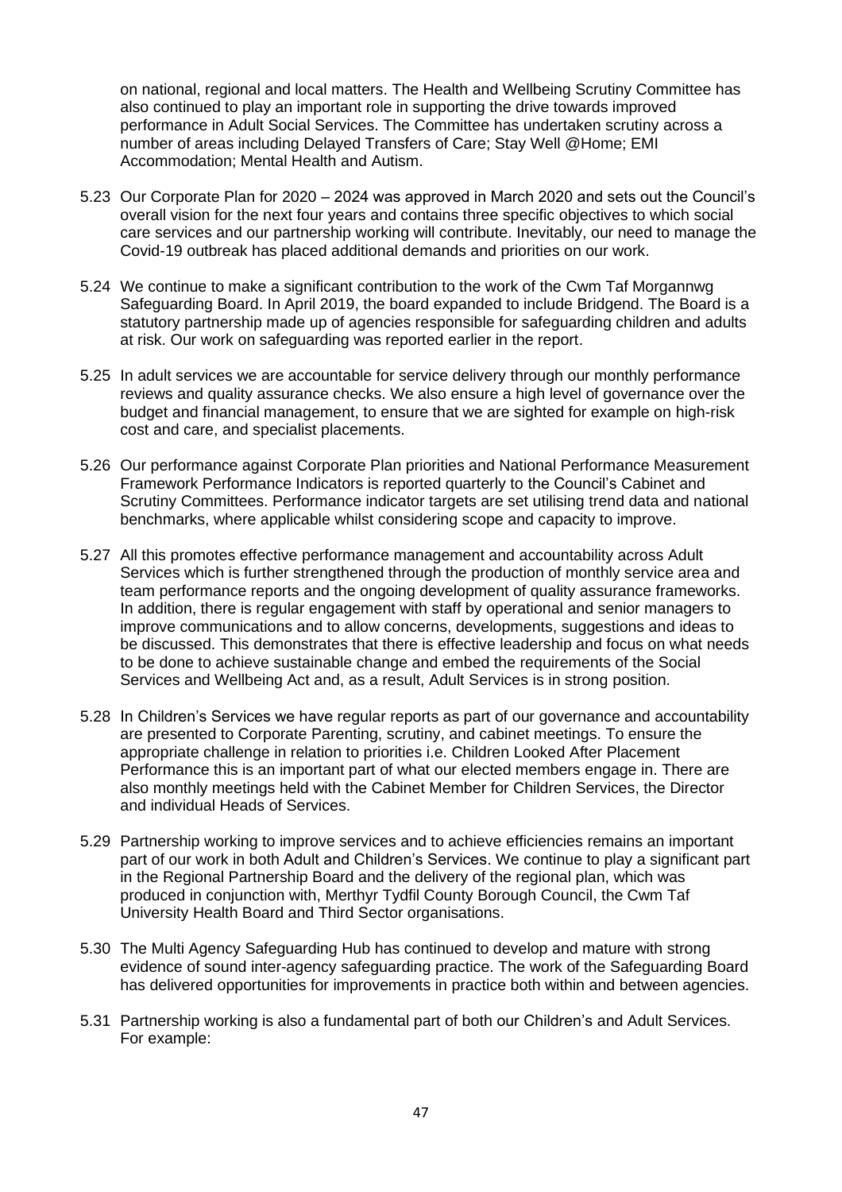on national, regional and local matters. The Health and Wellbeing Scrutiny Committee has also continued to play an important role in supporting the drive towards improved performance in Adult Social Services. The Committee has undertaken scrutiny across a number of areas including Delayed Transfers of Care; Stay Well @Home; EMI Accommodation; Mental Health and Autism.

5.23 Our Corporate Plan for 2020 – 2024 was approved in March 2020 and sets out the Council's overall vision for the next four years and contains three specific objectives to which social care services and our partnership working will contribute. Inevitably, our need to manage the Covid-19 outbreak has placed additional demands and priorities on our work.

5.24 We continue to make a significant contribution to the work of the Cwm Taf Morgannwg Safeguarding Board. In April 2019, the board expanded to include Bridgend. The Board is a statutory partnership made up of agencies responsible for safeguarding children and adults at risk. Our work on safeguarding was reported earlier in the report.

5.25 In adult services we are accountable for service delivery through our monthly performance reviews and quality assurance checks. We also ensure a high level of governance over the budget and financial management, to ensure that we are sighted for example on high-risk cost and care, and specialist placements.

5.26 Our performance against Corporate Plan priorities and National Performance Measurement Framework Performance Indicators is reported quarterly to the Council's Cabinet and Scrutiny Committees. Performance indicator targets are set utilising trend data and national benchmarks, where applicable whilst considering scope and capacity to improve.

5.27 All this promotes effective performance management and accountability across Adult Services which is further strengthened through the production of monthly service area and team performance reports and the ongoing development of quality assurance frameworks. In addition, there is regular engagement with staff by operational and senior managers to improve communications and to allow concerns, developments, suggestions and ideas to be discussed. This demonstrates that there is effective leadership and focus on what needs to be done to achieve sustainable change and embed the requirements of the Social Services and Wellbeing Act and, as a result, Adult Services is in strong position.

5.28 In Children's Services we have regular reports as part of our governance and accountability are presented to Corporate Parenting, scrutiny, and cabinet meetings. To ensure the appropriate challenge in relation to priorities i.e. Children Looked After Placement Performance this is an important part of what our elected members engage in. There are also monthly meetings held with the Cabinet Member for Children Services, the Director and individual Heads of Services.

5.29 Partnership working to improve services and to achieve efficiencies remains an important part of our work in both Adult and Children's Services. We continue to play a significant part in the Regional Partnership Board and the delivery of the regional plan, which was produced in conjunction with, Merthyr Tydfil County Borough Council, the Cwm Taf University Health Board and Third Sector organisations.

5.30 The Multi Agency Safeguarding Hub has continued to develop and mature with strong evidence of sound inter-agency safeguarding practice. The work of the Safeguarding Board has delivered opportunities for improvements in practice both within and between agencies.

5.31 Partnership working is also a fundamental part of both our Children's and Adult Services. For example: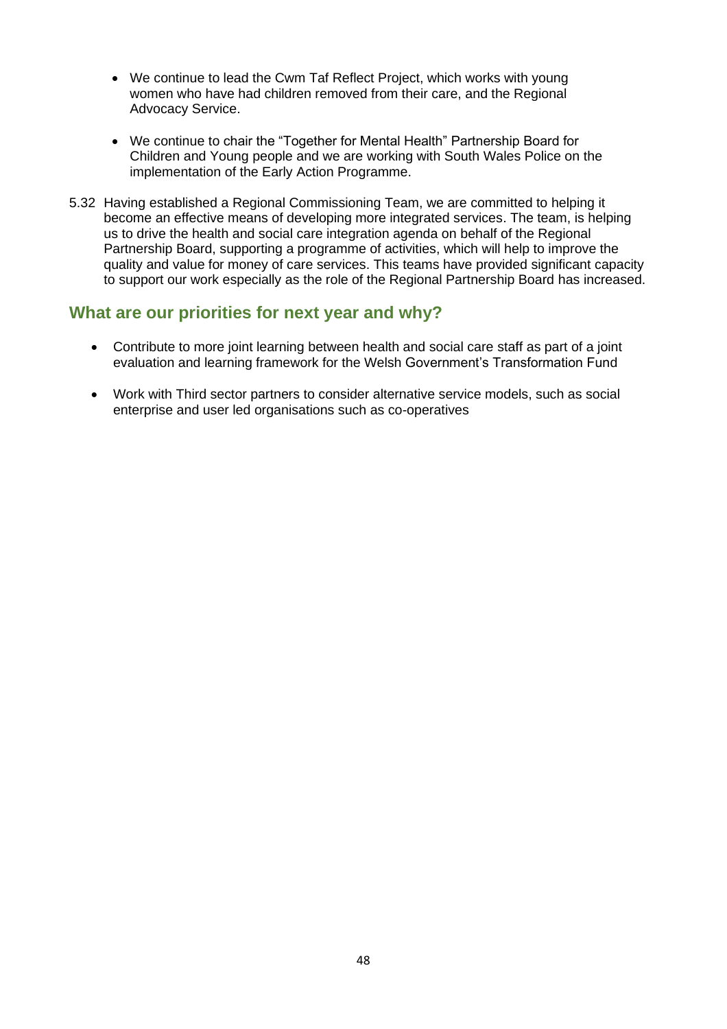- We continue to lead the Cwm Taf Reflect Project, which works with young women who have had children removed from their care, and the Regional Advocacy Service.

- We continue to chair the "Together for Mental Health" Partnership Board for Children and Young people and we are working with South Wales Police on the implementation of the Early Action Programme.

5.32 Having established a Regional Commissioning Team, we are committed to helping it become an effective means of developing more integrated services. The team, is helping us to drive the health and social care integration agenda on behalf of the Regional Partnership Board, supporting a programme of activities, which will help to improve the quality and value for money of care services. This teams have provided significant capacity to support our work especially as the role of the Regional Partnership Board has increased.

## What are our priorities for next year and why?

- Contribute to more joint learning between health and social care staff as part of a joint evaluation and learning framework for the Welsh Government's Transformation Fund

- Work with Third sector partners to consider alternative service models, such as social enterprise and user led organisations such as co-operatives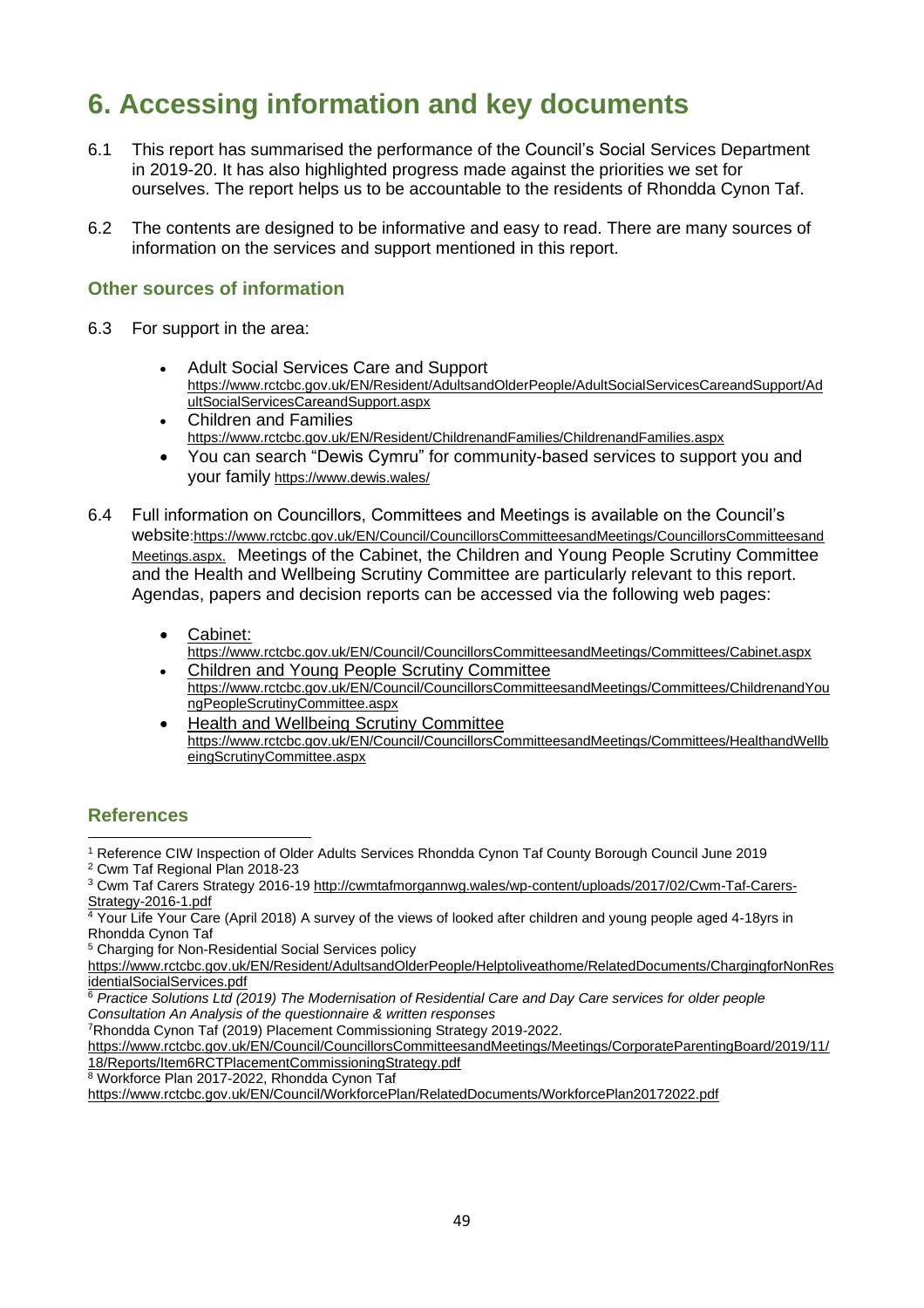# 6. Accessing information and key documents

6.1 This report has summarised the performance of the Council's Social Services Department in 2019-20. It has also highlighted progress made against the priorities we set for ourselves. The report helps us to be accountable to the residents of Rhondda Cynon Taf.

6.2 The contents are designed to be informative and easy to read. There are many sources of information on the services and support mentioned in this report.

## Other sources of information

6.3 For support in the area:

- Adult Social Services Care and Support https://www.rctcbc.gov.uk/EN/Resident/AdultsandOlderPeople/AdultSocialServicesCareandSupport/AdultSocialServicesCareandSupport.aspx
- Children and Families https://www.rctcbc.gov.uk/EN/Resident/ChildrenandFamilies/ChildrenandFamilies.aspx
- You can search "Dewis Cymru" for community-based services to support you and your family https://www.dewis.wales/

6.4 Full information on Councillors, Committees and Meetings is available on the Council's website:https://www.rctcbc.gov.uk/EN/Council/CouncillorsCommitteesandMeetings/CouncillorsCommitteesandMeetings.aspx. Meetings of the Cabinet, the Children and Young People Scrutiny Committee and the Health and Wellbeing Scrutiny Committee are particularly relevant to this report. Agendas, papers and decision reports can be accessed via the following web pages:

- Cabinet: https://www.rctcbc.gov.uk/EN/Council/CouncillorsCommitteesandMeetings/Committees/Cabinet.aspx
- Children and Young People Scrutiny Committee https://www.rctcbc.gov.uk/EN/Council/CouncillorsCommitteesandMeetings/Committees/ChildrenandYoungPeopleScrutinyCommittee.aspx
- Health and Wellbeing Scrutiny Committee https://www.rctcbc.gov.uk/EN/Council/CouncillorsCommitteesandMeetings/Committees/HealthandWellbeingScrutinyCommittee.aspx

## References

[1] Reference CIW Inspection of Older Adults Services Rhondda Cynon Taf County Borough Council June 2019

[2] Cwm Taf Regional Plan 2018-23

[3] Cwm Taf Carers Strategy 2016-19 http://cwmtafmorgannwg.wales/wp-content/uploads/2017/02/Cwm-Taf-Carers-Strategy-2016-1.pdf

[4] Your Life Your Care (April 2018) A survey of the views of looked after children and young people aged 4-18yrs in Rhondda Cynon Taf

[5] Charging for Non-Residential Social Services policy https://www.rctcbc.gov.uk/EN/Resident/AdultsandOlderPeople/Helptoliveathome/RelatedDocuments/ChargingforNonResidentialSocialServices.pdf

[6] *Practice Solutions Ltd (2019) The Modernisation of Residential Care and Day Care services for older people Consultation An Analysis of the questionnaire & written responses*

[7] Rhondda Cynon Taf (2019) Placement Commissioning Strategy 2019-2022. https://www.rctcbc.gov.uk/EN/Council/CouncillorsCommitteesandMeetings/Meetings/CorporateParentingBoard/2019/11/18/Reports/Item6RCTPlacementCommissioningStrategy.pdf

[8] Workforce Plan 2017-2022, Rhondda Cynon Taf https://www.rctcbc.gov.uk/EN/Council/WorkforcePlan/RelatedDocuments/WorkforcePlan20172022.pdf